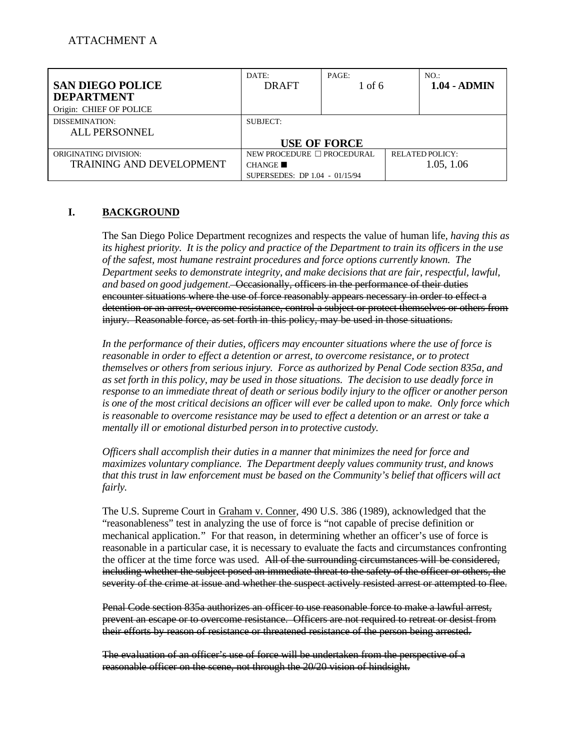ATTACHMENT A

| **SAN DIEGO POLICE DEPARTMENT** Origin: CHIEF OF POLICE | DATE: DRAFT | PAGE: 1 of 6 | NO.: **1.04 - ADMIN** |
|---|---|---|---|
| DISSEMINATION: ALL PERSONNEL | SUBJECT: **USE OF FORCE** | | |
| ORIGINATING DIVISION: TRAINING AND DEVELOPMENT | NEW PROCEDURE ☐ PROCEDURAL CHANGE ■ SUPERSEDES: DP 1.04 - 01/15/94 | | RELATED POLICY: 1.05, 1.06 |

## I. BACKGROUND

The San Diego Police Department recognizes and respects the value of human life, *having this as its highest priority. It is the policy and practice of the Department to train its officers in the use of the safest, most humane restraint procedures and force options currently known. The Department seeks to demonstrate integrity, and make decisions that are fair, respectful, lawful, and based on good judgement.* ~~Occasionally, officers in the performance of their duties encounter situations where the use of force reasonably appears necessary in order to effect a detention or an arrest, overcome resistance, control a subject or protect themselves or others from injury. Reasonable force, as set forth in this policy, may be used in those situations.~~

*In the performance of their duties, officers may encounter situations where the use of force is reasonable in order to effect a detention or arrest, to overcome resistance, or to protect themselves or others from serious injury. Force as authorized by Penal Code section 835a, and as set forth in this policy, may be used in those situations. The decision to use deadly force in response to an immediate threat of death or serious bodily injury to the officer or another person is one of the most critical decisions an officer will ever be called upon to make. Only force which is reasonable to overcome resistance may be used to effect a detention or an arrest or take a mentally ill or emotional disturbed person into protective custody.*

*Officers shall accomplish their duties in a manner that minimizes the need for force and maximizes voluntary compliance. The Department deeply values community trust, and knows that this trust in law enforcement must be based on the Community's belief that officers will act fairly.*

The U.S. Supreme Court in Graham v. Conner, 490 U.S. 386 (1989), acknowledged that the "reasonableness" test in analyzing the use of force is "not capable of precise definition or mechanical application." For that reason, in determining whether an officer's use of force is reasonable in a particular case, it is necessary to evaluate the facts and circumstances confronting the officer at the time force was used. ~~All of the surrounding circumstances will be considered, including whether the subject posed an immediate threat to the safety of the officer or others, the severity of the crime at issue and whether the suspect actively resisted arrest or attempted to flee.~~

~~Penal Code section 835a authorizes an officer to use reasonable force to make a lawful arrest, prevent an escape or to overcome resistance. Officers are not required to retreat or desist from their efforts by reason of resistance or threatened resistance of the person being arrested.~~

~~The evaluation of an officer's use of force will be undertaken from the perspective of a reasonable officer on the scene, not through the 20/20 vision of hindsight.~~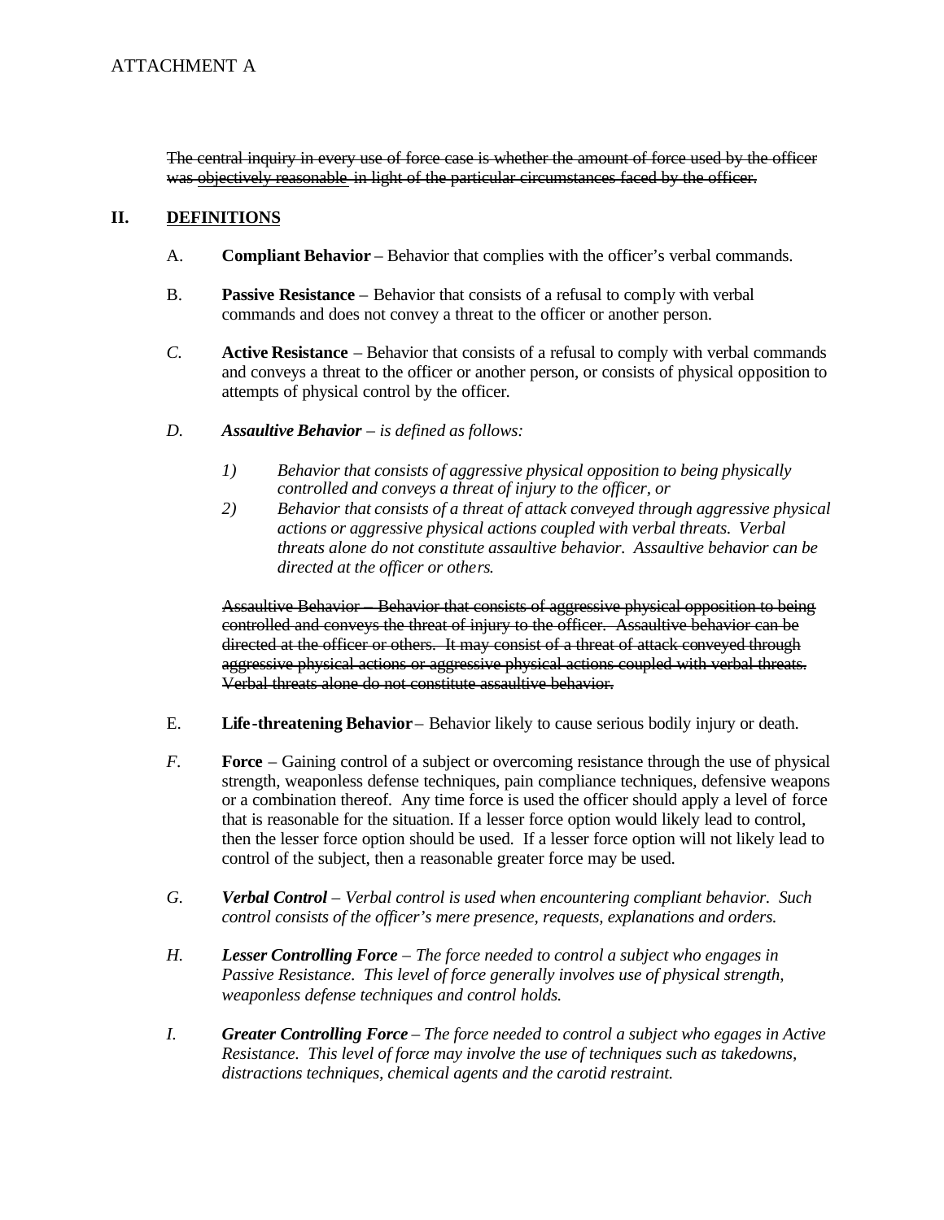ATTACHMENT A

~~The central inquiry in every use of force case is whether the amount of force used by the officer was objectively reasonable in light of the particular circumstances faced by the officer.~~

## II. DEFINITIONS

A. **Compliant Behavior** – Behavior that complies with the officer's verbal commands.

B. **Passive Resistance** – Behavior that consists of a refusal to comply with verbal commands and does not convey a threat to the officer or another person.

*C.* **Active Resistance** – Behavior that consists of a refusal to comply with verbal commands and conveys a threat to the officer or another person, or consists of physical opposition to attempts of physical control by the officer.

*D.* ***Assaultive Behavior*** *– is defined as follows:*

*1) Behavior that consists of aggressive physical opposition to being physically controlled and conveys a threat of injury to the officer, or*

*2) Behavior that consists of a threat of attack conveyed through aggressive physical actions or aggressive physical actions coupled with verbal threats. Verbal threats alone do not constitute assaultive behavior. Assaultive behavior can be directed at the officer or others.*

~~Assaultive Behavior – Behavior that consists of aggressive physical opposition to being controlled and conveys the threat of injury to the officer. Assaultive behavior can be directed at the officer or others. It may consist of a threat of attack conveyed through aggressive physical actions or aggressive physical actions coupled with verbal threats. Verbal threats alone do not constitute assaultive behavior.~~

E. **Life-threatening Behavior** – Behavior likely to cause serious bodily injury or death.

*F.* **Force** – Gaining control of a subject or overcoming resistance through the use of physical strength, weaponless defense techniques, pain compliance techniques, defensive weapons or a combination thereof. Any time force is used the officer should apply a level of force that is reasonable for the situation. If a lesser force option would likely lead to control, then the lesser force option should be used. If a lesser force option will not likely lead to control of the subject, then a reasonable greater force may be used.

*G.* ***Verbal Control*** *– Verbal control is used when encountering compliant behavior. Such control consists of the officer's mere presence, requests, explanations and orders.*

*H.* ***Lesser Controlling Force*** *– The force needed to control a subject who engages in Passive Resistance. This level of force generally involves use of physical strength, weaponless defense techniques and control holds.*

*I.* ***Greater Controlling Force*** *– The force needed to control a subject who egages in Active Resistance. This level of force may involve the use of techniques such as takedowns, distractions techniques, chemical agents and the carotid restraint.*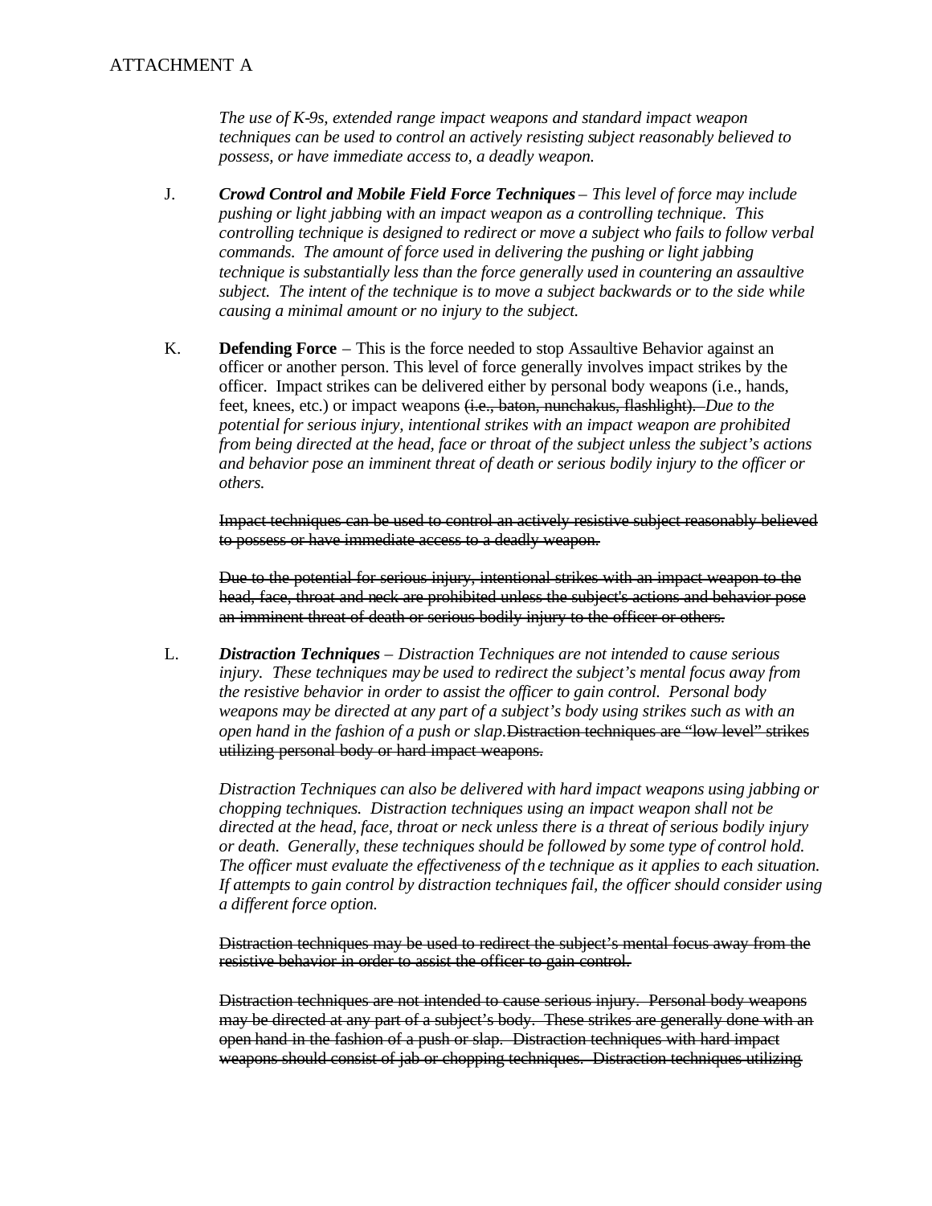ATTACHMENT A

*The use of K-9s, extended range impact weapons and standard impact weapon techniques can be used to control an actively resisting subject reasonably believed to possess, or have immediate access to, a deadly weapon.*

J. ***Crowd Control and Mobile Field Force Techniques*** – *This level of force may include pushing or light jabbing with an impact weapon as a controlling technique. This controlling technique is designed to redirect or move a subject who fails to follow verbal commands. The amount of force used in delivering the pushing or light jabbing technique is substantially less than the force generally used in countering an assaultive subject. The intent of the technique is to move a subject backwards or to the side while causing a minimal amount or no injury to the subject.*

K. **Defending Force** – This is the force needed to stop Assaultive Behavior against an officer or another person. This level of force generally involves impact strikes by the officer. Impact strikes can be delivered either by personal body weapons (i.e., hands, feet, knees, etc.) or impact weapons ~~(i.e., baton, nunchakus, flashlight).~~ *Due to the potential for serious injury, intentional strikes with an impact weapon are prohibited from being directed at the head, face or throat of the subject unless the subject's actions and behavior pose an imminent threat of death or serious bodily injury to the officer or others.*

~~Impact techniques can be used to control an actively resistive subject reasonably believed to possess or have immediate access to a deadly weapon.~~

~~Due to the potential for serious injury, intentional strikes with an impact weapon to the head, face, throat and neck are prohibited unless the subject's actions and behavior pose an imminent threat of death or serious bodily injury to the officer or others.~~

L. ***Distraction Techniques*** – *Distraction Techniques are not intended to cause serious injury. These techniques may be used to redirect the subject's mental focus away from the resistive behavior in order to assist the officer to gain control. Personal body weapons may be directed at any part of a subject's body using strikes such as with an open hand in the fashion of a push or slap.*~~Distraction techniques are "low level" strikes utilizing personal body or hard impact weapons.~~

*Distraction Techniques can also be delivered with hard impact weapons using jabbing or chopping techniques. Distraction techniques using an impact weapon shall not be directed at the head, face, throat or neck unless there is a threat of serious bodily injury or death. Generally, these techniques should be followed by some type of control hold. The officer must evaluate the effectiveness of the technique as it applies to each situation. If attempts to gain control by distraction techniques fail, the officer should consider using a different force option.*

~~Distraction techniques may be used to redirect the subject's mental focus away from the resistive behavior in order to assist the officer to gain control.~~

~~Distraction techniques are not intended to cause serious injury. Personal body weapons may be directed at any part of a subject's body. These strikes are generally done with an open hand in the fashion of a push or slap. Distraction techniques with hard impact weapons should consist of jab or chopping techniques. Distraction techniques utilizing~~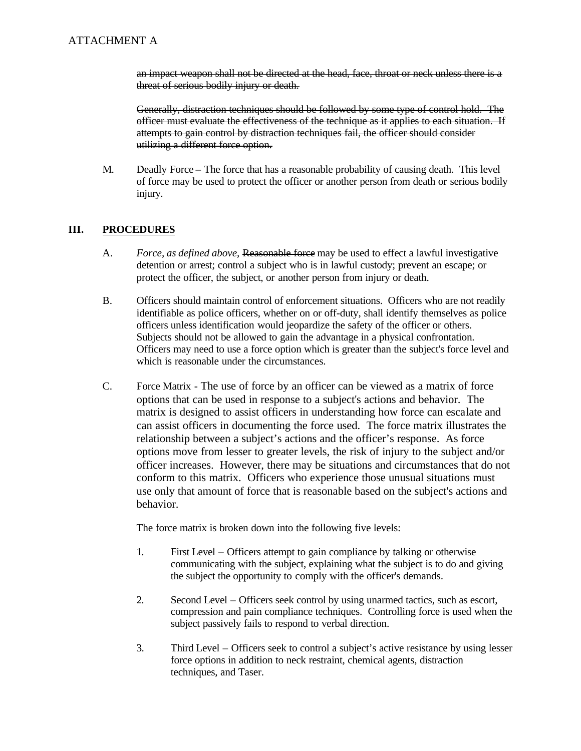ATTACHMENT A

~~an impact weapon shall not be directed at the head, face, throat or neck unless there is a threat of serious bodily injury or death.~~

~~Generally, distraction techniques should be followed by some type of control hold. The officer must evaluate the effectiveness of the technique as it applies to each situation. If attempts to gain control by distraction techniques fail, the officer should consider utilizing a different force option.~~

M. Deadly Force – The force that has a reasonable probability of causing death. This level of force may be used to protect the officer or another person from death or serious bodily injury.

## III. PROCEDURES

A. *Force, as defined above,* ~~Reasonable force~~ may be used to effect a lawful investigative detention or arrest; control a subject who is in lawful custody; prevent an escape; or protect the officer, the subject, or another person from injury or death.

B. Officers should maintain control of enforcement situations. Officers who are not readily identifiable as police officers, whether on or off-duty, shall identify themselves as police officers unless identification would jeopardize the safety of the officer or others. Subjects should not be allowed to gain the advantage in a physical confrontation. Officers may need to use a force option which is greater than the subject's force level and which is reasonable under the circumstances.

C. Force Matrix - The use of force by an officer can be viewed as a matrix of force options that can be used in response to a subject's actions and behavior. The matrix is designed to assist officers in understanding how force can escalate and can assist officers in documenting the force used. The force matrix illustrates the relationship between a subject's actions and the officer's response. As force options move from lesser to greater levels, the risk of injury to the subject and/or officer increases. However, there may be situations and circumstances that do not conform to this matrix. Officers who experience those unusual situations must use only that amount of force that is reasonable based on the subject's actions and behavior.

The force matrix is broken down into the following five levels:

1. First Level – Officers attempt to gain compliance by talking or otherwise communicating with the subject, explaining what the subject is to do and giving the subject the opportunity to comply with the officer's demands.

2. Second Level – Officers seek control by using unarmed tactics, such as escort, compression and pain compliance techniques. Controlling force is used when the subject passively fails to respond to verbal direction.

3. Third Level – Officers seek to control a subject's active resistance by using lesser force options in addition to neck restraint, chemical agents, distraction techniques, and Taser.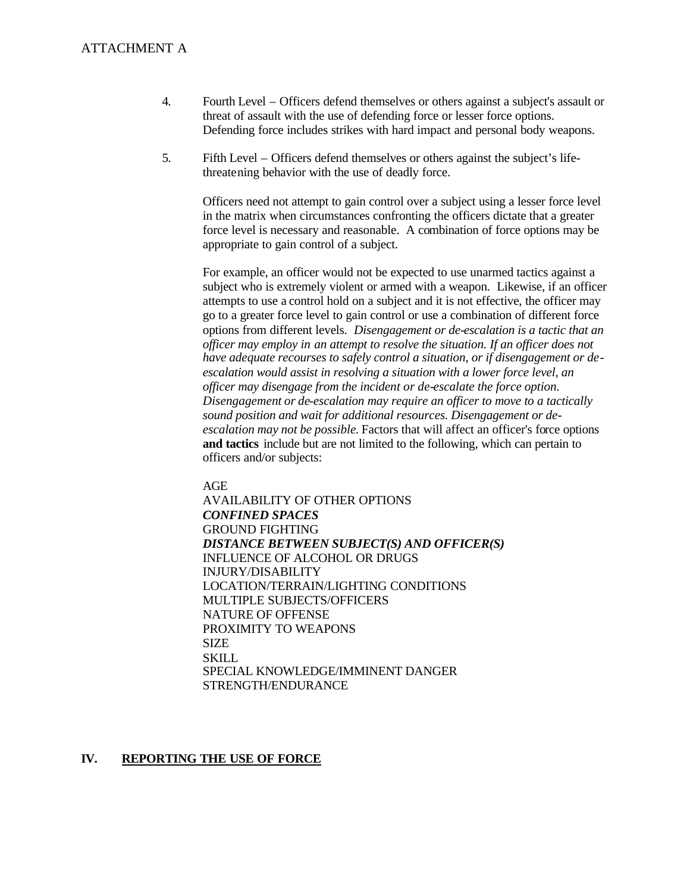4. Fourth Level – Officers defend themselves or others against a subject's assault or threat of assault with the use of defending force or lesser force options. Defending force includes strikes with hard impact and personal body weapons.

5. Fifth Level – Officers defend themselves or others against the subject's life-threatening behavior with the use of deadly force.

   Officers need not attempt to gain control over a subject using a lesser force level in the matrix when circumstances confronting the officers dictate that a greater force level is necessary and reasonable. A combination of force options may be appropriate to gain control of a subject.

   For example, an officer would not be expected to use unarmed tactics against a subject who is extremely violent or armed with a weapon. Likewise, if an officer attempts to use a control hold on a subject and it is not effective, the officer may go to a greater force level to gain control or use a combination of different force options from different levels. *Disengagement or de-escalation is a tactic that an officer may employ in an attempt to resolve the situation. If an officer does not have adequate recourses to safely control a situation, or if disengagement or de-escalation would assist in resolving a situation with a lower force level, an officer may disengage from the incident or de-escalate the force option. Disengagement or de-escalation may require an officer to move to a tactically sound position and wait for additional resources. Disengagement or de-escalation may not be possible.* Factors that will affect an officer's force options **and tactics** include but are not limited to the following, which can pertain to officers and/or subjects:

   AGE
   AVAILABILITY OF OTHER OPTIONS
   ***CONFINED SPACES***
   GROUND FIGHTING
   ***DISTANCE BETWEEN SUBJECT(S) AND OFFICER(S)***
   INFLUENCE OF ALCOHOL OR DRUGS
   INJURY/DISABILITY
   LOCATION/TERRAIN/LIGHTING CONDITIONS
   MULTIPLE SUBJECTS/OFFICERS
   NATURE OF OFFENSE
   PROXIMITY TO WEAPONS
   SIZE
   SKILL
   SPECIAL KNOWLEDGE/IMMINENT DANGER
   STRENGTH/ENDURANCE

## IV. REPORTING THE USE OF FORCE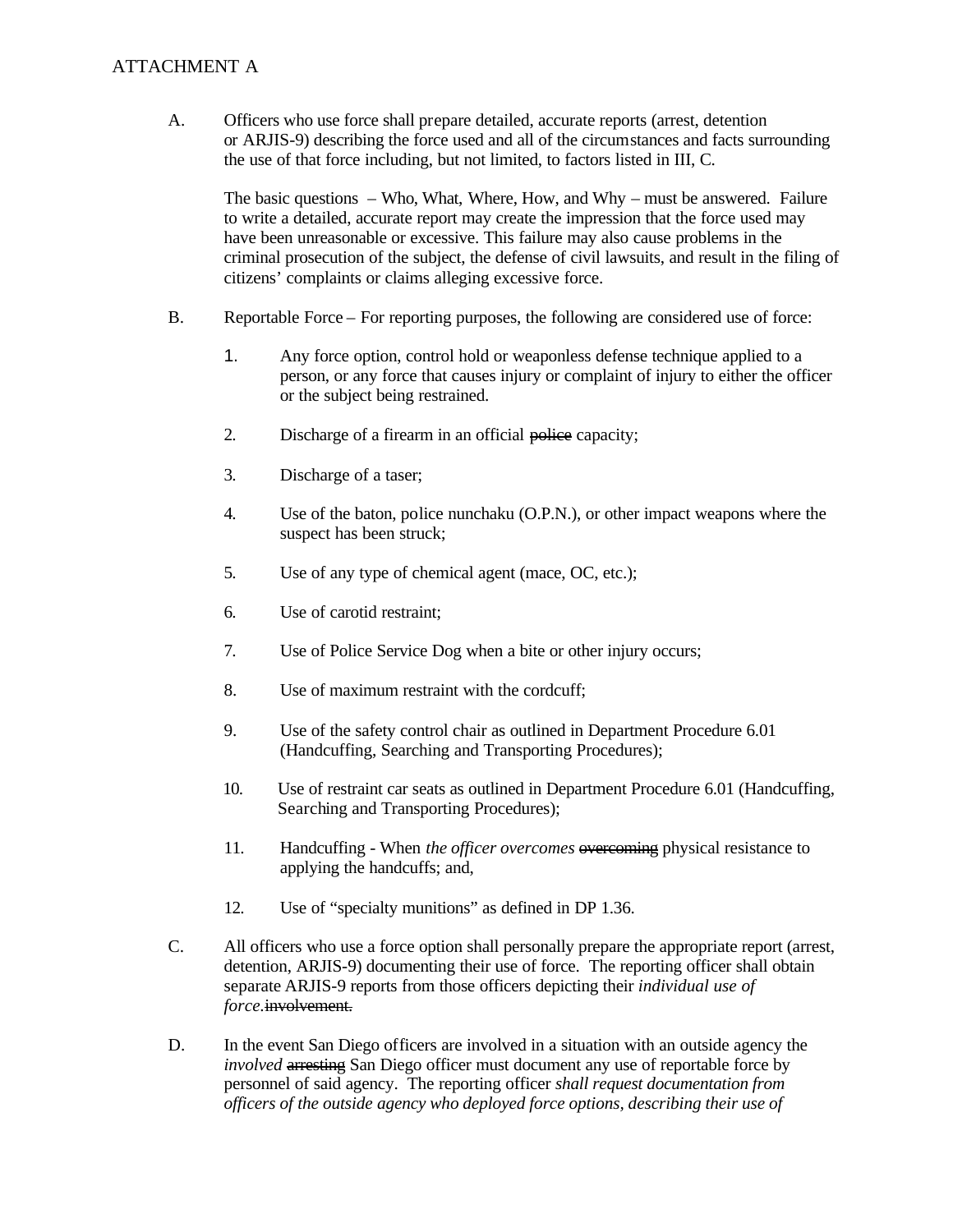ATTACHMENT A

A. Officers who use force shall prepare detailed, accurate reports (arrest, detention or ARJIS-9) describing the force used and all of the circumstances and facts surrounding the use of that force including, but not limited, to factors listed in III, C.

   The basic questions – Who, What, Where, How, and Why – must be answered. Failure to write a detailed, accurate report may create the impression that the force used may have been unreasonable or excessive. This failure may also cause problems in the criminal prosecution of the subject, the defense of civil lawsuits, and result in the filing of citizens' complaints or claims alleging excessive force.

B. Reportable Force – For reporting purposes, the following are considered use of force:

   1. Any force option, control hold or weaponless defense technique applied to a person, or any force that causes injury or complaint of injury to either the officer or the subject being restrained.

   2. Discharge of a firearm in an official ~~police~~ capacity;

   3. Discharge of a taser;

   4. Use of the baton, police nunchaku (O.P.N.), or other impact weapons where the suspect has been struck;

   5. Use of any type of chemical agent (mace, OC, etc.);

   6. Use of carotid restraint;

   7. Use of Police Service Dog when a bite or other injury occurs;

   8. Use of maximum restraint with the cordcuff;

   9. Use of the safety control chair as outlined in Department Procedure 6.01 (Handcuffing, Searching and Transporting Procedures);

   10. Use of restraint car seats as outlined in Department Procedure 6.01 (Handcuffing, Searching and Transporting Procedures);

   11. Handcuffing - When *the officer overcomes* ~~overcoming~~ physical resistance to applying the handcuffs; and,

   12. Use of "specialty munitions" as defined in DP 1.36.

C. All officers who use a force option shall personally prepare the appropriate report (arrest, detention, ARJIS-9) documenting their use of force. The reporting officer shall obtain separate ARJIS-9 reports from those officers depicting their *individual use of force.* ~~involvement.~~

D. In the event San Diego officers are involved in a situation with an outside agency the *involved* ~~arresting~~ San Diego officer must document any use of reportable force by personnel of said agency. The reporting officer *shall request documentation from officers of the outside agency who deployed force options, describing their use of*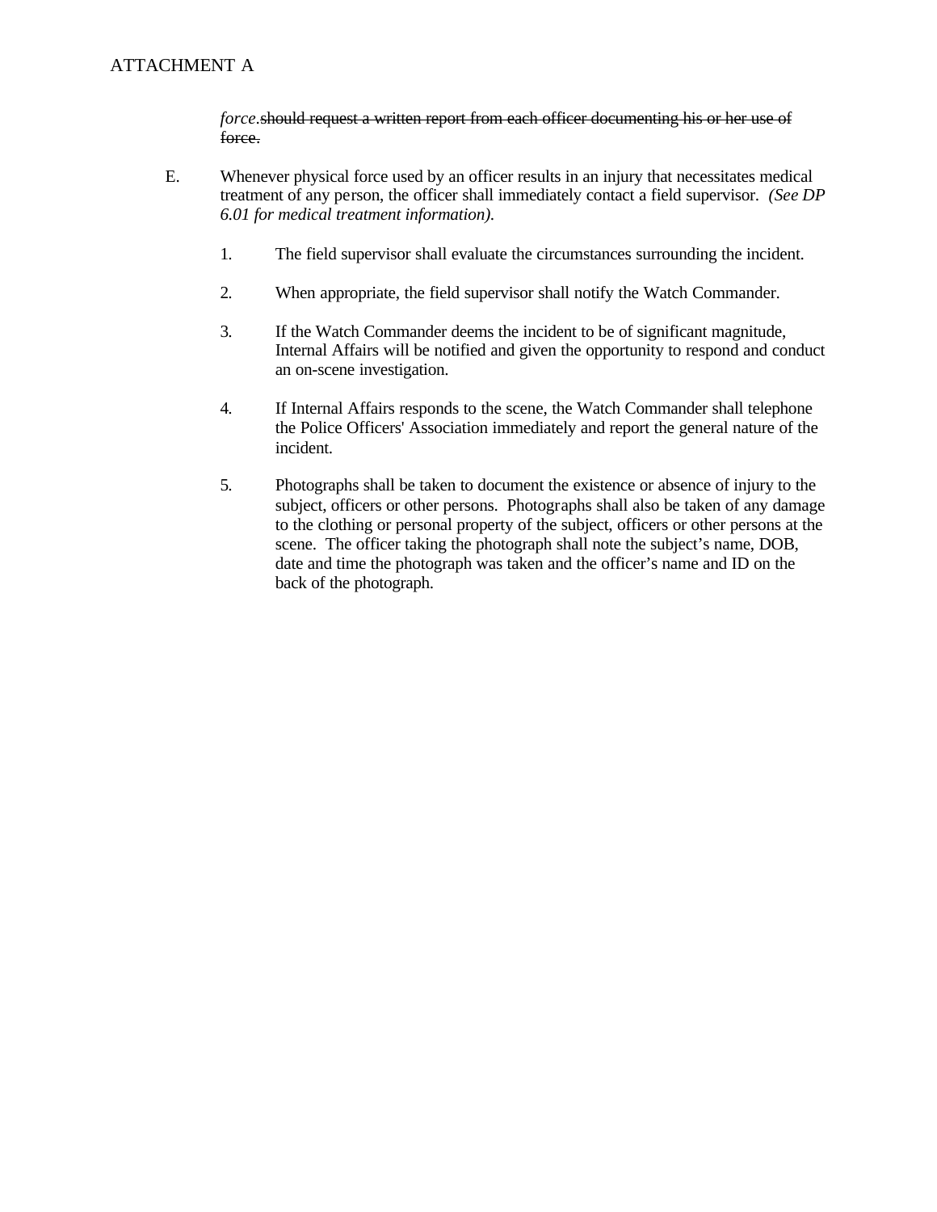ATTACHMENT A

*force*.~~should request a written report from each officer documenting his or her use of force.~~

E. Whenever physical force used by an officer results in an injury that necessitates medical treatment of any person, the officer shall immediately contact a field supervisor. *(See DP 6.01 for medical treatment information).*

1. The field supervisor shall evaluate the circumstances surrounding the incident.

2. When appropriate, the field supervisor shall notify the Watch Commander.

3. If the Watch Commander deems the incident to be of significant magnitude, Internal Affairs will be notified and given the opportunity to respond and conduct an on-scene investigation.

4. If Internal Affairs responds to the scene, the Watch Commander shall telephone the Police Officers' Association immediately and report the general nature of the incident.

5. Photographs shall be taken to document the existence or absence of injury to the subject, officers or other persons. Photographs shall also be taken of any damage to the clothing or personal property of the subject, officers or other persons at the scene. The officer taking the photograph shall note the subject's name, DOB, date and time the photograph was taken and the officer's name and ID on the back of the photograph.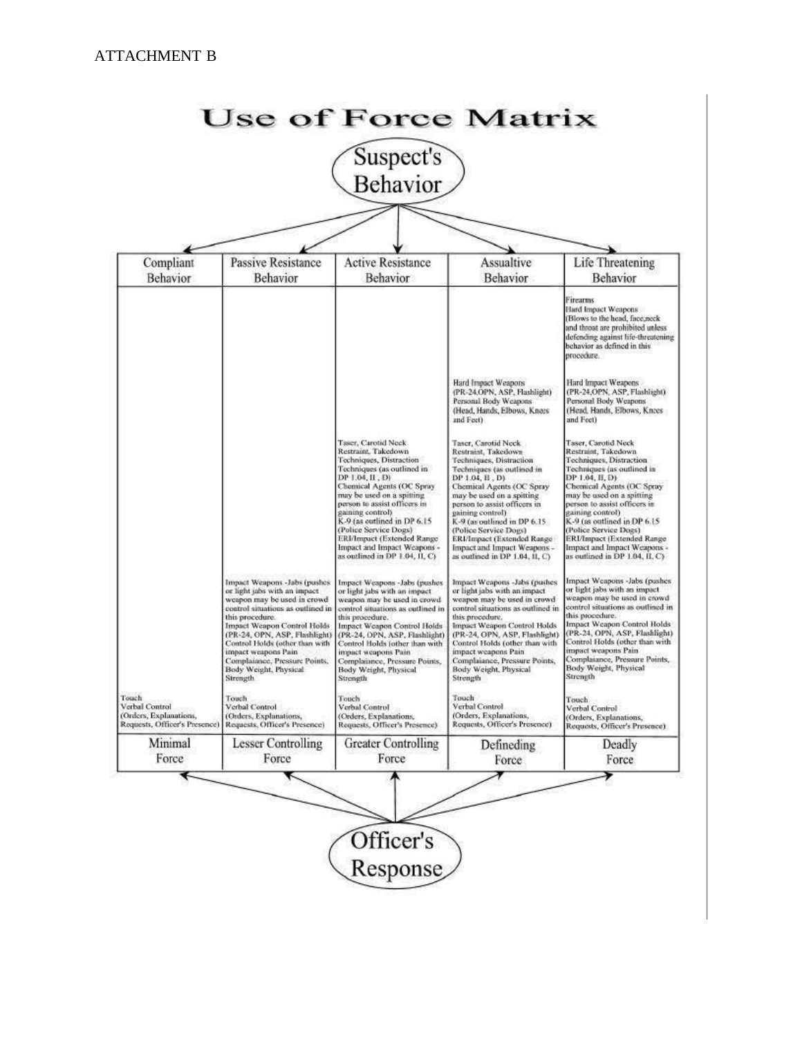ATTACHMENT B

# Use of Force Matrix

## Suspect's Behavior

| Compliant Behavior | Passive Resistance Behavior | Active Resistance Behavior | Assaultive Behavior | Life Threatening Behavior |
|---|---|---|---|---|
| | | | | Firearms<br>Hard Impact Weapons (Blows to the head, face,neck and throat are prohibited unless defending against life-threatening behavior as defined in this procedure. |
| | | | Hard Impact Weapons (PR-24,OPN, ASP, Flashlight)<br>Personal Body Weapons (Head, Hands, Elbows, Knees and Feet) | Hard Impact Weapons (PR-24,OPN, ASP, Flashlight)<br>Personal Body Weapons (Head, Hands, Elbows, Knees and Feet) |
| | | Taser, Carotid Neck Restraint, Takedown Techniques, Distraction Techniques (as outlined in DP 1.04, II , D)<br>Chemical Agents (OC Spray may be used on a spitting person to assist officers in gaining control)<br>K-9 (as outlined in DP 6.15 (Police Service Dogs)<br>ERI/Impact (Extended Range Impact and Impact Weapons - as outlined in DP 1.04, II, C) | Taser, Carotid Neck Restraint, Takedown Techniques, Distraction Techniques (as outlined in DP 1.04, II , D)<br>Chemical Agents (OC Spray may be used on a spitting person to assist officers in gaining control)<br>K-9 (as outlined in DP 6.15 (Police Service Dogs)<br>ERI/Impact (Extended Range Impact and Impact Weapons - as outlined in DP 1.04, II, C) | Taser, Carotid Neck Restraint, Takedown Techniques, Distraction Techniques (as outlined in DP 1.04, II, D)<br>Chemical Agents (OC Spray may be used on a spitting person to assist officers in gaining control)<br>K-9 (as outlined in DP 6.15 (Police Service Dogs)<br>ERI/Impact (Extended Range Impact and Impact Weapons - as outlined in DP 1.04, II, C) |
| | Impact Weapons -Jabs (pushes or light jabs with an impact weapon may be used in crowd control situations as outlined in this procedure.<br>Impact Weapon Control Holds (PR-24, OPN, ASP, Flashlight)<br>Control Holds (other than with impact weapons Pain Complaiance, Pressure Points, Body Weight, Physical Strength | Impact Weapons -Jabs (pushes or light jabs with an impact weapon may be used in crowd control situations as outlined in this procedure.<br>Impact Weapon Control Holds (PR-24, OPN, ASP, Flashlight)<br>Control Holds (other than with impact weapons Pain Complaiance, Pressure Points, Body Weight, Physical Strength | Impact Weapons -Jabs (pushes or light jabs with an impact weapon may be used in crowd control situations as outlined in this procedure.<br>Impact Weapon Control Holds (PR-24, OPN, ASP, Flashlight)<br>Control Holds (other than with impact weapons Pain Complaiance, Pressure Points, Body Weight, Physical Strength | Impact Weapons -Jabs (pushes or light jabs with an impact weapon may be used in crowd control situations as outlined in this procedure.<br>Impact Weapon Control Holds (PR-24, OPN, ASP, Flashlight)<br>Control Holds (other than with impact weapons Pain Complaiance, Pressure Points, Body Weight, Physical Strength |
| Touch<br>Verbal Control (Orders, Explanations, Requests, Officer's Presence) | Touch<br>Verbal Control (Orders, Explanations, Requests, Officer's Presence) | Touch<br>Verbal Control (Orders, Explanations, Requests, Officer's Presence) | Touch<br>Verbal Control (Orders, Explanations, Requests, Officer's Presence) | Touch<br>Verbal Control (Orders, Explanations, Requests, Officer's Presence) |
| Minimal Force | Lesser Controlling Force | Greater Controlling Force | Defineding Force | Deadly Force |

## Officer's Response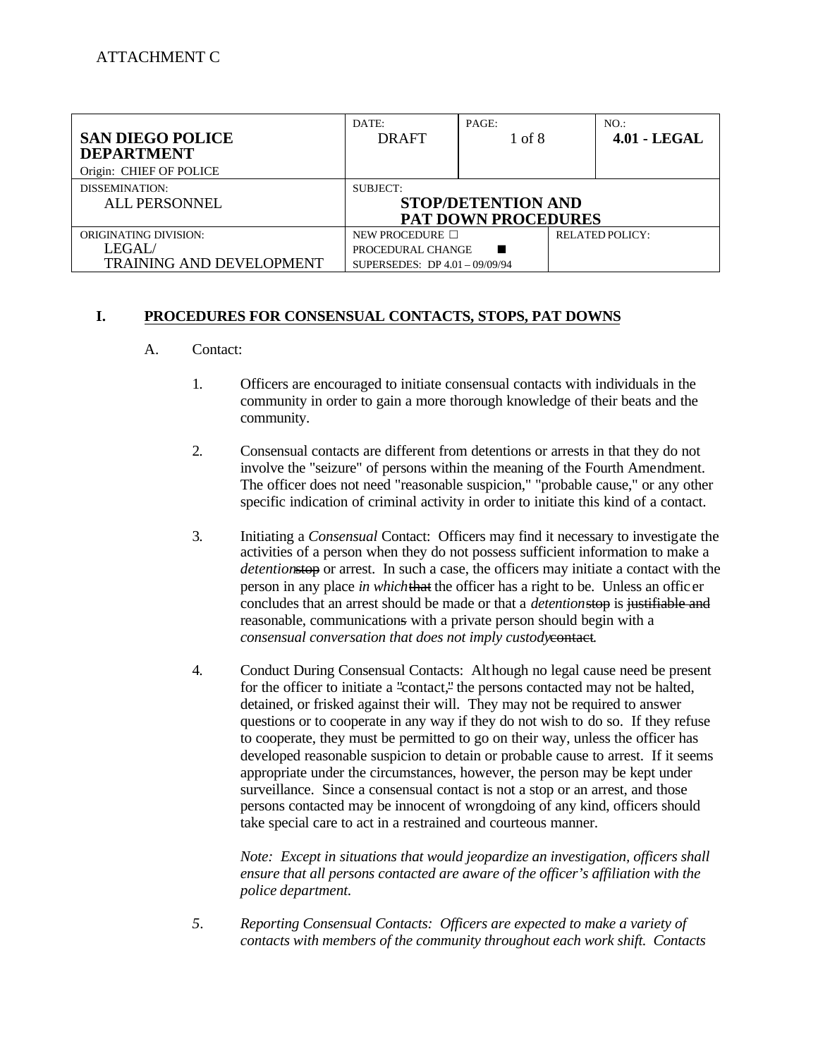ATTACHMENT C

| SAN DIEGO POLICE DEPARTMENT<br>Origin: CHIEF OF POLICE | DATE:<br>DRAFT | PAGE:<br>1 of 8 | | NO.:<br>**4.01 - LEGAL** |
|---|---|---|---|---|
| DISSEMINATION:<br>ALL PERSONNEL | SUBJECT:<br>**STOP/DETENTION AND PAT DOWN PROCEDURES** | | | |
| ORIGINATING DIVISION:<br>LEGAL/<br>TRAINING AND DEVELOPMENT | NEW PROCEDURE ☐<br>PROCEDURAL CHANGE ■<br>SUPERSEDES: DP 4.01 – 09/09/94 | | RELATED POLICY: | |

## I. PROCEDURES FOR CONSENSUAL CONTACTS, STOPS, PAT DOWNS

A. Contact:

1. Officers are encouraged to initiate consensual contacts with individuals in the community in order to gain a more thorough knowledge of their beats and the community.

2. Consensual contacts are different from detentions or arrests in that they do not involve the "seizure" of persons within the meaning of the Fourth Amendment. The officer does not need "reasonable suspicion," "probable cause," or any other specific indication of criminal activity in order to initiate this kind of a contact.

3. Initiating a *Consensual* Contact: Officers may find it necessary to investigate the activities of a person when they do not possess sufficient information to make a *detention*~~stop~~ or arrest. In such a case, the officers may initiate a contact with the person in any place *in which*~~that~~ the officer has a right to be. Unless an officer concludes that an arrest should be made or that a *detention*~~stop~~ is ~~justifiable and~~ reasonable, communication~~s~~ with a private person should begin with a *consensual conversation that does not imply custody*~~contact~~.

4. Conduct During Consensual Contacts: Although no legal cause need be present for the officer to initiate a ~~"~~contact,~~"~~ the persons contacted may not be halted, detained, or frisked against their will. They may not be required to answer questions or to cooperate in any way if they do not wish to do so. If they refuse to cooperate, they must be permitted to go on their way, unless the officer has developed reasonable suspicion to detain or probable cause to arrest. If it seems appropriate under the circumstances, however, the person may be kept under surveillance. Since a consensual contact is not a stop or an arrest, and those persons contacted may be innocent of wrongdoing of any kind, officers should take special care to act in a restrained and courteous manner.

   *Note: Except in situations that would jeopardize an investigation, officers shall ensure that all persons contacted are aware of the officer's affiliation with the police department.*

*5. Reporting Consensual Contacts: Officers are expected to make a variety of contacts with members of the community throughout each work shift. Contacts*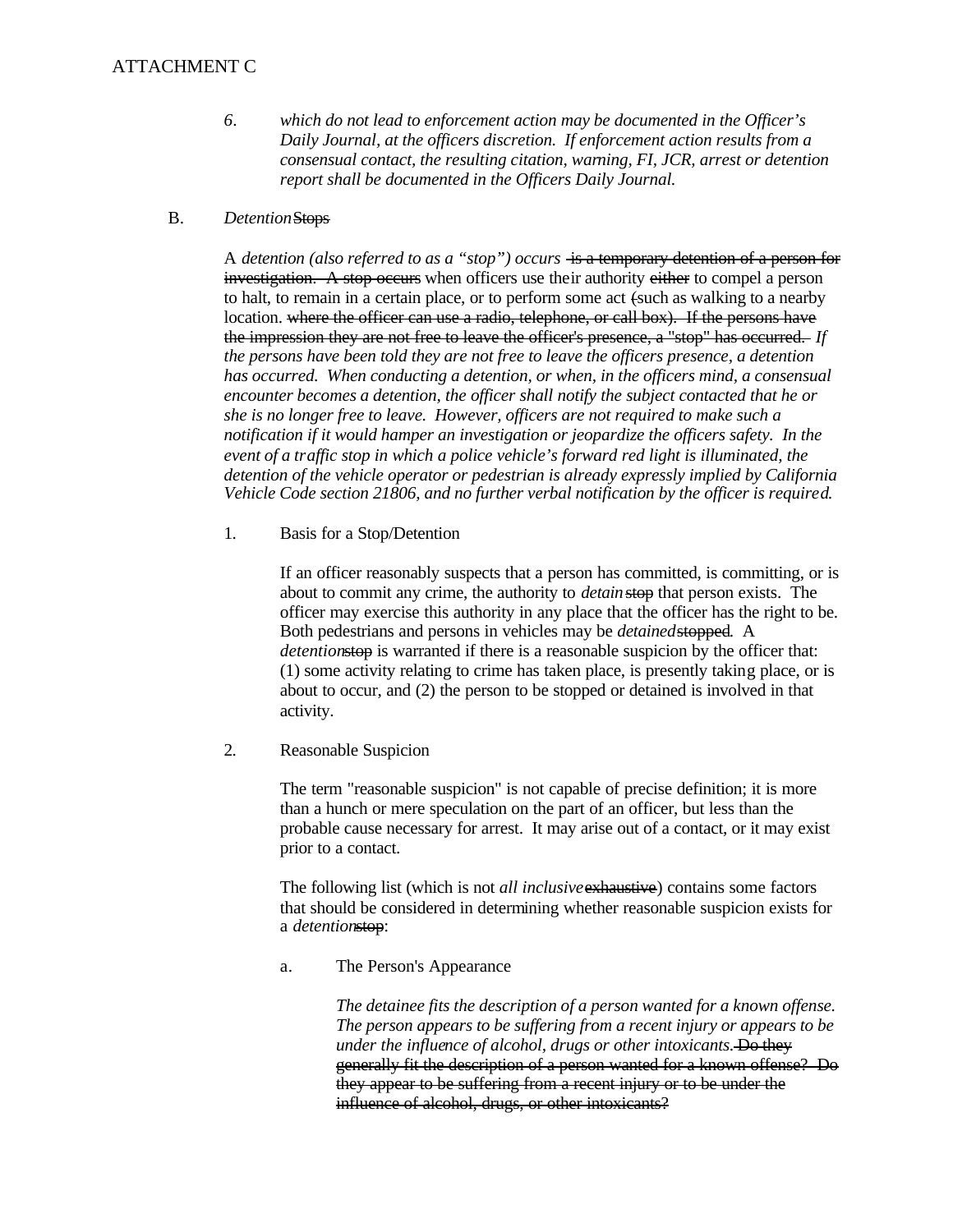ATTACHMENT C

6. *which do not lead to enforcement action may be documented in the Officer's Daily Journal, at the officers discretion. If enforcement action results from a consensual contact, the resulting citation, warning, FI, JCR, arrest or detention report shall be documented in the Officers Daily Journal.*

B. *Detention* ~~Stops~~

A *detention (also referred to as a "stop") occurs* ~~is a temporary detention of a person for investigation. A stop occurs~~ when officers use their authority ~~either~~ to compel a person to halt, to remain in a certain place, or to perform some act ~~(~~such as walking to a nearby location. ~~where the officer can use a radio, telephone, or call box). If the persons have the impression they are not free to leave the officer's presence, a "stop" has occurred.~~ *If the persons have been told they are not free to leave the officers presence, a detention has occurred. When conducting a detention, or when, in the officers mind, a consensual encounter becomes a detention, the officer shall notify the subject contacted that he or she is no longer free to leave. However, officers are not required to make such a notification if it would hamper an investigation or jeopardize the officers safety. In the event of a traffic stop in which a police vehicle's forward red light is illuminated, the detention of the vehicle operator or pedestrian is already expressly implied by California Vehicle Code section 21806, and no further verbal notification by the officer is required.*

1. Basis for a Stop/Detention

If an officer reasonably suspects that a person has committed, is committing, or is about to commit any crime, the authority to *detain* ~~stop~~ that person exists. The officer may exercise this authority in any place that the officer has the right to be. Both pedestrians and persons in vehicles may be *detained* ~~stopped~~. A *detention* ~~stop~~ is warranted if there is a reasonable suspicion by the officer that: (1) some activity relating to crime has taken place, is presently taking place, or is about to occur, and (2) the person to be stopped or detained is involved in that activity.

2. Reasonable Suspicion

The term "reasonable suspicion" is not capable of precise definition; it is more than a hunch or mere speculation on the part of an officer, but less than the probable cause necessary for arrest. It may arise out of a contact, or it may exist prior to a contact.

The following list (which is not *all inclusive* ~~exhaustive~~) contains some factors that should be considered in determining whether reasonable suspicion exists for a *detention* ~~stop~~:

a. The Person's Appearance

*The detainee fits the description of a person wanted for a known offense. The person appears to be suffering from a recent injury or appears to be under the influence of alcohol, drugs or other intoxicants.* ~~Do they generally fit the description of a person wanted for a known offense? Do they appear to be suffering from a recent injury or to be under the influence of alcohol, drugs, or other intoxicants?~~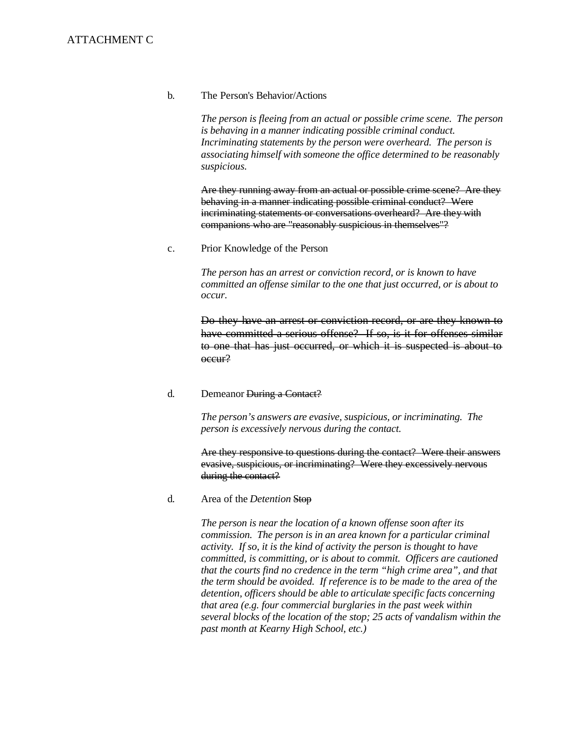ATTACHMENT C

b. The Person's Behavior/Actions

*The person is fleeing from an actual or possible crime scene. The person is behaving in a manner indicating possible criminal conduct. Incriminating statements by the person were overheard. The person is associating himself with someone the office determined to be reasonably suspicious.*

~~Are they running away from an actual or possible crime scene? Are they behaving in a manner indicating possible criminal conduct? Were incriminating statements or conversations overheard? Are they with companions who are "reasonably suspicious in themselves"?~~

c. Prior Knowledge of the Person

*The person has an arrest or conviction record, or is known to have committed an offense similar to the one that just occurred, or is about to occur.*

~~Do they have an arrest or conviction record, or are they known to have committed a serious offense? If so, is it for offenses similar to one that has just occurred, or which it is suspected is about to occur?~~

d. Demeanor ~~During a Contact?~~

*The person's answers are evasive, suspicious, or incriminating. The person is excessively nervous during the contact.*

~~Are they responsive to questions during the contact? Were their answers evasive, suspicious, or incriminating? Were they excessively nervous during the contact?~~

d. Area of the *Detention* ~~Stop~~

*The person is near the location of a known offense soon after its commission. The person is in an area known for a particular criminal activity. If so, it is the kind of activity the person is thought to have committed, is committing, or is about to commit. Officers are cautioned that the courts find no credence in the term "high crime area", and that the term should be avoided. If reference is to be made to the area of the detention, officers should be able to articulate specific facts concerning that area (e.g. four commercial burglaries in the past week within several blocks of the location of the stop; 25 acts of vandalism within the past month at Kearny High School, etc.)*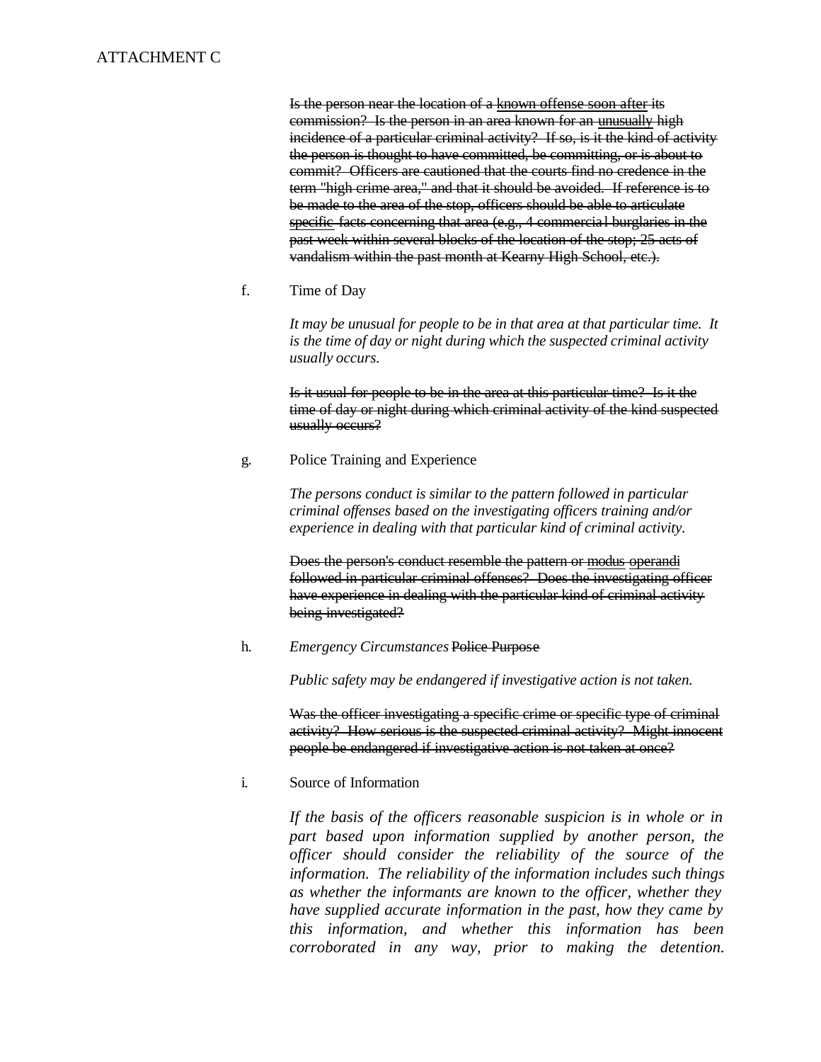ATTACHMENT C

~~Is the person near the location of a known offense soon after its commission? Is the person in an area known for an unusually high incidence of a particular criminal activity? If so, is it the kind of activity the person is thought to have committed, be committing, or is about to commit? Officers are cautioned that the courts find no credence in the term "high crime area," and that it should be avoided. If reference is to be made to the area of the stop, officers should be able to articulate specific facts concerning that area (e.g., 4 commercial burglaries in the past week within several blocks of the location of the stop; 25 acts of vandalism within the past month at Kearny High School, etc.).~~

f. Time of Day

*It may be unusual for people to be in that area at that particular time. It is the time of day or night during which the suspected criminal activity usually occurs.*

~~Is it usual for people to be in the area at this particular time? Is it the time of day or night during which criminal activity of the kind suspected usually occurs?~~

g. Police Training and Experience

*The persons conduct is similar to the pattern followed in particular criminal offenses based on the investigating officers training and/or experience in dealing with that particular kind of criminal activity.*

~~Does the person's conduct resemble the pattern or modus operandi followed in particular criminal offenses? Does the investigating officer have experience in dealing with the particular kind of criminal activity being investigated?~~

h. *Emergency Circumstances* ~~Police Purpose~~

*Public safety may be endangered if investigative action is not taken.*

~~Was the officer investigating a specific crime or specific type of criminal activity? How serious is the suspected criminal activity? Might innocent people be endangered if investigative action is not taken at once?~~

i. Source of Information

*If the basis of the officers reasonable suspicion is in whole or in part based upon information supplied by another person, the officer should consider the reliability of the source of the information. The reliability of the information includes such things as whether the informants are known to the officer, whether they have supplied accurate information in the past, how they came by this information, and whether this information has been corroborated in any way, prior to making the detention.*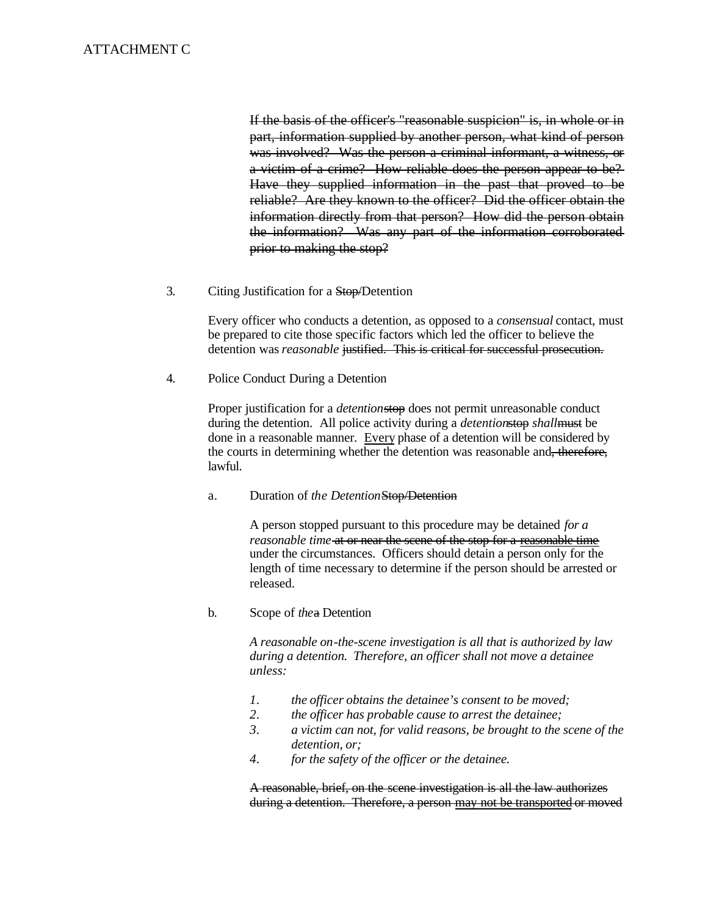ATTACHMENT C

~~If the basis of the officer's "reasonable suspicion" is, in whole or in part, information supplied by another person, what kind of person was involved? Was the person a criminal informant, a witness, or a victim of a crime? How reliable does the person appear to be? Have they supplied information in the past that proved to be reliable? Are they known to the officer? Did the officer obtain the information directly from that person? How did the person obtain the information? Was any part of the information corroborated prior to making the stop?~~

3. Citing Justification for a ~~Stop/~~Detention

Every officer who conducts a detention, as opposed to a *consensual* contact, must be prepared to cite those specific factors which led the officer to believe the detention was *reasonable* ~~justified. This is critical for successful prosecution.~~

4. Police Conduct During a Detention

Proper justification for a *detention*~~stop~~ does not permit unreasonable conduct during the detention. All police activity during a *detention*~~stop~~ *shall*~~must~~ be done in a reasonable manner. <u>Every</u> phase of a detention will be considered by the courts in determining whether the detention was reasonable and~~, therefore,~~ lawful.

a. Duration of *the Detention*~~Stop/Detention~~

A person stopped pursuant to this procedure may be detained *for a reasonable time* ~~at or near the scene of the stop for a reasonable time~~ under the circumstances. Officers should detain a person only for the length of time necessary to determine if the person should be arrested or released.

b. Scope of *the*~~a~~ Detention

*A reasonable on-the-scene investigation is all that is authorized by law during a detention. Therefore, an officer shall not move a detainee unless:*

1. *the officer obtains the detainee's consent to be moved;*
2. *the officer has probable cause to arrest the detainee;*
3. *a victim can not, for valid reasons, be brought to the scene of the detention, or;*
4. *for the safety of the officer or the detainee.*

~~A reasonable, brief, on the scene investigation is all the law authorizes during a detention. Therefore, a person may not be transported or moved~~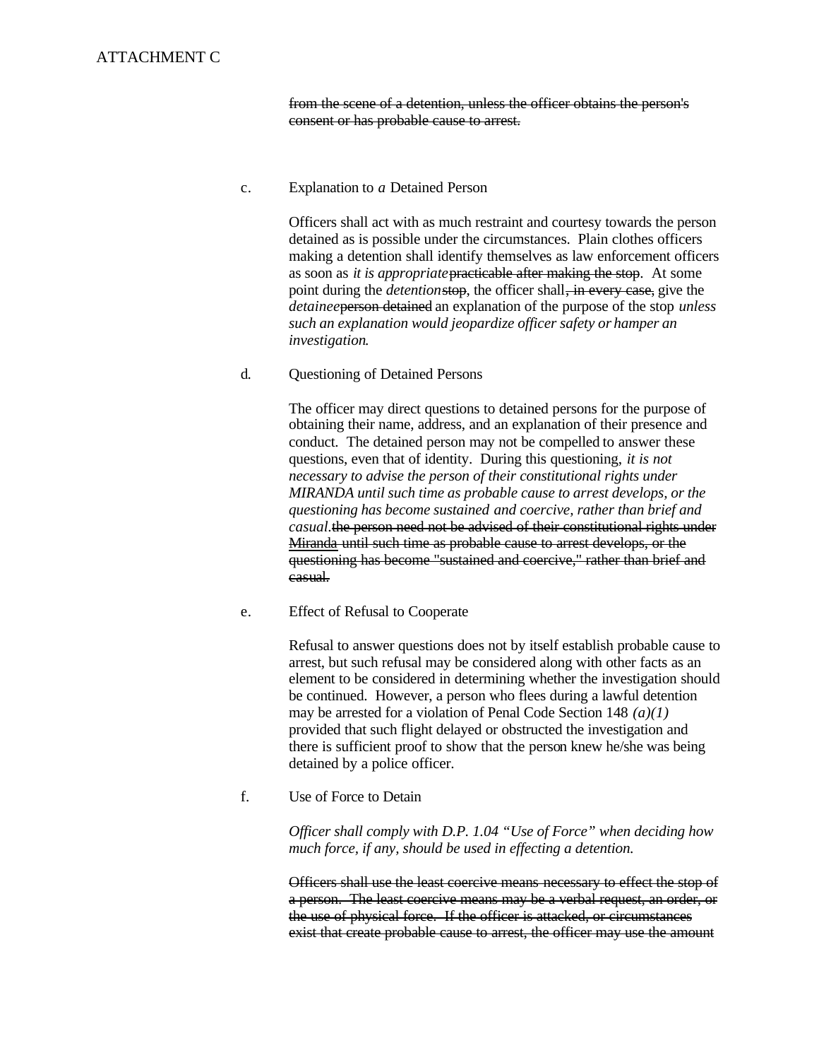ATTACHMENT C

~~from the scene of a detention, unless the officer obtains the person's consent or has probable cause to arrest.~~

c. Explanation to *a* Detained Person

Officers shall act with as much restraint and courtesy towards the person detained as is possible under the circumstances. Plain clothes officers making a detention shall identify themselves as law enforcement officers as soon as *it is appropriate* ~~practicable after making the stop~~. At some point during the *detention* ~~stop~~, the officer shall~~, in every case,~~ give the *detainee* ~~person detained~~ an explanation of the purpose of the stop *unless such an explanation would jeopardize officer safety or hamper an investigation*.

d. Questioning of Detained Persons

The officer may direct questions to detained persons for the purpose of obtaining their name, address, and an explanation of their presence and conduct. The detained person may not be compelled to answer these questions, even that of identity. During this questioning, *it is not necessary to advise the person of their constitutional rights under MIRANDA until such time as probable cause to arrest develops, or the questioning has become sustained and coercive, rather than brief and casual.* ~~the person need not be advised of their constitutional rights under Miranda until such time as probable cause to arrest develops, or the questioning has become "sustained and coercive," rather than brief and casual.~~

e. Effect of Refusal to Cooperate

Refusal to answer questions does not by itself establish probable cause to arrest, but such refusal may be considered along with other facts as an element to be considered in determining whether the investigation should be continued. However, a person who flees during a lawful detention may be arrested for a violation of Penal Code Section 148 *(a)(1)* provided that such flight delayed or obstructed the investigation and there is sufficient proof to show that the person knew he/she was being detained by a police officer.

f. Use of Force to Detain

*Officer shall comply with D.P. 1.04 "Use of Force" when deciding how much force, if any, should be used in effecting a detention.*

~~Officers shall use the least coercive means necessary to effect the stop of a person. The least coercive means may be a verbal request, an order, or the use of physical force. If the officer is attacked, or circumstances exist that create probable cause to arrest, the officer may use the amount~~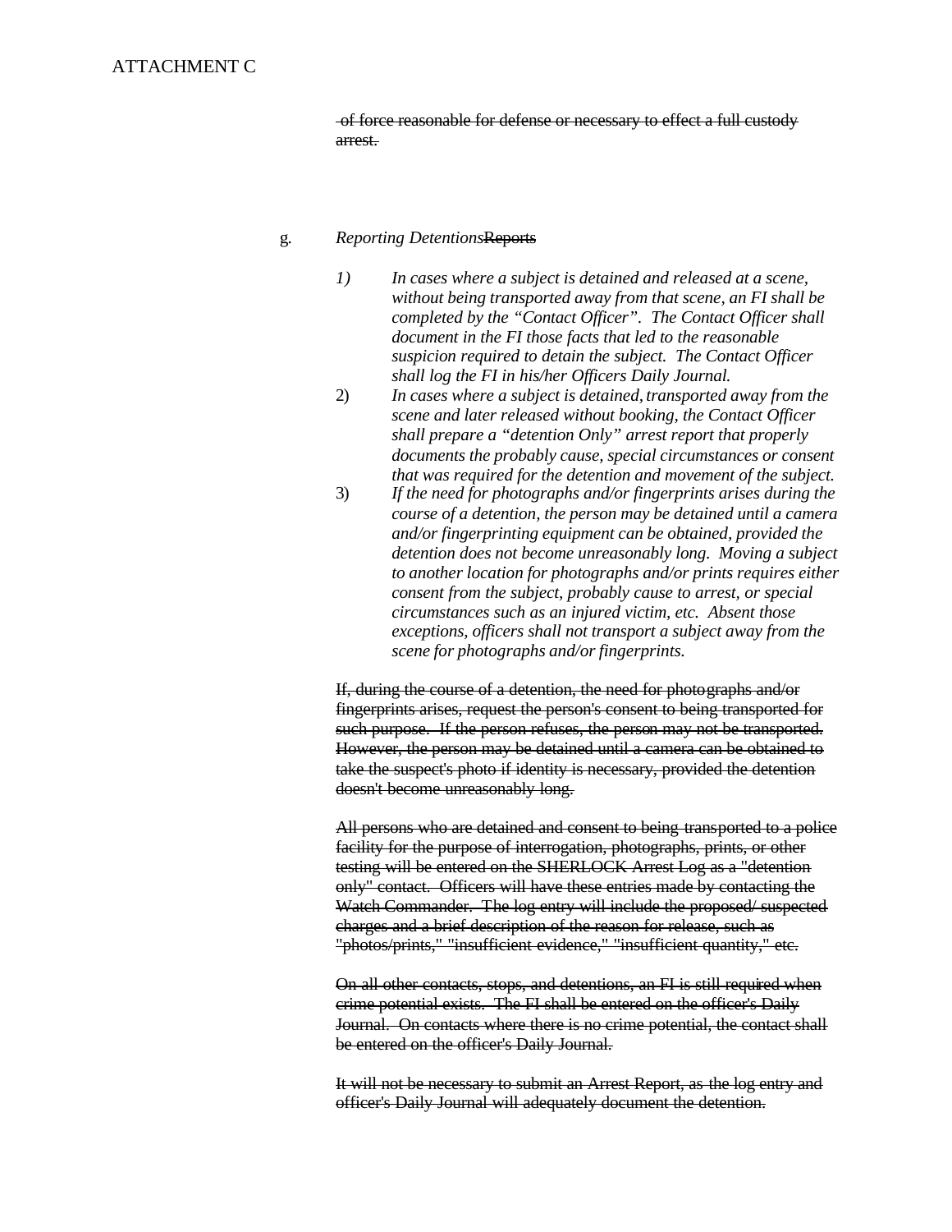ATTACHMENT C

~~of force reasonable for defense or necessary to effect a full custody arrest.~~

g. *Reporting Detentions*~~Reports~~

1) *In cases where a subject is detained and released at a scene, without being transported away from that scene, an FI shall be completed by the "Contact Officer". The Contact Officer shall document in the FI those facts that led to the reasonable suspicion required to detain the subject. The Contact Officer shall log the FI in his/her Officers Daily Journal.*

2) *In cases where a subject is detained, transported away from the scene and later released without booking, the Contact Officer shall prepare a "detention Only" arrest report that properly documents the probably cause, special circumstances or consent that was required for the detention and movement of the subject.*

3) *If the need for photographs and/or fingerprints arises during the course of a detention, the person may be detained until a camera and/or fingerprinting equipment can be obtained, provided the detention does not become unreasonably long. Moving a subject to another location for photographs and/or prints requires either consent from the subject, probably cause to arrest, or special circumstances such as an injured victim, etc. Absent those exceptions, officers shall not transport a subject away from the scene for photographs and/or fingerprints.*

~~If, during the course of a detention, the need for photographs and/or fingerprints arises, request the person's consent to being transported for such purpose. If the person refuses, the person may not be transported. However, the person may be detained until a camera can be obtained to take the suspect's photo if identity is necessary, provided the detention doesn't become unreasonably long.~~

~~All persons who are detained and consent to being transported to a police facility for the purpose of interrogation, photographs, prints, or other testing will be entered on the SHERLOCK Arrest Log as a "detention only" contact. Officers will have these entries made by contacting the Watch Commander. The log entry will include the proposed/ suspected charges and a brief description of the reason for release, such as "photos/prints," "insufficient evidence," "insufficient quantity," etc.~~

~~On all other contacts, stops, and detentions, an FI is still required when crime potential exists. The FI shall be entered on the officer's Daily Journal. On contacts where there is no crime potential, the contact shall be entered on the officer's Daily Journal.~~

~~It will not be necessary to submit an Arrest Report, as the log entry and officer's Daily Journal will adequately document the detention.~~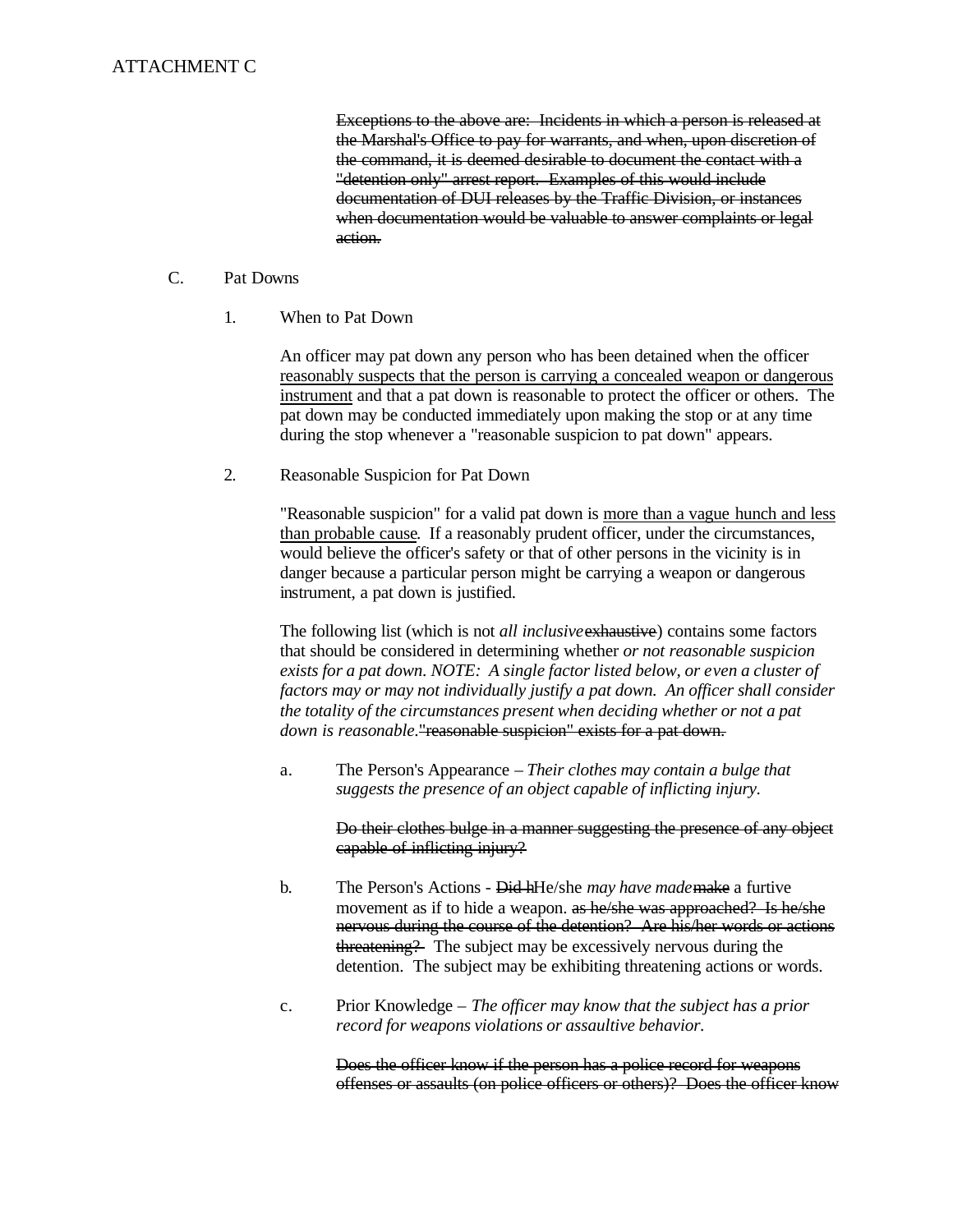ATTACHMENT C

~~Exceptions to the above are: Incidents in which a person is released at the Marshal's Office to pay for warrants, and when, upon discretion of the command, it is deemed desirable to document the contact with a "detention only" arrest report. Examples of this would include documentation of DUI releases by the Traffic Division, or instances when documentation would be valuable to answer complaints or legal action.~~

C. Pat Downs

1. When to Pat Down

An officer may pat down any person who has been detained when the officer <u>reasonably suspects that the person is carrying a concealed weapon or dangerous instrument</u> and that a pat down is reasonable to protect the officer or others. The pat down may be conducted immediately upon making the stop or at any time during the stop whenever a "reasonable suspicion to pat down" appears.

2. Reasonable Suspicion for Pat Down

"Reasonable suspicion" for a valid pat down is <u>more than a vague hunch and less than probable cause</u>. If a reasonably prudent officer, under the circumstances, would believe the officer's safety or that of other persons in the vicinity is in danger because a particular person might be carrying a weapon or dangerous instrument, a pat down is justified.

The following list (which is not *all inclusive* ~~exhaustive~~) contains some factors that should be considered in determining whether *or not reasonable suspicion exists for a pat down. NOTE: A single factor listed below, or even a cluster of factors may or may not individually justify a pat down. An officer shall consider the totality of the circumstances present when deciding whether or not a pat down is reasonable.* ~~"reasonable suspicion" exists for a pat down.~~

a. The Person's Appearance – *Their clothes may contain a bulge that suggests the presence of an object capable of inflicting injury.*

~~Do their clothes bulge in a manner suggesting the presence of any object capable of inflicting injury?~~

b. The Person's Actions - ~~Did h~~He/she *may have made* ~~make~~ a furtive movement as if to hide a weapon. ~~as he/she was approached? Is he/she nervous during the course of the detention? Are his/her words or actions threatening?~~ The subject may be excessively nervous during the detention. The subject may be exhibiting threatening actions or words.

c. Prior Knowledge – *The officer may know that the subject has a prior record for weapons violations or assaultive behavior.*

~~Does the officer know if the person has a police record for weapons offenses or assaults (on police officers or others)? Does the officer know~~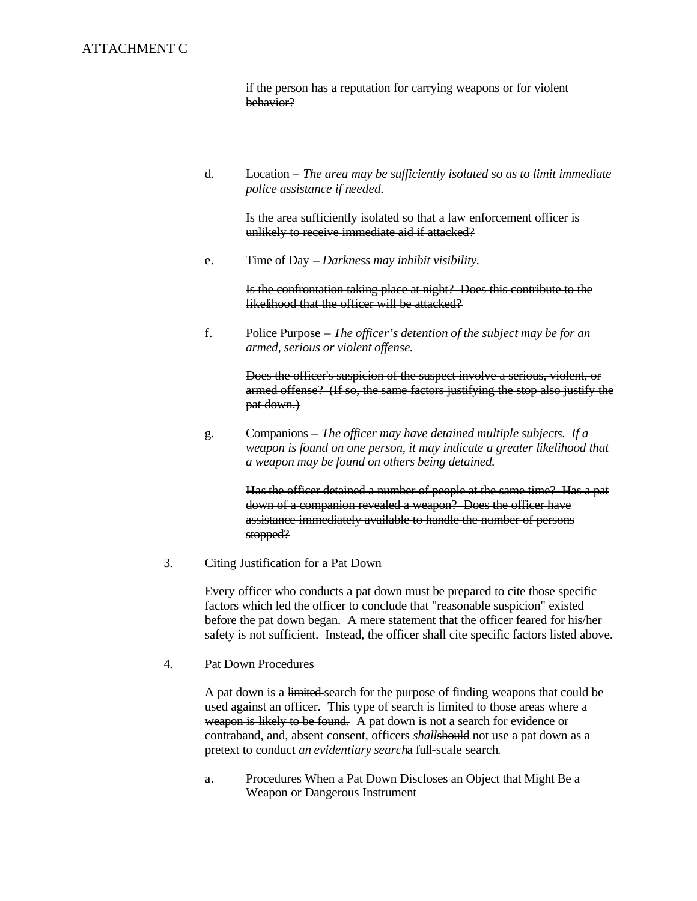ATTACHMENT C

~~if the person has a reputation for carrying weapons or for violent behavior?~~

d. Location – *The area may be sufficiently isolated so as to limit immediate police assistance if needed.*

~~Is the area sufficiently isolated so that a law enforcement officer is unlikely to receive immediate aid if attacked?~~

e. Time of Day – *Darkness may inhibit visibility.*

~~Is the confrontation taking place at night? Does this contribute to the likelihood that the officer will be attacked?~~

f. Police Purpose – *The officer's detention of the subject may be for an armed, serious or violent offense.*

~~Does the officer's suspicion of the suspect involve a serious, violent, or armed offense? (If so, the same factors justifying the stop also justify the pat down.)~~

g. Companions – *The officer may have detained multiple subjects. If a weapon is found on one person, it may indicate a greater likelihood that a weapon may be found on others being detained.*

~~Has the officer detained a number of people at the same time? Has a pat down of a companion revealed a weapon? Does the officer have assistance immediately available to handle the number of persons stopped?~~

3. Citing Justification for a Pat Down

Every officer who conducts a pat down must be prepared to cite those specific factors which led the officer to conclude that "reasonable suspicion" existed before the pat down began. A mere statement that the officer feared for his/her safety is not sufficient. Instead, the officer shall cite specific factors listed above.

4. Pat Down Procedures

A pat down is a ~~limited~~ search for the purpose of finding weapons that could be used against an officer. ~~This type of search is limited to those areas where a weapon is likely to be found.~~ A pat down is not a search for evidence or contraband, and, absent consent, officers *shall*~~should~~ not use a pat down as a pretext to conduct *an evidentiary search*~~a full-scale search~~.

a. Procedures When a Pat Down Discloses an Object that Might Be a Weapon or Dangerous Instrument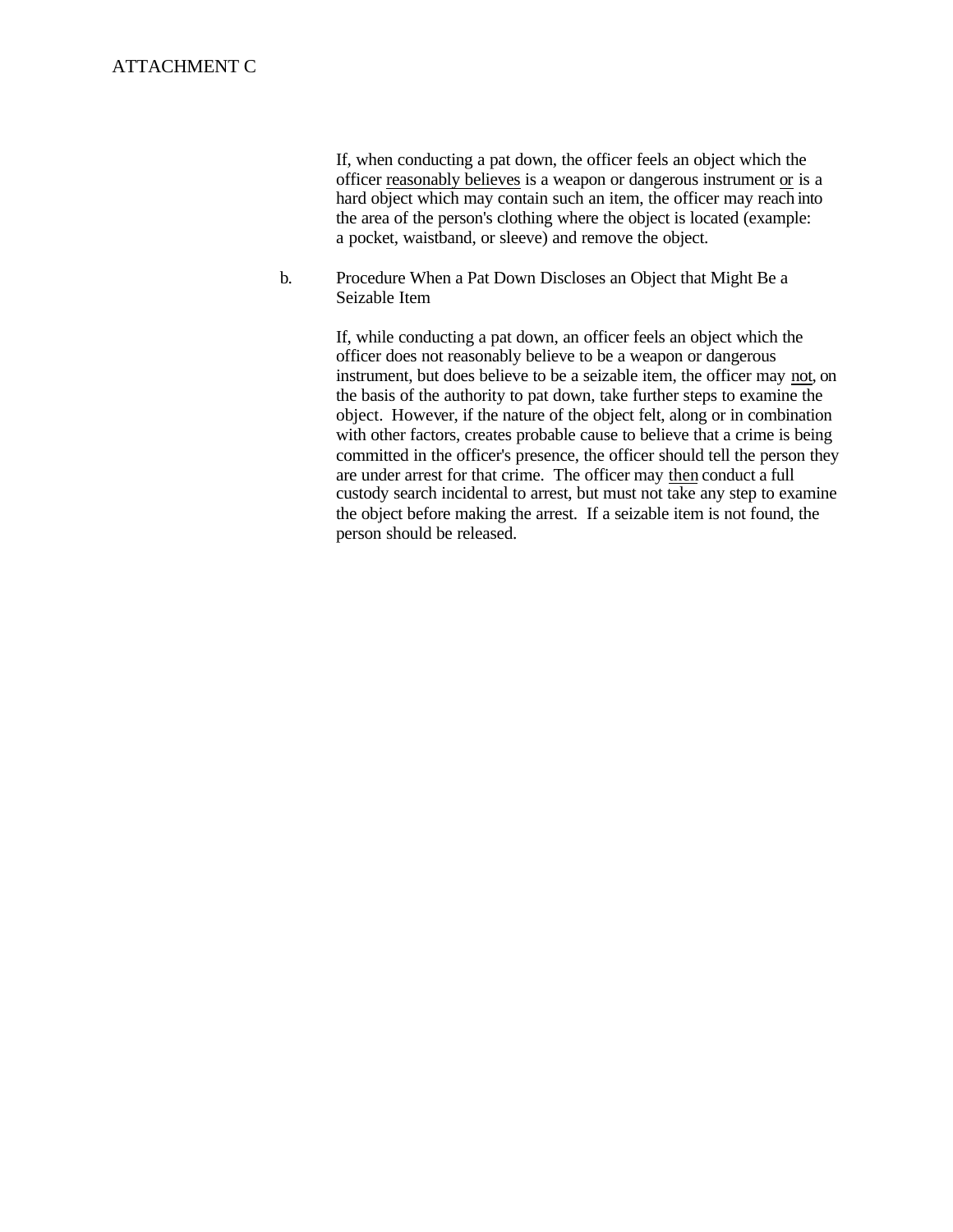ATTACHMENT C

If, when conducting a pat down, the officer feels an object which the officer reasonably believes is a weapon or dangerous instrument or is a hard object which may contain such an item, the officer may reach into the area of the person's clothing where the object is located (example: a pocket, waistband, or sleeve) and remove the object.

b. Procedure When a Pat Down Discloses an Object that Might Be a Seizable Item

If, while conducting a pat down, an officer feels an object which the officer does not reasonably believe to be a weapon or dangerous instrument, but does believe to be a seizable item, the officer may not, on the basis of the authority to pat down, take further steps to examine the object. However, if the nature of the object felt, along or in combination with other factors, creates probable cause to believe that a crime is being committed in the officer's presence, the officer should tell the person they are under arrest for that crime. The officer may then conduct a full custody search incidental to arrest, but must not take any step to examine the object before making the arrest. If a seizable item is not found, the person should be released.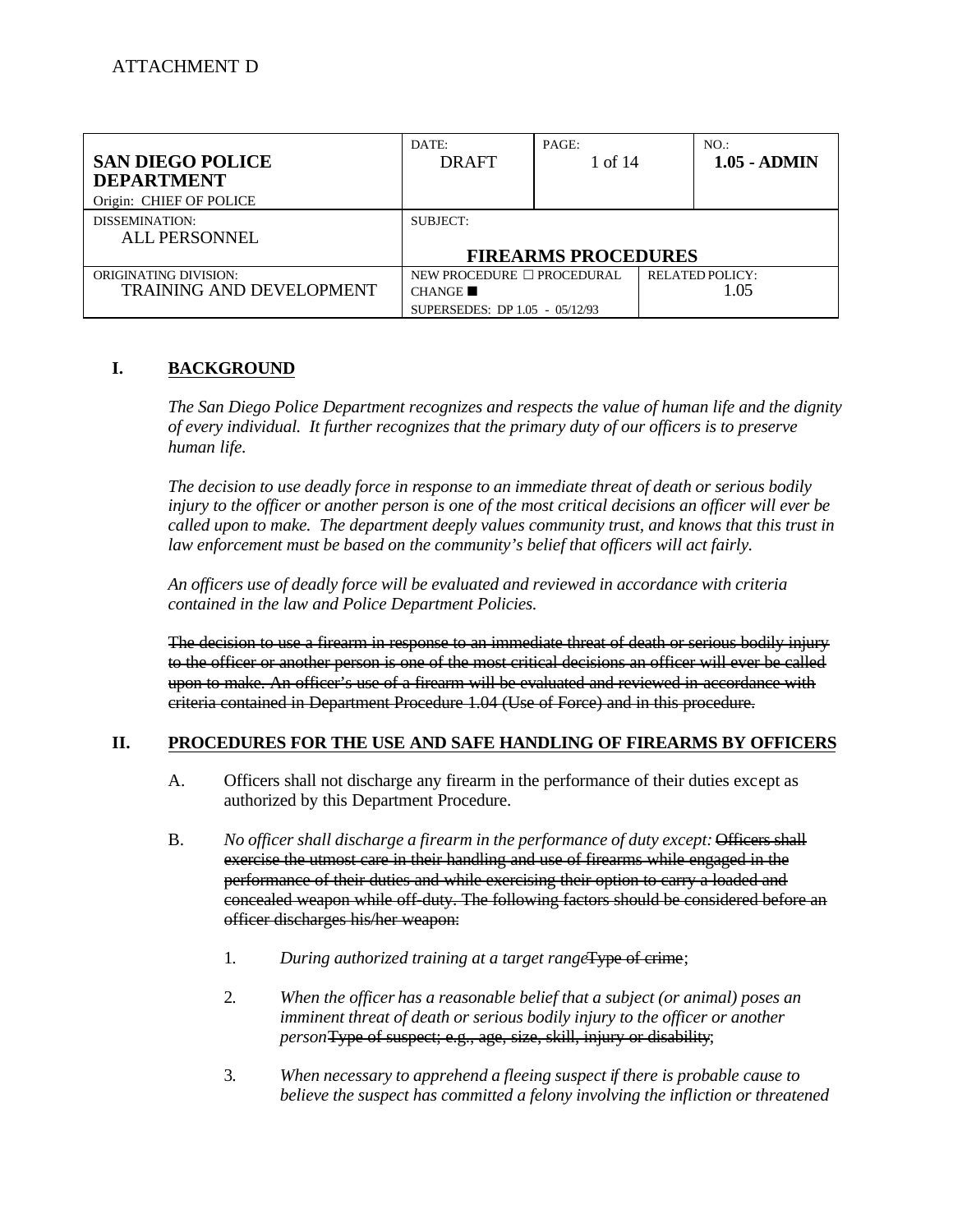ATTACHMENT D

| SAN DIEGO POLICE DEPARTMENT<br>Origin: CHIEF OF POLICE | DATE:<br>DRAFT | PAGE:<br>1 of 14 | | NO.:<br>**1.05 - ADMIN** |
|---|---|---|---|---|
| DISSEMINATION:<br>ALL PERSONNEL | SUBJECT:<br>**FIREARMS PROCEDURES** | | | |
| ORIGINATING DIVISION:<br>TRAINING AND DEVELOPMENT | NEW PROCEDURE ☐ PROCEDURAL CHANGE ■<br>SUPERSEDES: DP 1.05 - 05/12/93 | | RELATED POLICY:<br>1.05 | |

## I. BACKGROUND

*The San Diego Police Department recognizes and respects the value of human life and the dignity of every individual. It further recognizes that the primary duty of our officers is to preserve human life.*

*The decision to use deadly force in response to an immediate threat of death or serious bodily injury to the officer or another person is one of the most critical decisions an officer will ever be called upon to make. The department deeply values community trust, and knows that this trust in law enforcement must be based on the community's belief that officers will act fairly.*

*An officers use of deadly force will be evaluated and reviewed in accordance with criteria contained in the law and Police Department Policies.*

~~The decision to use a firearm in response to an immediate threat of death or serious bodily injury to the officer or another person is one of the most critical decisions an officer will ever be called upon to make. An officer's use of a firearm will be evaluated and reviewed in accordance with criteria contained in Department Procedure 1.04 (Use of Force) and in this procedure.~~

## II. PROCEDURES FOR THE USE AND SAFE HANDLING OF FIREARMS BY OFFICERS

A. Officers shall not discharge any firearm in the performance of their duties except as authorized by this Department Procedure.

B. *No officer shall discharge a firearm in the performance of duty except:* ~~Officers shall exercise the utmost care in their handling and use of firearms while engaged in the performance of their duties and while exercising their option to carry a loaded and concealed weapon while off-duty. The following factors should be considered before an officer discharges his/her weapon:~~

1. *During authorized training at a target range*~~Type of crime~~;

2. *When the officer has a reasonable belief that a subject (or animal) poses an imminent threat of death or serious bodily injury to the officer or another person*~~Type of suspect; e.g., age, size, skill, injury or disability~~;

3. *When necessary to apprehend a fleeing suspect if there is probable cause to believe the suspect has committed a felony involving the infliction or threatened*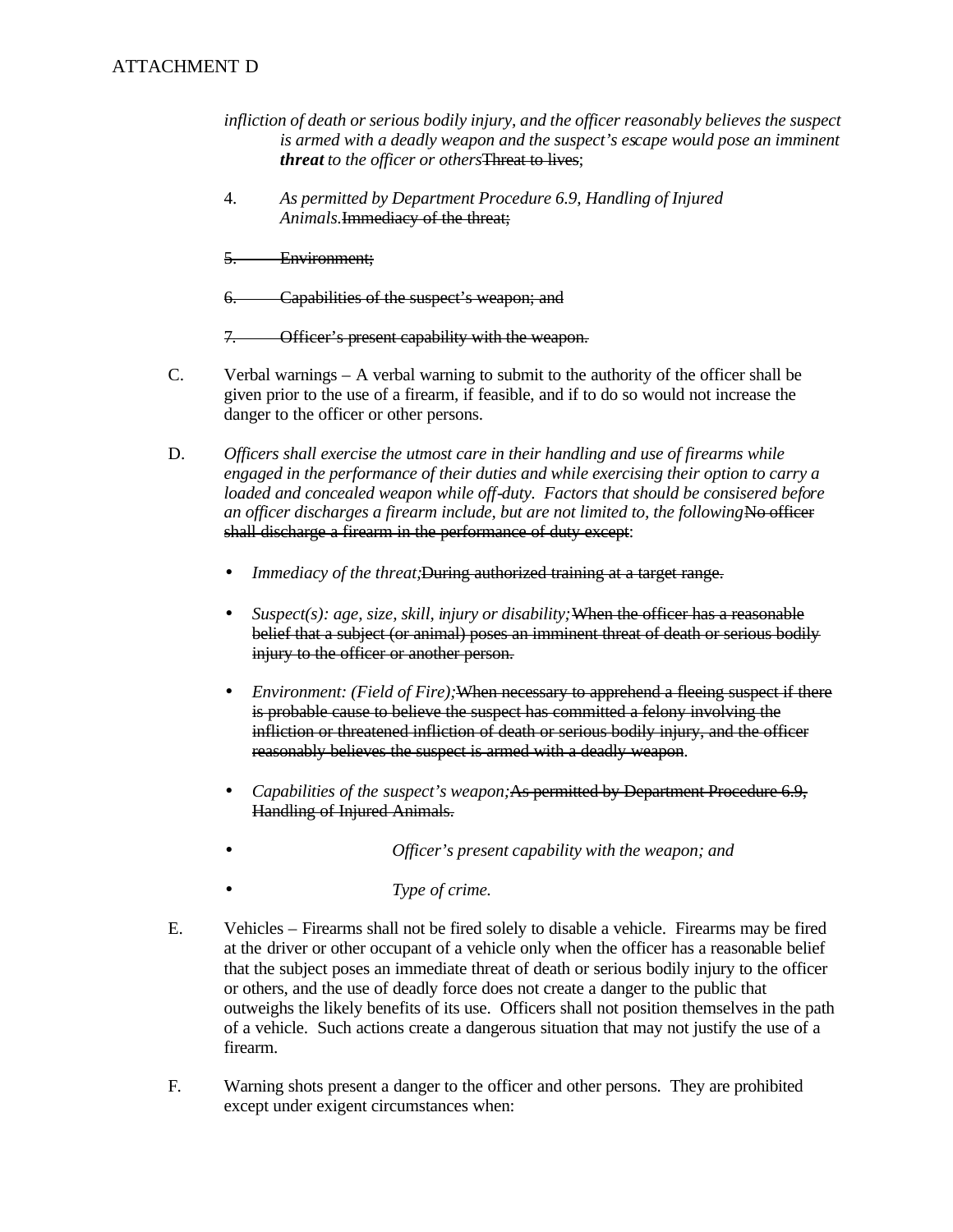ATTACHMENT D

*infliction of death or serious bodily injury, and the officer reasonably believes the suspect is armed with a deadly weapon and the suspect's escape would pose an imminent* ***threat*** *to the officer or others*~~Threat to lives~~;

4. *As permitted by Department Procedure 6.9, Handling of Injured Animals.*~~Immediacy of the threat;~~

~~5. Environment;~~

~~6. Capabilities of the suspect's weapon; and~~

~~7. Officer's present capability with the weapon.~~

C. Verbal warnings – A verbal warning to submit to the authority of the officer shall be given prior to the use of a firearm, if feasible, and if to do so would not increase the danger to the officer or other persons.

D. *Officers shall exercise the utmost care in their handling and use of firearms while engaged in the performance of their duties and while exercising their option to carry a loaded and concealed weapon while off-duty. Factors that should be consisered before an officer discharges a firearm include, but are not limited to, the following*~~No officer shall discharge a firearm in the performance of duty except~~:

- *Immediacy of the threat;*~~During authorized training at a target range.~~
- *Suspect(s): age, size, skill, injury or disability;*~~When the officer has a reasonable belief that a subject (or animal) poses an imminent threat of death or serious bodily injury to the officer or another person.~~
- *Environment: (Field of Fire);*~~When necessary to apprehend a fleeing suspect if there is probable cause to believe the suspect has committed a felony involving the infliction or threatened infliction of death or serious bodily injury, and the officer reasonably believes the suspect is armed with a deadly weapon~~.
- *Capabilities of the suspect's weapon;*~~As permitted by Department Procedure 6.9, Handling of Injured Animals.~~
- *Officer's present capability with the weapon; and*
- *Type of crime.*

E. Vehicles – Firearms shall not be fired solely to disable a vehicle. Firearms may be fired at the driver or other occupant of a vehicle only when the officer has a reasonable belief that the subject poses an immediate threat of death or serious bodily injury to the officer or others, and the use of deadly force does not create a danger to the public that outweighs the likely benefits of its use. Officers shall not position themselves in the path of a vehicle. Such actions create a dangerous situation that may not justify the use of a firearm.

F. Warning shots present a danger to the officer and other persons. They are prohibited except under exigent circumstances when: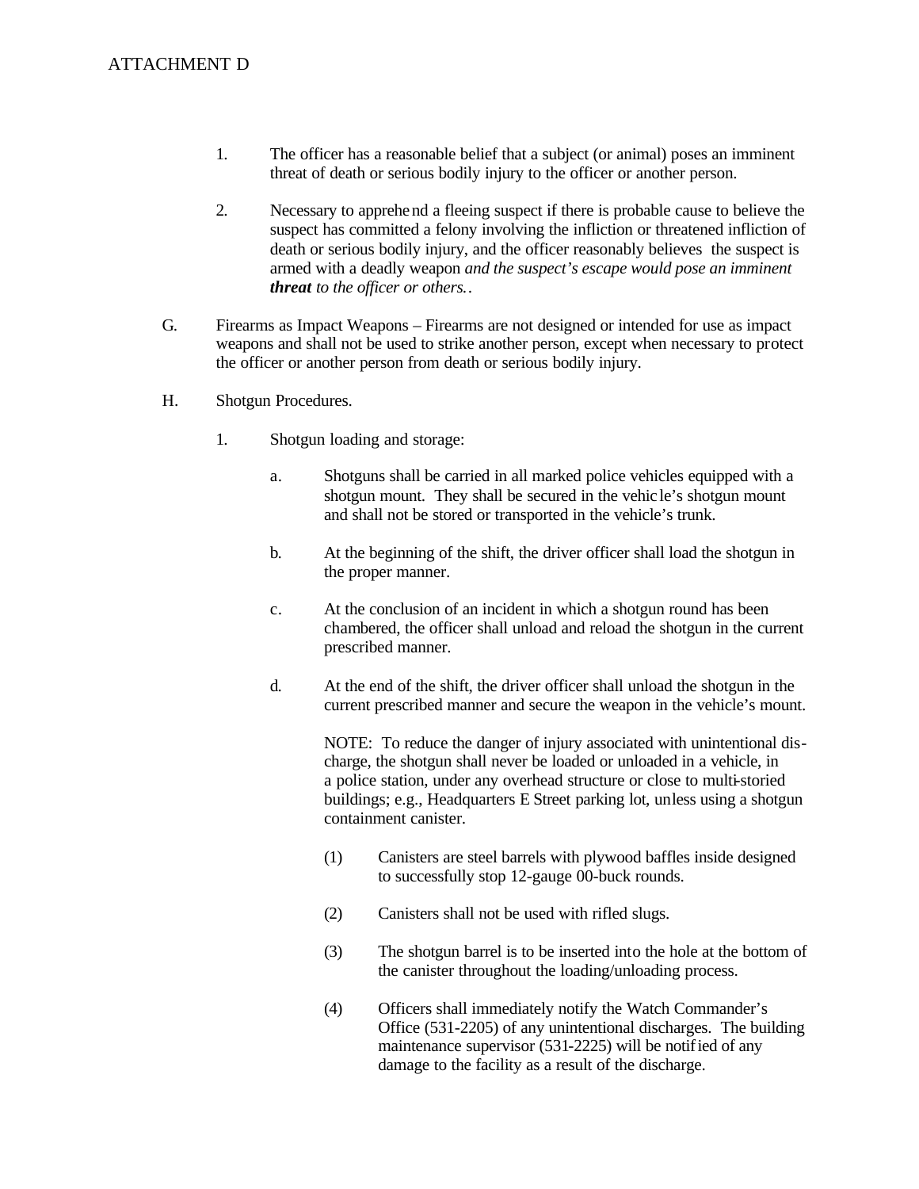ATTACHMENT D

1. The officer has a reasonable belief that a subject (or animal) poses an imminent threat of death or serious bodily injury to the officer or another person.

2. Necessary to apprehend a fleeing suspect if there is probable cause to believe the suspect has committed a felony involving the infliction or threatened infliction of death or serious bodily injury, and the officer reasonably believes the suspect is armed with a deadly weapon *and the suspect's escape would pose an imminent* ***threat*** *to the officer or others.*.

G. Firearms as Impact Weapons – Firearms are not designed or intended for use as impact weapons and shall not be used to strike another person, except when necessary to protect the officer or another person from death or serious bodily injury.

H. Shotgun Procedures.

1. Shotgun loading and storage:

a. Shotguns shall be carried in all marked police vehicles equipped with a shotgun mount. They shall be secured in the vehicle's shotgun mount and shall not be stored or transported in the vehicle's trunk.

b. At the beginning of the shift, the driver officer shall load the shotgun in the proper manner.

c. At the conclusion of an incident in which a shotgun round has been chambered, the officer shall unload and reload the shotgun in the current prescribed manner.

d. At the end of the shift, the driver officer shall unload the shotgun in the current prescribed manner and secure the weapon in the vehicle's mount.

NOTE: To reduce the danger of injury associated with unintentional discharge, the shotgun shall never be loaded or unloaded in a vehicle, in a police station, under any overhead structure or close to multi-storied buildings; e.g., Headquarters E Street parking lot, unless using a shotgun containment canister.

(1) Canisters are steel barrels with plywood baffles inside designed to successfully stop 12-gauge 00-buck rounds.

(2) Canisters shall not be used with rifled slugs.

(3) The shotgun barrel is to be inserted into the hole at the bottom of the canister throughout the loading/unloading process.

(4) Officers shall immediately notify the Watch Commander's Office (531-2205) of any unintentional discharges. The building maintenance supervisor (531-2225) will be notified of any damage to the facility as a result of the discharge.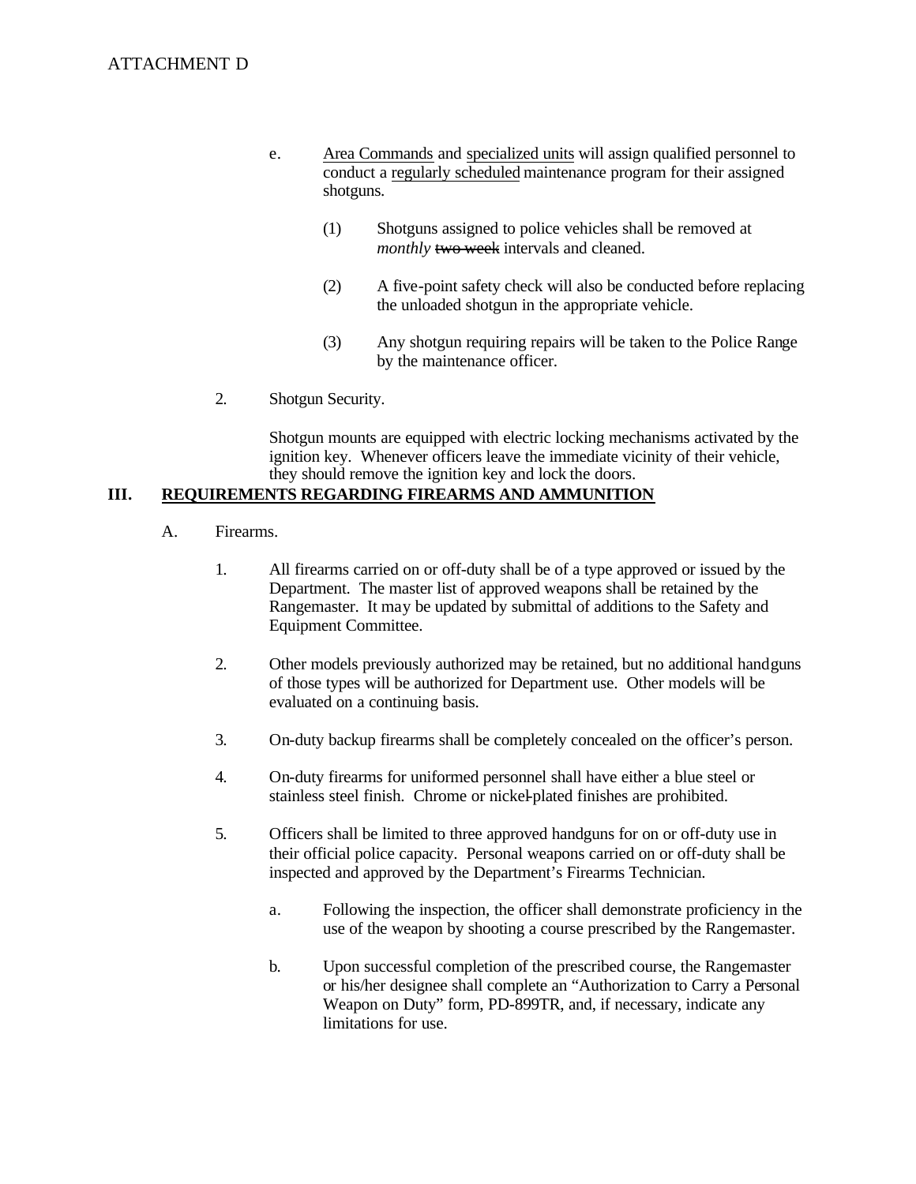ATTACHMENT D

e. <u>Area Commands</u> and <u>specialized units</u> will assign qualified personnel to conduct a <u>regularly scheduled</u> maintenance program for their assigned shotguns.

(1) Shotguns assigned to police vehicles shall be removed at *monthly* ~~two week~~ intervals and cleaned.

(2) A five-point safety check will also be conducted before replacing the unloaded shotgun in the appropriate vehicle.

(3) Any shotgun requiring repairs will be taken to the Police Range by the maintenance officer.

2. Shotgun Security.

Shotgun mounts are equipped with electric locking mechanisms activated by the ignition key. Whenever officers leave the immediate vicinity of their vehicle, they should remove the ignition key and lock the doors.

## III. <u>REQUIREMENTS REGARDING FIREARMS AND AMMUNITION</u>

A. Firearms.

1. All firearms carried on or off-duty shall be of a type approved or issued by the Department. The master list of approved weapons shall be retained by the Rangemaster. It may be updated by submittal of additions to the Safety and Equipment Committee.

2. Other models previously authorized may be retained, but no additional handguns of those types will be authorized for Department use. Other models will be evaluated on a continuing basis.

3. On-duty backup firearms shall be completely concealed on the officer's person.

4. On-duty firearms for uniformed personnel shall have either a blue steel or stainless steel finish. Chrome or nickel-plated finishes are prohibited.

5. Officers shall be limited to three approved handguns for on or off-duty use in their official police capacity. Personal weapons carried on or off-duty shall be inspected and approved by the Department's Firearms Technician.

a. Following the inspection, the officer shall demonstrate proficiency in the use of the weapon by shooting a course prescribed by the Rangemaster.

b. Upon successful completion of the prescribed course, the Rangemaster or his/her designee shall complete an "Authorization to Carry a Personal Weapon on Duty" form, PD-899TR, and, if necessary, indicate any limitations for use.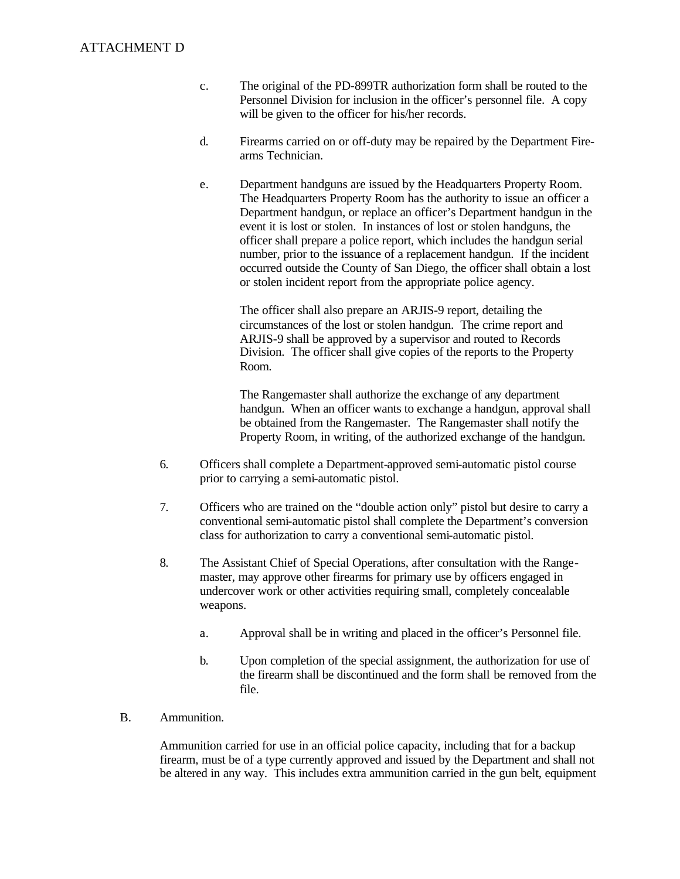ATTACHMENT D

c. The original of the PD-899TR authorization form shall be routed to the Personnel Division for inclusion in the officer's personnel file. A copy will be given to the officer for his/her records.

d. Firearms carried on or off-duty may be repaired by the Department Firearms Technician.

e. Department handguns are issued by the Headquarters Property Room. The Headquarters Property Room has the authority to issue an officer a Department handgun, or replace an officer's Department handgun in the event it is lost or stolen. In instances of lost or stolen handguns, the officer shall prepare a police report, which includes the handgun serial number, prior to the issuance of a replacement handgun. If the incident occurred outside the County of San Diego, the officer shall obtain a lost or stolen incident report from the appropriate police agency.

   The officer shall also prepare an ARJIS-9 report, detailing the circumstances of the lost or stolen handgun. The crime report and ARJIS-9 shall be approved by a supervisor and routed to Records Division. The officer shall give copies of the reports to the Property Room.

   The Rangemaster shall authorize the exchange of any department handgun. When an officer wants to exchange a handgun, approval shall be obtained from the Rangemaster. The Rangemaster shall notify the Property Room, in writing, of the authorized exchange of the handgun.

6. Officers shall complete a Department-approved semi-automatic pistol course prior to carrying a semi-automatic pistol.

7. Officers who are trained on the "double action only" pistol but desire to carry a conventional semi-automatic pistol shall complete the Department's conversion class for authorization to carry a conventional semi-automatic pistol.

8. The Assistant Chief of Special Operations, after consultation with the Rangemaster, may approve other firearms for primary use by officers engaged in undercover work or other activities requiring small, completely concealable weapons.

   a. Approval shall be in writing and placed in the officer's Personnel file.

   b. Upon completion of the special assignment, the authorization for use of the firearm shall be discontinued and the form shall be removed from the file.

B. Ammunition.

Ammunition carried for use in an official police capacity, including that for a backup firearm, must be of a type currently approved and issued by the Department and shall not be altered in any way. This includes extra ammunition carried in the gun belt, equipment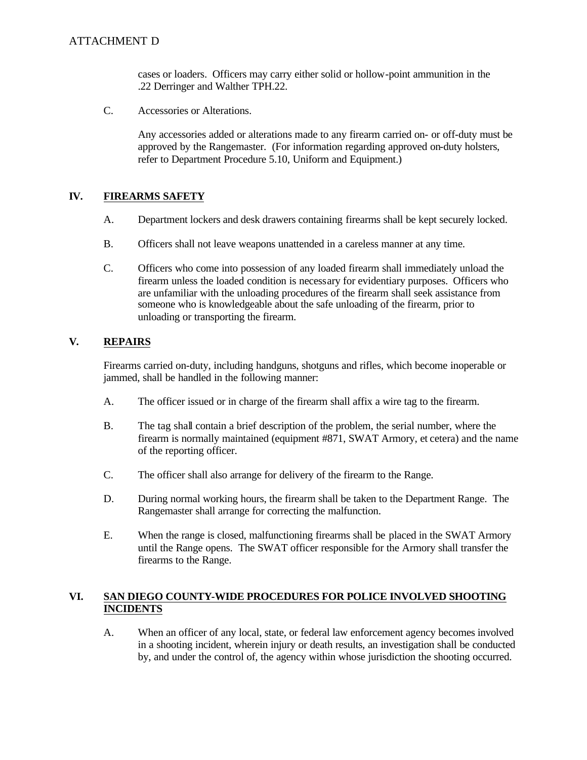cases or loaders. Officers may carry either solid or hollow-point ammunition in the .22 Derringer and Walther TPH.22.

C. Accessories or Alterations.

Any accessories added or alterations made to any firearm carried on- or off-duty must be approved by the Rangemaster. (For information regarding approved on-duty holsters, refer to Department Procedure 5.10, Uniform and Equipment.)

## IV. FIREARMS SAFETY

A. Department lockers and desk drawers containing firearms shall be kept securely locked.

B. Officers shall not leave weapons unattended in a careless manner at any time.

C. Officers who come into possession of any loaded firearm shall immediately unload the firearm unless the loaded condition is necessary for evidentiary purposes. Officers who are unfamiliar with the unloading procedures of the firearm shall seek assistance from someone who is knowledgeable about the safe unloading of the firearm, prior to unloading or transporting the firearm.

## V. REPAIRS

Firearms carried on-duty, including handguns, shotguns and rifles, which become inoperable or jammed, shall be handled in the following manner:

A. The officer issued or in charge of the firearm shall affix a wire tag to the firearm.

B. The tag shall contain a brief description of the problem, the serial number, where the firearm is normally maintained (equipment #871, SWAT Armory, et cetera) and the name of the reporting officer.

C. The officer shall also arrange for delivery of the firearm to the Range.

D. During normal working hours, the firearm shall be taken to the Department Range. The Rangemaster shall arrange for correcting the malfunction.

E. When the range is closed, malfunctioning firearms shall be placed in the SWAT Armory until the Range opens. The SWAT officer responsible for the Armory shall transfer the firearms to the Range.

## VI. SAN DIEGO COUNTY-WIDE PROCEDURES FOR POLICE INVOLVED SHOOTING INCIDENTS

A. When an officer of any local, state, or federal law enforcement agency becomes involved in a shooting incident, wherein injury or death results, an investigation shall be conducted by, and under the control of, the agency within whose jurisdiction the shooting occurred.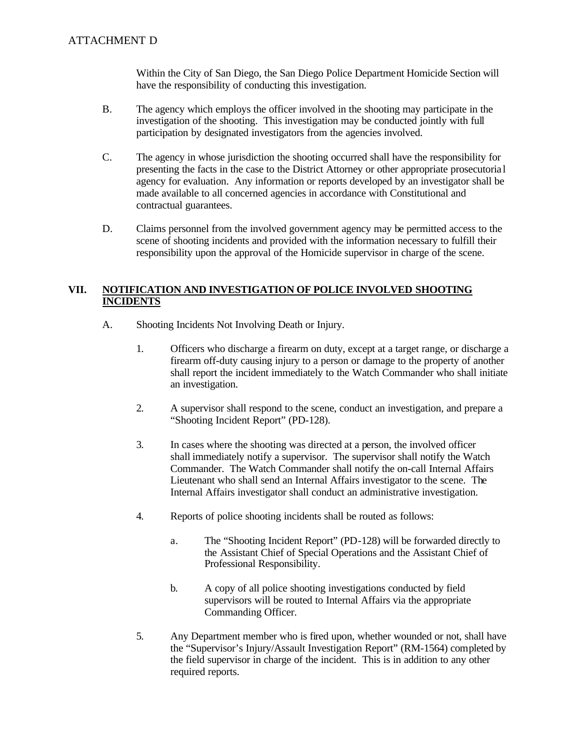Within the City of San Diego, the San Diego Police Department Homicide Section will have the responsibility of conducting this investigation.

B. The agency which employs the officer involved in the shooting may participate in the investigation of the shooting. This investigation may be conducted jointly with full participation by designated investigators from the agencies involved.

C. The agency in whose jurisdiction the shooting occurred shall have the responsibility for presenting the facts in the case to the District Attorney or other appropriate prosecutorial agency for evaluation. Any information or reports developed by an investigator shall be made available to all concerned agencies in accordance with Constitutional and contractual guarantees.

D. Claims personnel from the involved government agency may be permitted access to the scene of shooting incidents and provided with the information necessary to fulfill their responsibility upon the approval of the Homicide supervisor in charge of the scene.

## VII. NOTIFICATION AND INVESTIGATION OF POLICE INVOLVED SHOOTING INCIDENTS

A. Shooting Incidents Not Involving Death or Injury.

1. Officers who discharge a firearm on duty, except at a target range, or discharge a firearm off-duty causing injury to a person or damage to the property of another shall report the incident immediately to the Watch Commander who shall initiate an investigation.

2. A supervisor shall respond to the scene, conduct an investigation, and prepare a "Shooting Incident Report" (PD-128).

3. In cases where the shooting was directed at a person, the involved officer shall immediately notify a supervisor. The supervisor shall notify the Watch Commander. The Watch Commander shall notify the on-call Internal Affairs Lieutenant who shall send an Internal Affairs investigator to the scene. The Internal Affairs investigator shall conduct an administrative investigation.

4. Reports of police shooting incidents shall be routed as follows:

   a. The "Shooting Incident Report" (PD-128) will be forwarded directly to the Assistant Chief of Special Operations and the Assistant Chief of Professional Responsibility.

   b. A copy of all police shooting investigations conducted by field supervisors will be routed to Internal Affairs via the appropriate Commanding Officer.

5. Any Department member who is fired upon, whether wounded or not, shall have the "Supervisor's Injury/Assault Investigation Report" (RM-1564) completed by the field supervisor in charge of the incident. This is in addition to any other required reports.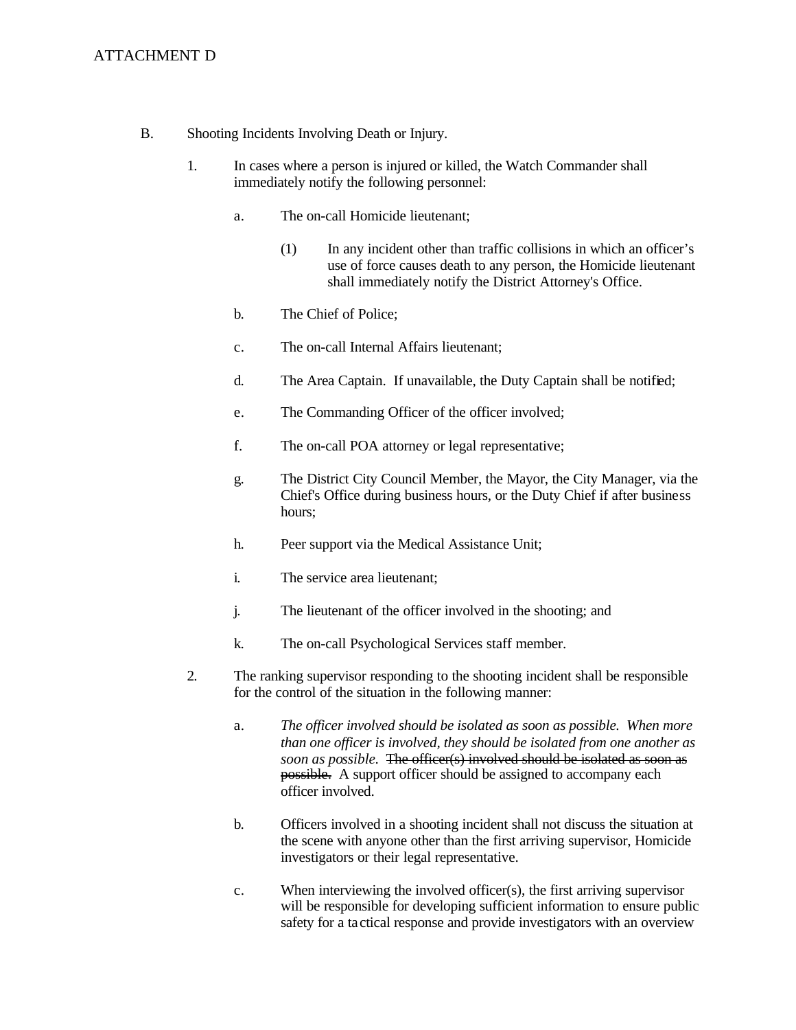ATTACHMENT D

B. Shooting Incidents Involving Death or Injury.

1. In cases where a person is injured or killed, the Watch Commander shall immediately notify the following personnel:

   a. The on-call Homicide lieutenant;

      (1) In any incident other than traffic collisions in which an officer's use of force causes death to any person, the Homicide lieutenant shall immediately notify the District Attorney's Office.

   b. The Chief of Police;

   c. The on-call Internal Affairs lieutenant;

   d. The Area Captain. If unavailable, the Duty Captain shall be notified;

   e. The Commanding Officer of the officer involved;

   f. The on-call POA attorney or legal representative;

   g. The District City Council Member, the Mayor, the City Manager, via the Chief's Office during business hours, or the Duty Chief if after business hours;

   h. Peer support via the Medical Assistance Unit;

   i. The service area lieutenant;

   j. The lieutenant of the officer involved in the shooting; and

   k. The on-call Psychological Services staff member.

2. The ranking supervisor responding to the shooting incident shall be responsible for the control of the situation in the following manner:

   a. *The officer involved should be isolated as soon as possible. When more than one officer is involved, they should be isolated from one another as soon as possible.* ~~The officer(s) involved should be isolated as soon as possible.~~ A support officer should be assigned to accompany each officer involved.

   b. Officers involved in a shooting incident shall not discuss the situation at the scene with anyone other than the first arriving supervisor, Homicide investigators or their legal representative.

   c. When interviewing the involved officer(s), the first arriving supervisor will be responsible for developing sufficient information to ensure public safety for a tactical response and provide investigators with an overview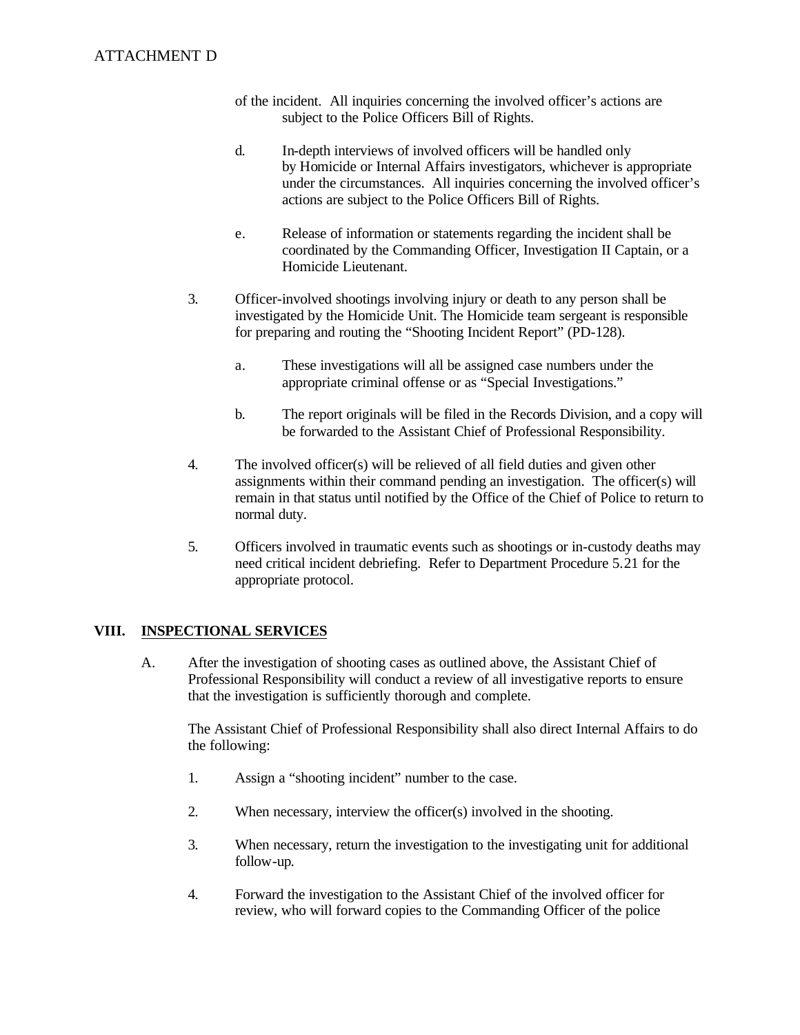of the incident. All inquiries concerning the involved officer's actions are subject to the Police Officers Bill of Rights.

d. In-depth interviews of involved officers will be handled only by Homicide or Internal Affairs investigators, whichever is appropriate under the circumstances. All inquiries concerning the involved officer's actions are subject to the Police Officers Bill of Rights.

e. Release of information or statements regarding the incident shall be coordinated by the Commanding Officer, Investigation II Captain, or a Homicide Lieutenant.

3. Officer-involved shootings involving injury or death to any person shall be investigated by the Homicide Unit. The Homicide team sergeant is responsible for preparing and routing the "Shooting Incident Report" (PD-128).

   a. These investigations will all be assigned case numbers under the appropriate criminal offense or as "Special Investigations."

   b. The report originals will be filed in the Records Division, and a copy will be forwarded to the Assistant Chief of Professional Responsibility.

4. The involved officer(s) will be relieved of all field duties and given other assignments within their command pending an investigation. The officer(s) will remain in that status until notified by the Office of the Chief of Police to return to normal duty.

5. Officers involved in traumatic events such as shootings or in-custody deaths may need critical incident debriefing. Refer to Department Procedure 5.21 for the appropriate protocol.

## VIII. INSPECTIONAL SERVICES

A. After the investigation of shooting cases as outlined above, the Assistant Chief of Professional Responsibility will conduct a review of all investigative reports to ensure that the investigation is sufficiently thorough and complete.

The Assistant Chief of Professional Responsibility shall also direct Internal Affairs to do the following:

1. Assign a "shooting incident" number to the case.

2. When necessary, interview the officer(s) involved in the shooting.

3. When necessary, return the investigation to the investigating unit for additional follow-up.

4. Forward the investigation to the Assistant Chief of the involved officer for review, who will forward copies to the Commanding Officer of the police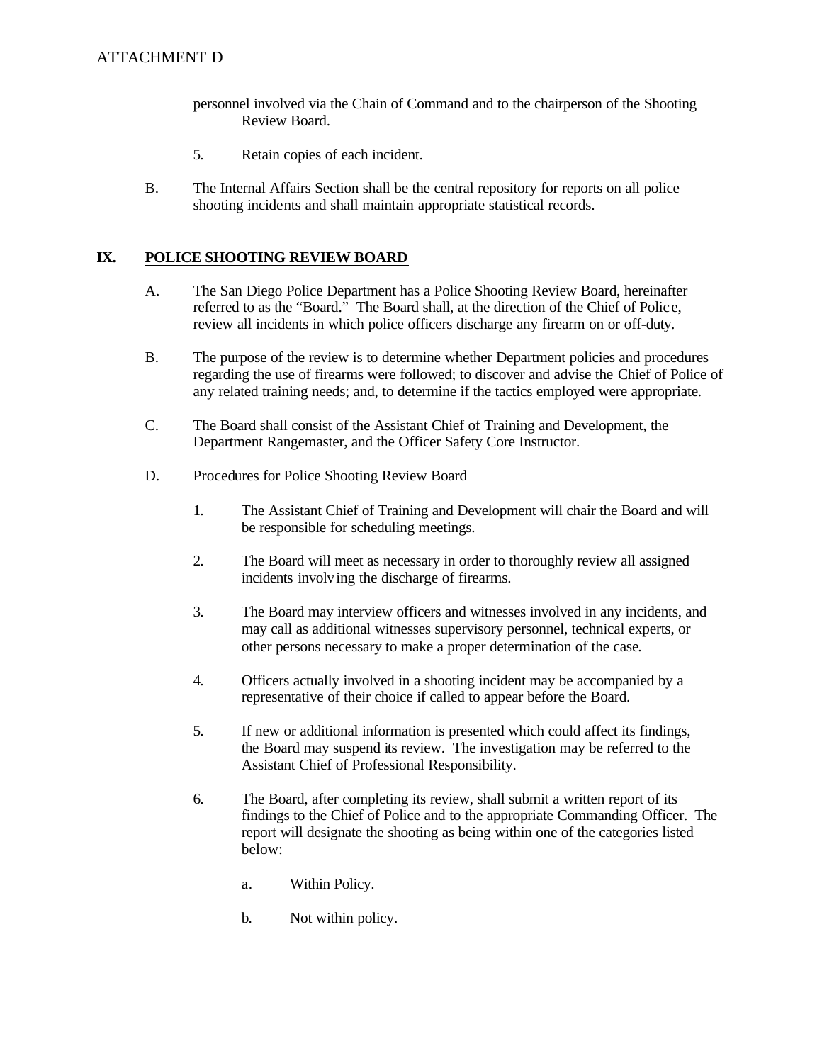personnel involved via the Chain of Command and to the chairperson of the Shooting Review Board.

5. Retain copies of each incident.

B. The Internal Affairs Section shall be the central repository for reports on all police shooting incidents and shall maintain appropriate statistical records.

## IX. POLICE SHOOTING REVIEW BOARD

A. The San Diego Police Department has a Police Shooting Review Board, hereinafter referred to as the "Board." The Board shall, at the direction of the Chief of Police, review all incidents in which police officers discharge any firearm on or off-duty.

B. The purpose of the review is to determine whether Department policies and procedures regarding the use of firearms were followed; to discover and advise the Chief of Police of any related training needs; and, to determine if the tactics employed were appropriate.

C. The Board shall consist of the Assistant Chief of Training and Development, the Department Rangemaster, and the Officer Safety Core Instructor.

D. Procedures for Police Shooting Review Board

1. The Assistant Chief of Training and Development will chair the Board and will be responsible for scheduling meetings.

2. The Board will meet as necessary in order to thoroughly review all assigned incidents involving the discharge of firearms.

3. The Board may interview officers and witnesses involved in any incidents, and may call as additional witnesses supervisory personnel, technical experts, or other persons necessary to make a proper determination of the case.

4. Officers actually involved in a shooting incident may be accompanied by a representative of their choice if called to appear before the Board.

5. If new or additional information is presented which could affect its findings, the Board may suspend its review. The investigation may be referred to the Assistant Chief of Professional Responsibility.

6. The Board, after completing its review, shall submit a written report of its findings to the Chief of Police and to the appropriate Commanding Officer. The report will designate the shooting as being within one of the categories listed below:

a. Within Policy.

b. Not within policy.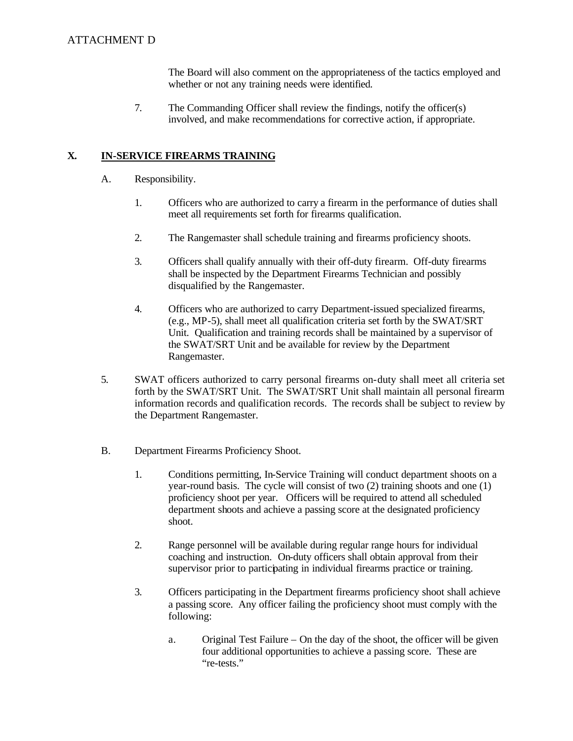ATTACHMENT D

The Board will also comment on the appropriateness of the tactics employed and whether or not any training needs were identified.

7. The Commanding Officer shall review the findings, notify the officer(s) involved, and make recommendations for corrective action, if appropriate.

## X. IN-SERVICE FIREARMS TRAINING

A. Responsibility.

1. Officers who are authorized to carry a firearm in the performance of duties shall meet all requirements set forth for firearms qualification.

2. The Rangemaster shall schedule training and firearms proficiency shoots.

3. Officers shall qualify annually with their off-duty firearm. Off-duty firearms shall be inspected by the Department Firearms Technician and possibly disqualified by the Rangemaster.

4. Officers who are authorized to carry Department-issued specialized firearms, (e.g., MP-5), shall meet all qualification criteria set forth by the SWAT/SRT Unit. Qualification and training records shall be maintained by a supervisor of the SWAT/SRT Unit and be available for review by the Department Rangemaster.

5. SWAT officers authorized to carry personal firearms on-duty shall meet all criteria set forth by the SWAT/SRT Unit. The SWAT/SRT Unit shall maintain all personal firearm information records and qualification records. The records shall be subject to review by the Department Rangemaster.

B. Department Firearms Proficiency Shoot.

1. Conditions permitting, In-Service Training will conduct department shoots on a year-round basis. The cycle will consist of two (2) training shoots and one (1) proficiency shoot per year. Officers will be required to attend all scheduled department shoots and achieve a passing score at the designated proficiency shoot.

2. Range personnel will be available during regular range hours for individual coaching and instruction. On-duty officers shall obtain approval from their supervisor prior to participating in individual firearms practice or training.

3. Officers participating in the Department firearms proficiency shoot shall achieve a passing score. Any officer failing the proficiency shoot must comply with the following:

   a. Original Test Failure – On the day of the shoot, the officer will be given four additional opportunities to achieve a passing score. These are "re-tests."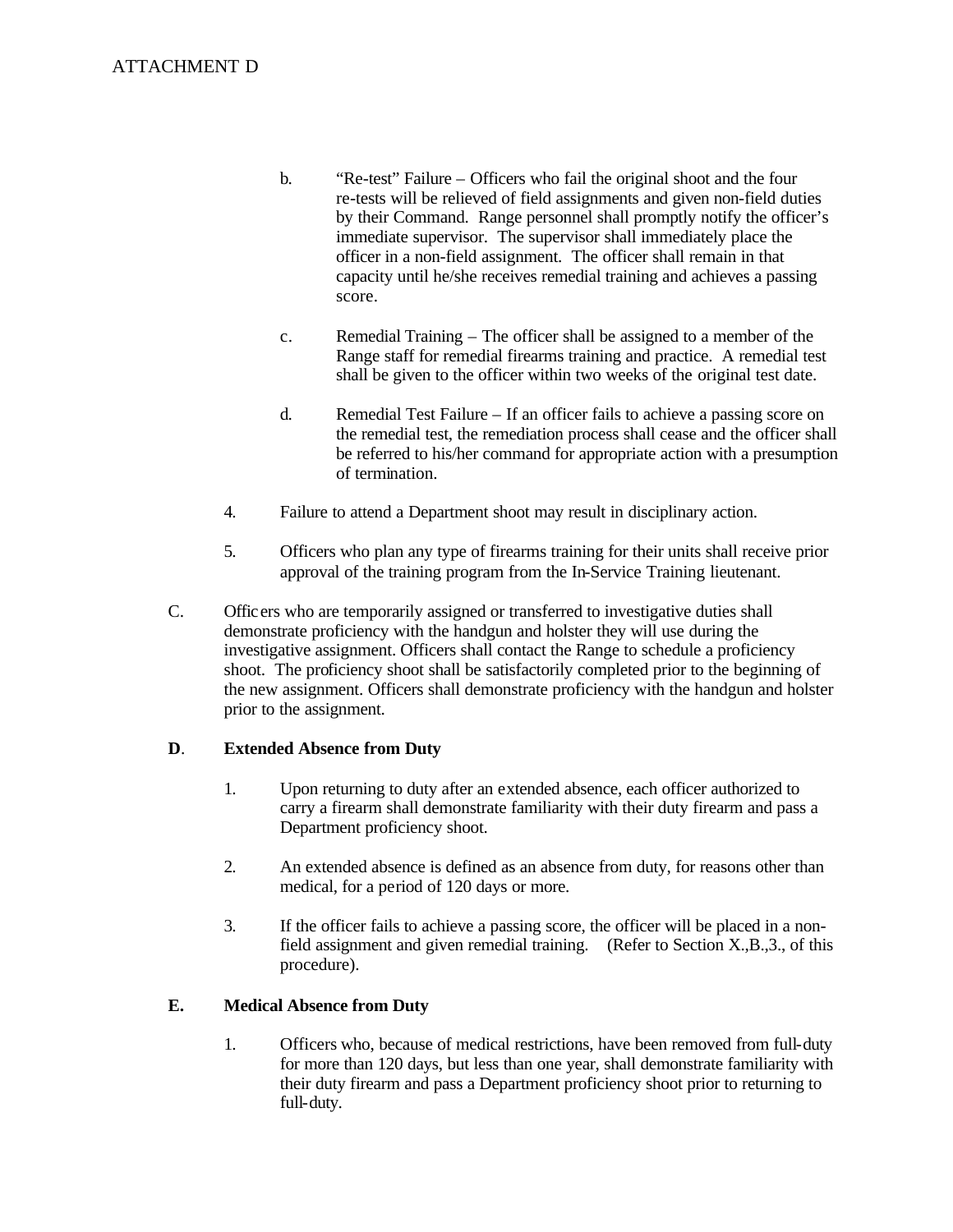ATTACHMENT D

b. "Re-test" Failure – Officers who fail the original shoot and the four re-tests will be relieved of field assignments and given non-field duties by their Command. Range personnel shall promptly notify the officer's immediate supervisor. The supervisor shall immediately place the officer in a non-field assignment. The officer shall remain in that capacity until he/she receives remedial training and achieves a passing score.

c. Remedial Training – The officer shall be assigned to a member of the Range staff for remedial firearms training and practice. A remedial test shall be given to the officer within two weeks of the original test date.

d. Remedial Test Failure – If an officer fails to achieve a passing score on the remedial test, the remediation process shall cease and the officer shall be referred to his/her command for appropriate action with a presumption of termination.

4. Failure to attend a Department shoot may result in disciplinary action.

5. Officers who plan any type of firearms training for their units shall receive prior approval of the training program from the In-Service Training lieutenant.

C. Officers who are temporarily assigned or transferred to investigative duties shall demonstrate proficiency with the handgun and holster they will use during the investigative assignment. Officers shall contact the Range to schedule a proficiency shoot. The proficiency shoot shall be satisfactorily completed prior to the beginning of the new assignment. Officers shall demonstrate proficiency with the handgun and holster prior to the assignment.

**D. Extended Absence from Duty**

1. Upon returning to duty after an extended absence, each officer authorized to carry a firearm shall demonstrate familiarity with their duty firearm and pass a Department proficiency shoot.

2. An extended absence is defined as an absence from duty, for reasons other than medical, for a period of 120 days or more.

3. If the officer fails to achieve a passing score, the officer will be placed in a non-field assignment and given remedial training. (Refer to Section X.,B.,3., of this procedure).

**E. Medical Absence from Duty**

1. Officers who, because of medical restrictions, have been removed from full-duty for more than 120 days, but less than one year, shall demonstrate familiarity with their duty firearm and pass a Department proficiency shoot prior to returning to full-duty.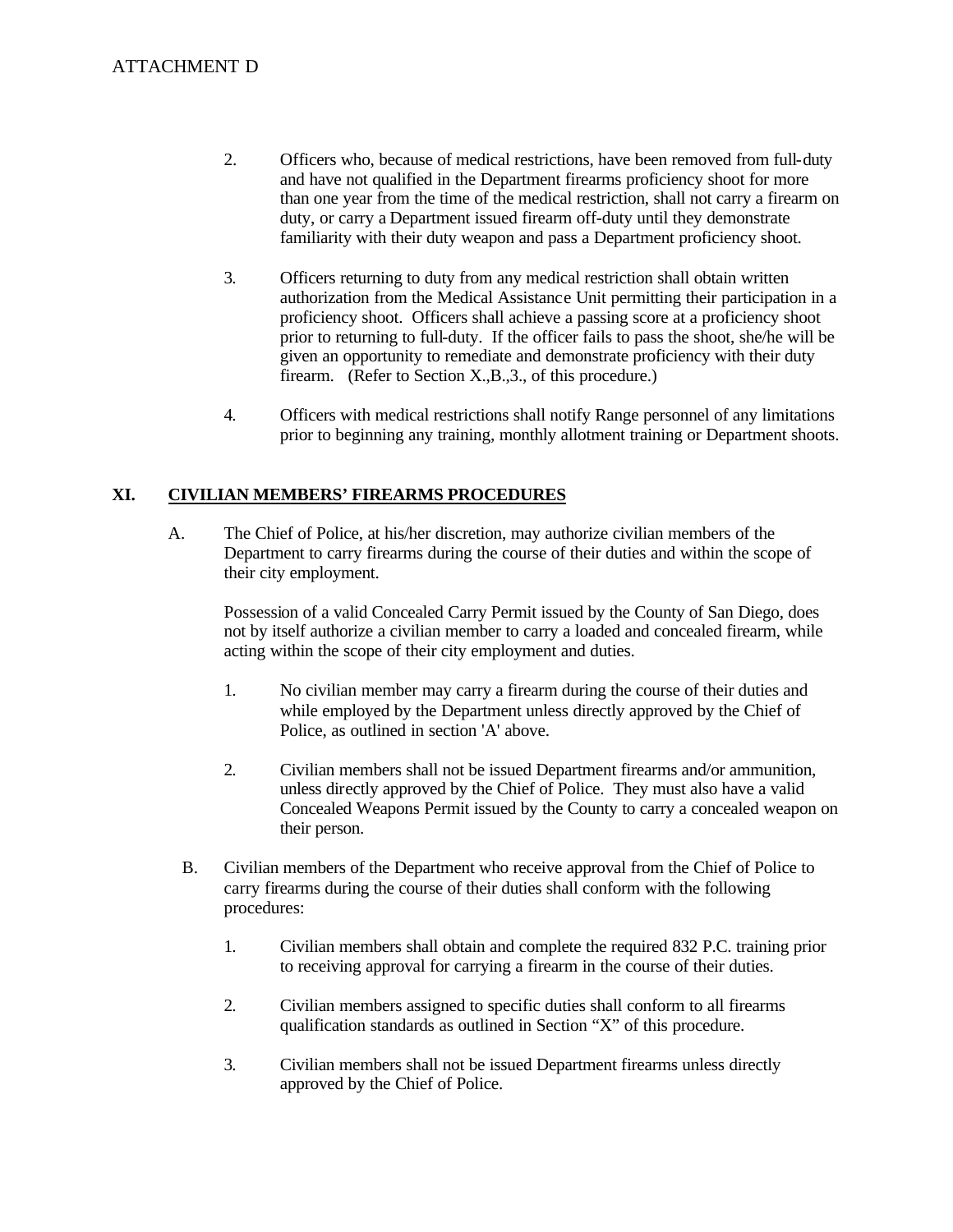2. Officers who, because of medical restrictions, have been removed from full-duty and have not qualified in the Department firearms proficiency shoot for more than one year from the time of the medical restriction, shall not carry a firearm on duty, or carry a Department issued firearm off-duty until they demonstrate familiarity with their duty weapon and pass a Department proficiency shoot.

3. Officers returning to duty from any medical restriction shall obtain written authorization from the Medical Assistance Unit permitting their participation in a proficiency shoot. Officers shall achieve a passing score at a proficiency shoot prior to returning to full-duty. If the officer fails to pass the shoot, she/he will be given an opportunity to remediate and demonstrate proficiency with their duty firearm. (Refer to Section X.,B.,3., of this procedure.)

4. Officers with medical restrictions shall notify Range personnel of any limitations prior to beginning any training, monthly allotment training or Department shoots.

## XI. CIVILIAN MEMBERS' FIREARMS PROCEDURES

A. The Chief of Police, at his/her discretion, may authorize civilian members of the Department to carry firearms during the course of their duties and within the scope of their city employment.

   Possession of a valid Concealed Carry Permit issued by the County of San Diego, does not by itself authorize a civilian member to carry a loaded and concealed firearm, while acting within the scope of their city employment and duties.

   1. No civilian member may carry a firearm during the course of their duties and while employed by the Department unless directly approved by the Chief of Police, as outlined in section 'A' above.

   2. Civilian members shall not be issued Department firearms and/or ammunition, unless directly approved by the Chief of Police. They must also have a valid Concealed Weapons Permit issued by the County to carry a concealed weapon on their person.

B. Civilian members of the Department who receive approval from the Chief of Police to carry firearms during the course of their duties shall conform with the following procedures:

   1. Civilian members shall obtain and complete the required 832 P.C. training prior to receiving approval for carrying a firearm in the course of their duties.

   2. Civilian members assigned to specific duties shall conform to all firearms qualification standards as outlined in Section "X" of this procedure.

   3. Civilian members shall not be issued Department firearms unless directly approved by the Chief of Police.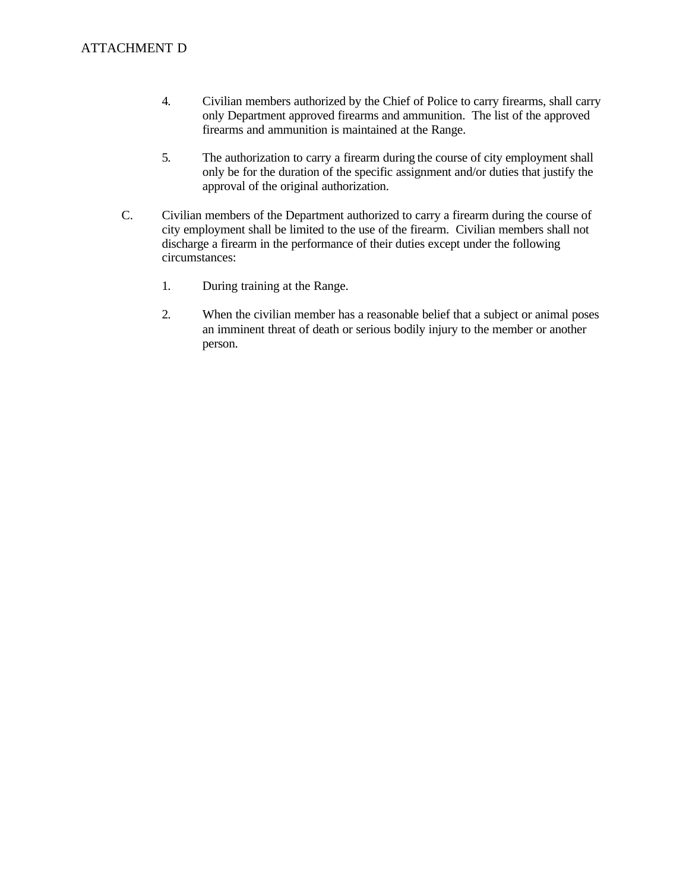ATTACHMENT D

4. Civilian members authorized by the Chief of Police to carry firearms, shall carry only Department approved firearms and ammunition. The list of the approved firearms and ammunition is maintained at the Range.

5. The authorization to carry a firearm during the course of city employment shall only be for the duration of the specific assignment and/or duties that justify the approval of the original authorization.

C. Civilian members of the Department authorized to carry a firearm during the course of city employment shall be limited to the use of the firearm. Civilian members shall not discharge a firearm in the performance of their duties except under the following circumstances:

   1. During training at the Range.

   2. When the civilian member has a reasonable belief that a subject or animal poses an imminent threat of death or serious bodily injury to the member or another person.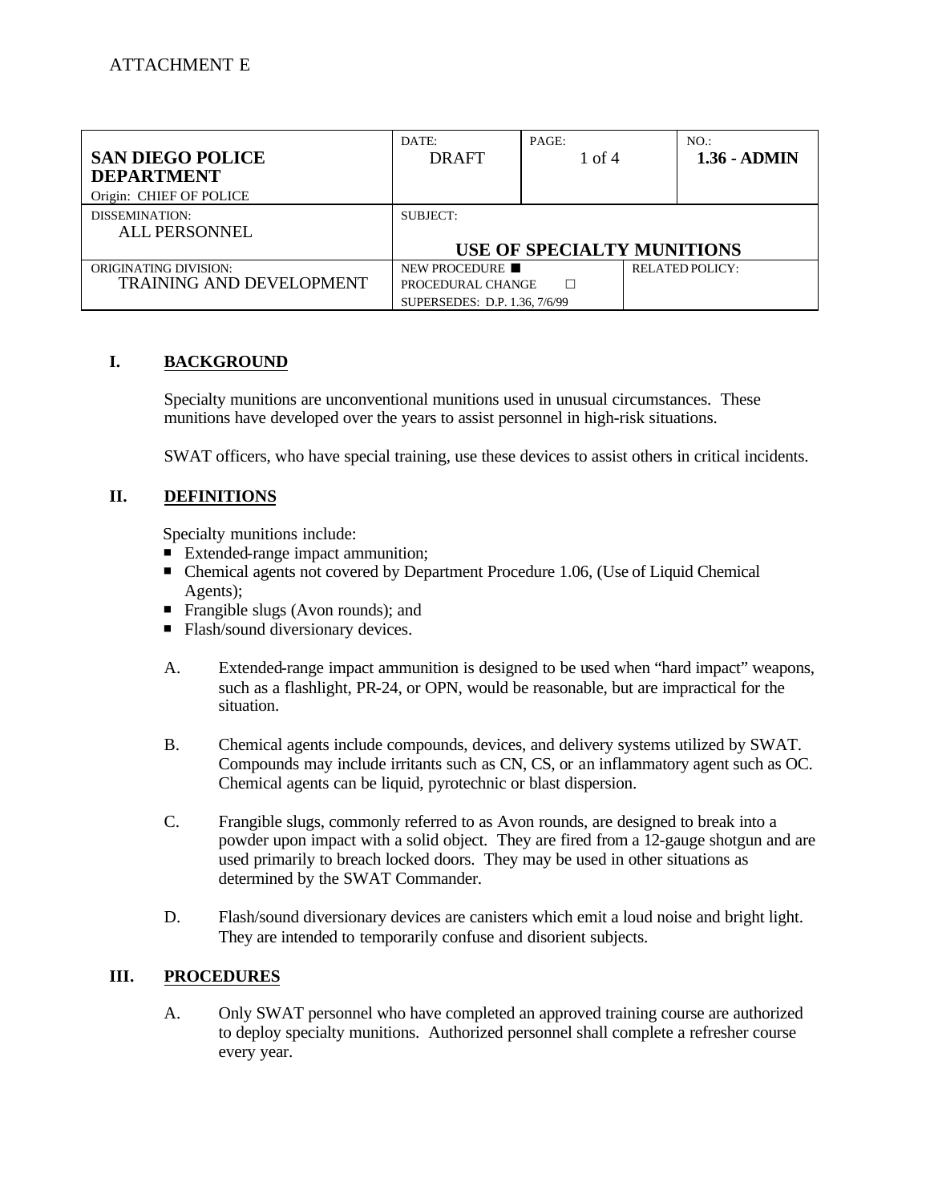ATTACHMENT E

| SAN DIEGO POLICE DEPARTMENT<br>Origin: CHIEF OF POLICE | DATE:<br>DRAFT | PAGE:<br>1 of 4 | NO.:<br>**1.36 - ADMIN** |
|---|---|---|---|
| DISSEMINATION:<br>ALL PERSONNEL | SUBJECT:<br>**USE OF SPECIALTY MUNITIONS** | | |
| ORIGINATING DIVISION:<br>TRAINING AND DEVELOPMENT | NEW PROCEDURE ■<br>PROCEDURAL CHANGE ☐<br>SUPERSEDES: D.P. 1.36, 7/6/99 | | RELATED POLICY: |

## I. BACKGROUND

Specialty munitions are unconventional munitions used in unusual circumstances. These munitions have developed over the years to assist personnel in high-risk situations.

SWAT officers, who have special training, use these devices to assist others in critical incidents.

## II. DEFINITIONS

Specialty munitions include:

- Extended-range impact ammunition;
- Chemical agents not covered by Department Procedure 1.06, (Use of Liquid Chemical Agents);
- Frangible slugs (Avon rounds); and
- Flash/sound diversionary devices.

A. Extended-range impact ammunition is designed to be used when "hard impact" weapons, such as a flashlight, PR-24, or OPN, would be reasonable, but are impractical for the situation.

B. Chemical agents include compounds, devices, and delivery systems utilized by SWAT. Compounds may include irritants such as CN, CS, or an inflammatory agent such as OC. Chemical agents can be liquid, pyrotechnic or blast dispersion.

C. Frangible slugs, commonly referred to as Avon rounds, are designed to break into a powder upon impact with a solid object. They are fired from a 12-gauge shotgun and are used primarily to breach locked doors. They may be used in other situations as determined by the SWAT Commander.

D. Flash/sound diversionary devices are canisters which emit a loud noise and bright light. They are intended to temporarily confuse and disorient subjects.

## III. PROCEDURES

A. Only SWAT personnel who have completed an approved training course are authorized to deploy specialty munitions. Authorized personnel shall complete a refresher course every year.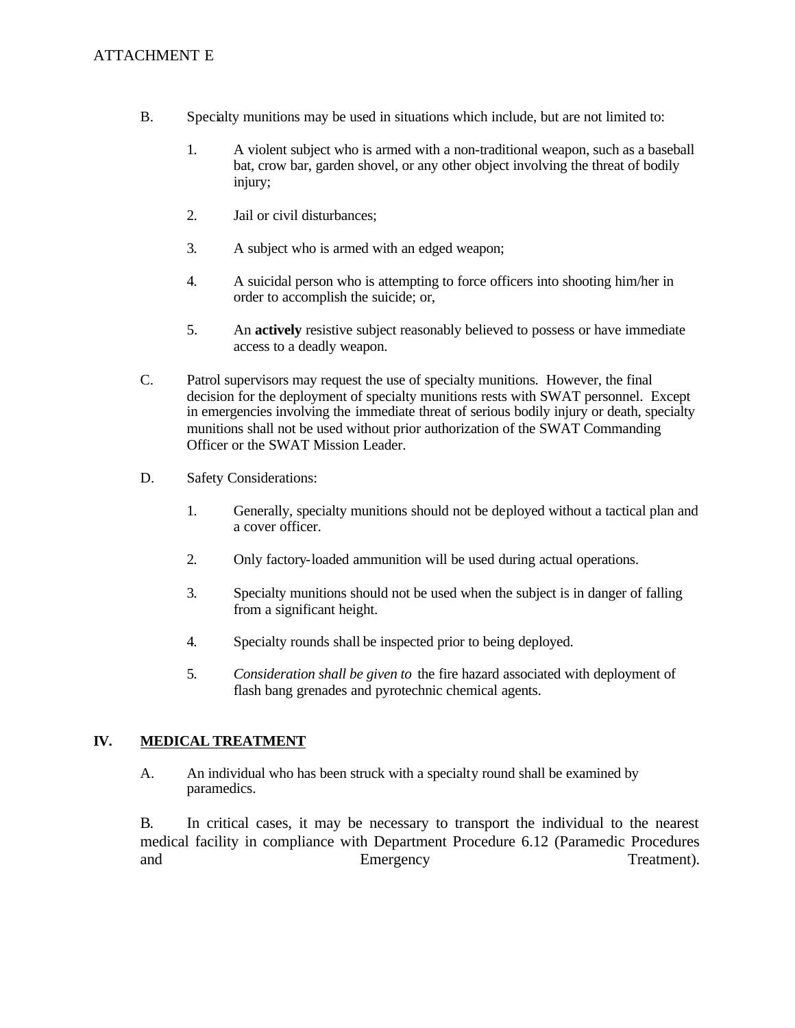ATTACHMENT E

B. Specialty munitions may be used in situations which include, but are not limited to:

1. A violent subject who is armed with a non-traditional weapon, such as a baseball bat, crow bar, garden shovel, or any other object involving the threat of bodily injury;

2. Jail or civil disturbances;

3. A subject who is armed with an edged weapon;

4. A suicidal person who is attempting to force officers into shooting him/her in order to accomplish the suicide; or,

5. An **actively** resistive subject reasonably believed to possess or have immediate access to a deadly weapon.

C. Patrol supervisors may request the use of specialty munitions. However, the final decision for the deployment of specialty munitions rests with SWAT personnel. Except in emergencies involving the immediate threat of serious bodily injury or death, specialty munitions shall not be used without prior authorization of the SWAT Commanding Officer or the SWAT Mission Leader.

D. Safety Considerations:

1. Generally, specialty munitions should not be deployed without a tactical plan and a cover officer.

2. Only factory-loaded ammunition will be used during actual operations.

3. Specialty munitions should not be used when the subject is in danger of falling from a significant height.

4. Specialty rounds shall be inspected prior to being deployed.

5. *Consideration shall be given to* the fire hazard associated with deployment of flash bang grenades and pyrotechnic chemical agents.

## IV. MEDICAL TREATMENT

A. An individual who has been struck with a specialty round shall be examined by paramedics.

B. In critical cases, it may be necessary to transport the individual to the nearest medical facility in compliance with Department Procedure 6.12 (Paramedic Procedures and Emergency Treatment).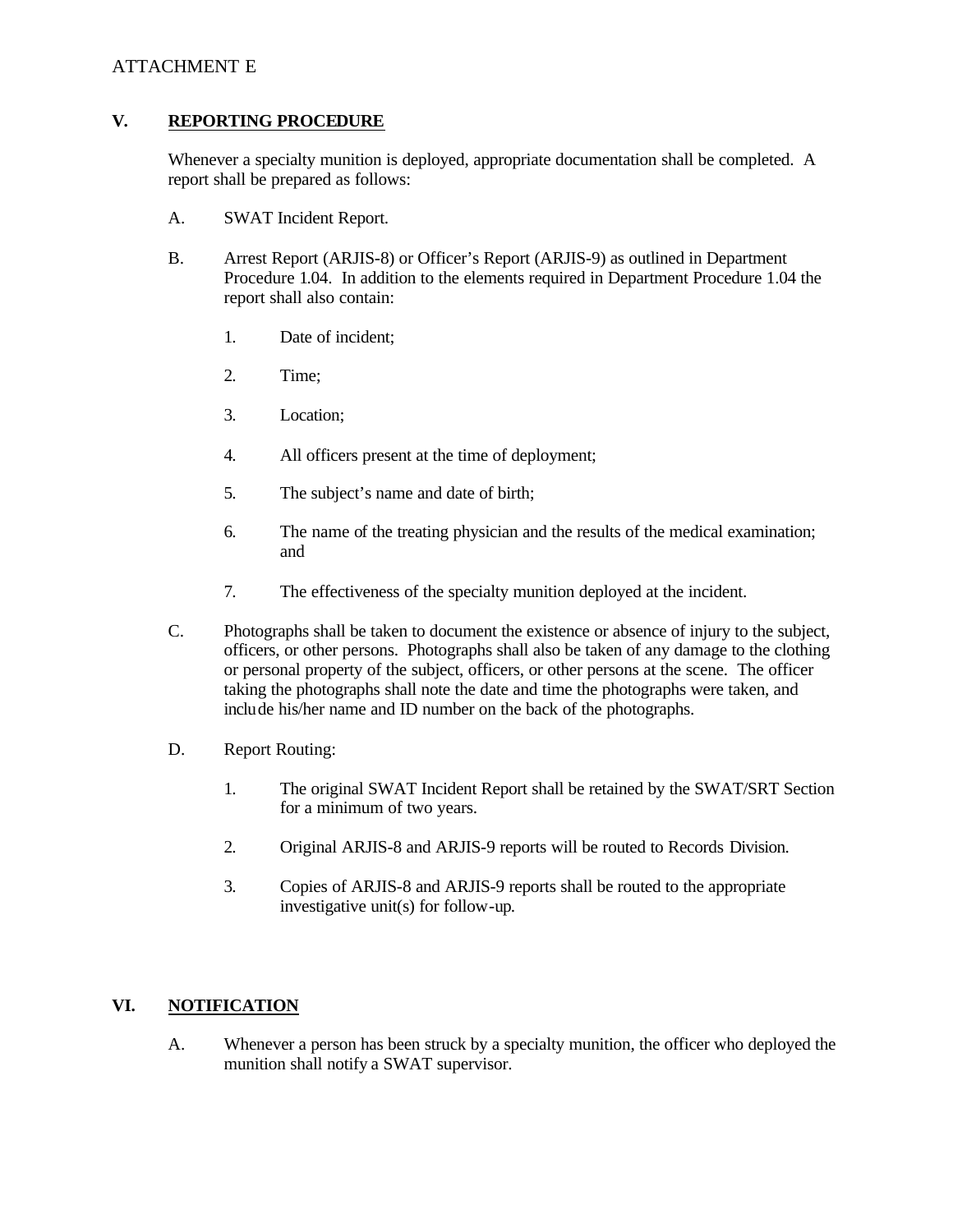ATTACHMENT E

## V. REPORTING PROCEDURE

Whenever a specialty munition is deployed, appropriate documentation shall be completed. A report shall be prepared as follows:

A. SWAT Incident Report.

B. Arrest Report (ARJIS-8) or Officer's Report (ARJIS-9) as outlined in Department Procedure 1.04. In addition to the elements required in Department Procedure 1.04 the report shall also contain:

   1. Date of incident;

   2. Time;

   3. Location;

   4. All officers present at the time of deployment;

   5. The subject's name and date of birth;

   6. The name of the treating physician and the results of the medical examination; and

   7. The effectiveness of the specialty munition deployed at the incident.

C. Photographs shall be taken to document the existence or absence of injury to the subject, officers, or other persons. Photographs shall also be taken of any damage to the clothing or personal property of the subject, officers, or other persons at the scene. The officer taking the photographs shall note the date and time the photographs were taken, and include his/her name and ID number on the back of the photographs.

D. Report Routing:

   1. The original SWAT Incident Report shall be retained by the SWAT/SRT Section for a minimum of two years.

   2. Original ARJIS-8 and ARJIS-9 reports will be routed to Records Division.

   3. Copies of ARJIS-8 and ARJIS-9 reports shall be routed to the appropriate investigative unit(s) for follow-up.

## VI. NOTIFICATION

A. Whenever a person has been struck by a specialty munition, the officer who deployed the munition shall notify a SWAT supervisor.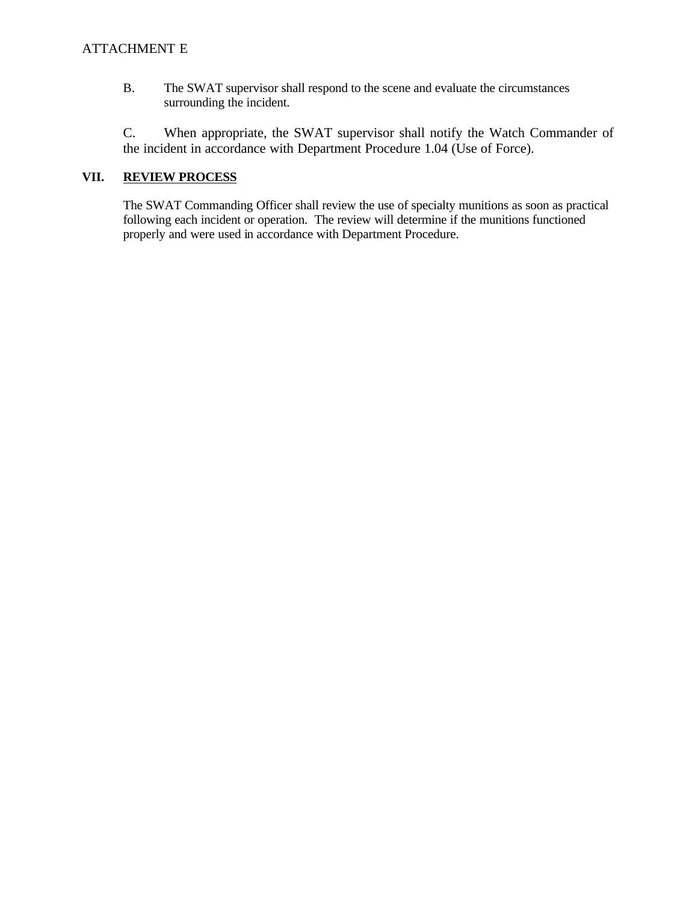ATTACHMENT E

B. The SWAT supervisor shall respond to the scene and evaluate the circumstances surrounding the incident.

C. When appropriate, the SWAT supervisor shall notify the Watch Commander of the incident in accordance with Department Procedure 1.04 (Use of Force).

## VII. <u>REVIEW PROCESS</u>

The SWAT Commanding Officer shall review the use of specialty munitions as soon as practical following each incident or operation. The review will determine if the munitions functioned properly and were used in accordance with Department Procedure.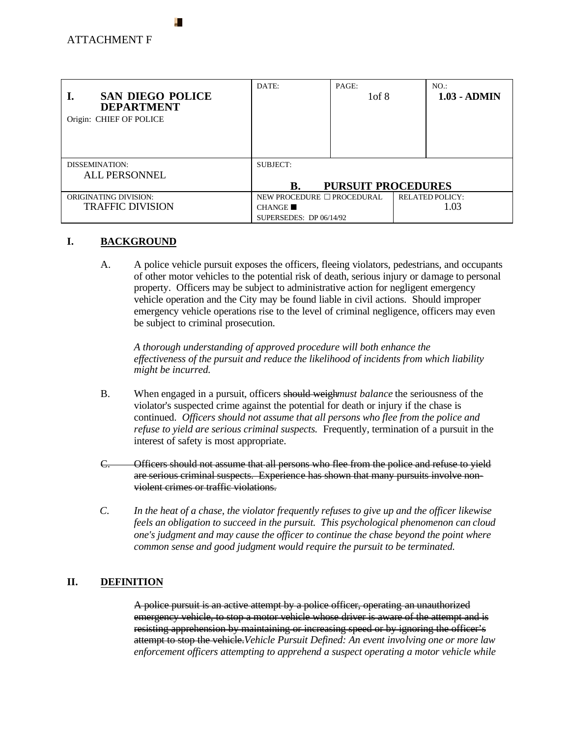ATTACHMENT F

| I. SAN DIEGO POLICE DEPARTMENT<br>Origin: CHIEF OF POLICE | DATE: | PAGE:<br>1of 8 | NO.:<br>**1.03 - ADMIN** |
|---|---|---|---|
| DISSEMINATION:<br>ALL PERSONNEL | SUBJECT:<br>**B. PURSUIT PROCEDURES** | | |
| ORIGINATING DIVISION:<br>TRAFFIC DIVISION | NEW PROCEDURE ☐ PROCEDURAL CHANGE ■<br>SUPERSEDES: DP 06/14/92 | | RELATED POLICY:<br>1.03 |

## I. BACKGROUND

A. A police vehicle pursuit exposes the officers, fleeing violators, pedestrians, and occupants of other motor vehicles to the potential risk of death, serious injury or damage to personal property. Officers may be subject to administrative action for negligent emergency vehicle operation and the City may be found liable in civil actions. Should improper emergency vehicle operations rise to the level of criminal negligence, officers may even be subject to criminal prosecution.

*A thorough understanding of approved procedure will both enhance the effectiveness of the pursuit and reduce the likelihood of incidents from which liability might be incurred.*

B. When engaged in a pursuit, officers ~~should weigh~~*must balance* the seriousness of the violator's suspected crime against the potential for death or injury if the chase is continued. *Officers should not assume that all persons who flee from the police and refuse to yield are serious criminal suspects.* Frequently, termination of a pursuit in the interest of safety is most appropriate.

~~C. Officers should not assume that all persons who flee from the police and refuse to yield are serious criminal suspects. Experience has shown that many pursuits involve non-violent crimes or traffic violations.~~

*C. In the heat of a chase, the violator frequently refuses to give up and the officer likewise feels an obligation to succeed in the pursuit. This psychological phenomenon can cloud one's judgment and may cause the officer to continue the chase beyond the point where common sense and good judgment would require the pursuit to be terminated.*

## II. DEFINITION

~~A police pursuit is an active attempt by a police officer, operating an unauthorized emergency vehicle, to stop a motor vehicle whose driver is aware of the attempt and is resisting apprehension by maintaining or increasing speed or by ignoring the officer's attempt to stop the vehicle.~~*Vehicle Pursuit Defined: An event involving one or more law enforcement officers attempting to apprehend a suspect operating a motor vehicle while*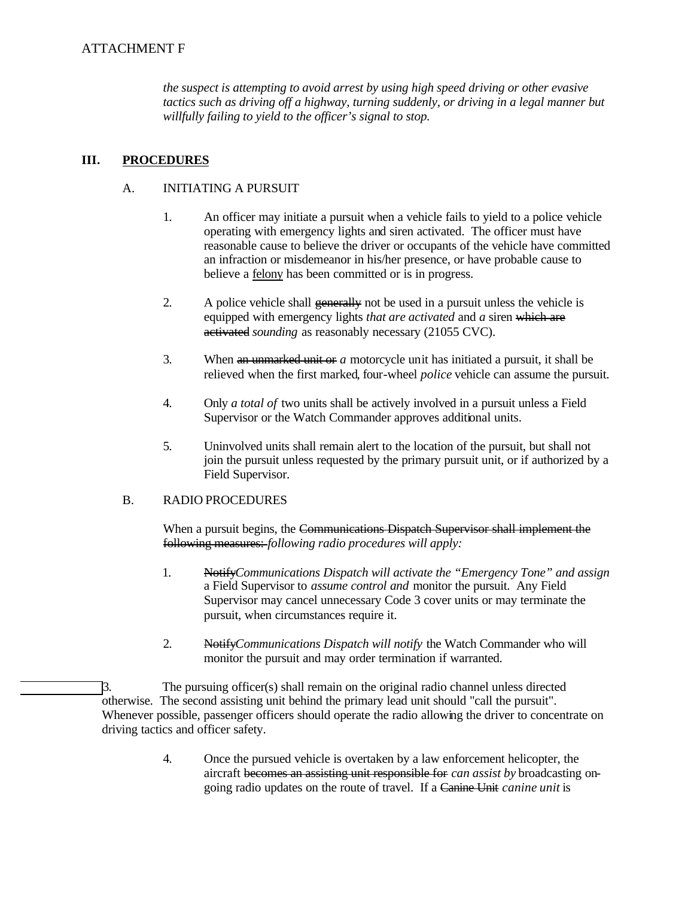ATTACHMENT F

*the suspect is attempting to avoid arrest by using high speed driving or other evasive tactics such as driving off a highway, turning suddenly, or driving in a legal manner but willfully failing to yield to the officer's signal to stop.*

## III. PROCEDURES

### A. INITIATING A PURSUIT

1. An officer may initiate a pursuit when a vehicle fails to yield to a police vehicle operating with emergency lights and siren activated. The officer must have reasonable cause to believe the driver or occupants of the vehicle have committed an infraction or misdemeanor in his/her presence, or have probable cause to believe a <u>felony</u> has been committed or is in progress.

2. A police vehicle shall ~~generally~~ not be used in a pursuit unless the vehicle is equipped with emergency lights *that are activated* and *a* siren ~~which are activated~~ *sounding* as reasonably necessary (21055 CVC).

3. When ~~an unmarked unit or~~ *a* motorcycle unit has initiated a pursuit, it shall be relieved when the first marked, four-wheel *police* vehicle can assume the pursuit.

4. Only *a total of* two units shall be actively involved in a pursuit unless a Field Supervisor or the Watch Commander approves additional units.

5. Uninvolved units shall remain alert to the location of the pursuit, but shall not join the pursuit unless requested by the primary pursuit unit, or if authorized by a Field Supervisor.

### B. RADIO PROCEDURES

When a pursuit begins, the ~~Communications Dispatch Supervisor shall implement the following measures:~~ *following radio procedures will apply:*

1. ~~Notify~~*Communications Dispatch will activate the "Emergency Tone" and assign* a Field Supervisor to *assume control and* monitor the pursuit. Any Field Supervisor may cancel unnecessary Code 3 cover units or may terminate the pursuit, when circumstances require it.

2. ~~Notify~~*Communications Dispatch will notify* the Watch Commander who will monitor the pursuit and may order termination if warranted.

3. The pursuing officer(s) shall remain on the original radio channel unless directed otherwise. The second assisting unit behind the primary lead unit should "call the pursuit". Whenever possible, passenger officers should operate the radio allowing the driver to concentrate on driving tactics and officer safety.

4. Once the pursued vehicle is overtaken by a law enforcement helicopter, the aircraft ~~becomes an assisting unit responsible for~~ *can assist by* broadcasting on-going radio updates on the route of travel. If a ~~Canine Unit~~ *canine unit* is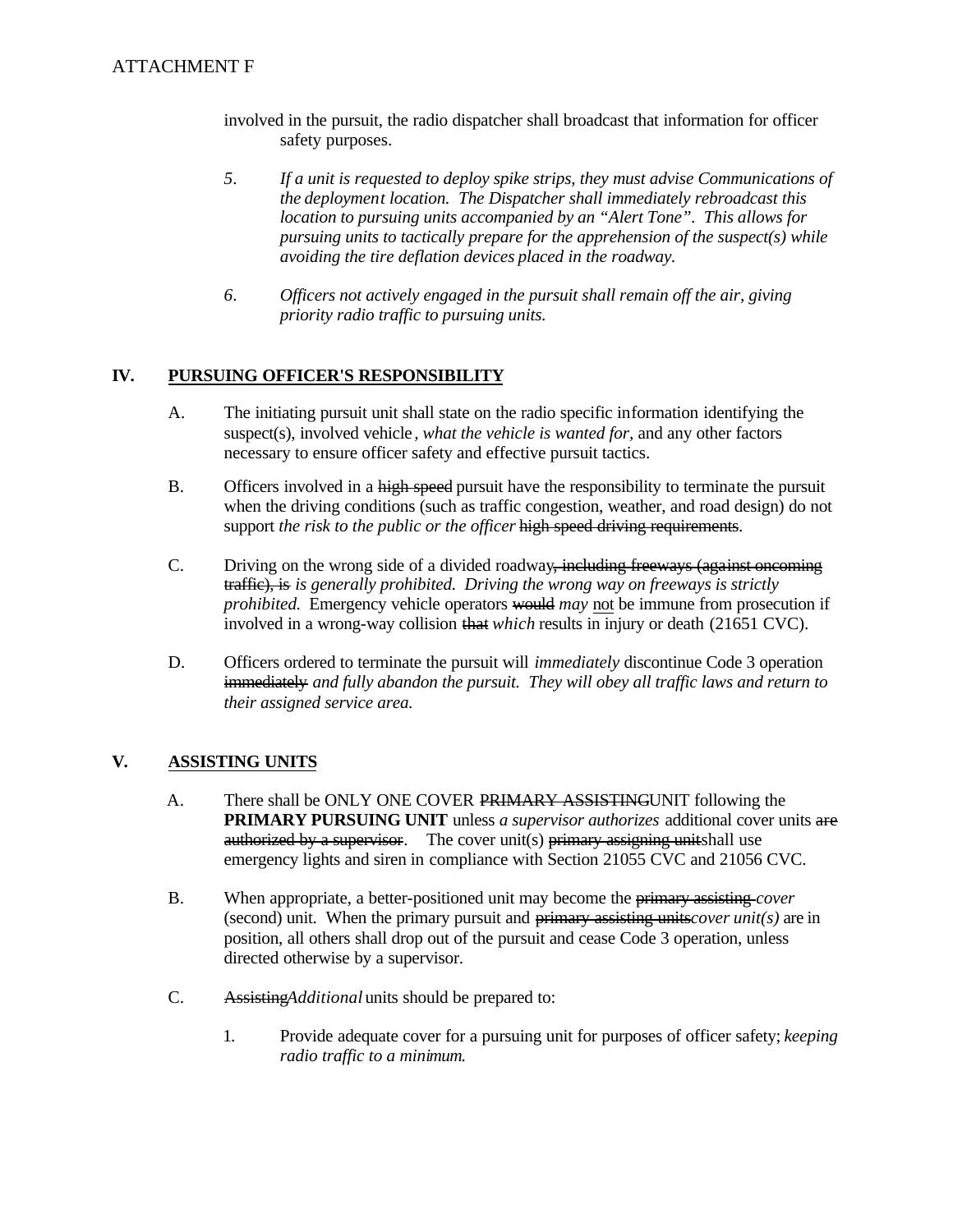involved in the pursuit, the radio dispatcher shall broadcast that information for officer safety purposes.

5. *If a unit is requested to deploy spike strips, they must advise Communications of the deployment location. The Dispatcher shall immediately rebroadcast this location to pursuing units accompanied by an "Alert Tone". This allows for pursuing units to tactically prepare for the apprehension of the suspect(s) while avoiding the tire deflation devices placed in the roadway.*

6. *Officers not actively engaged in the pursuit shall remain off the air, giving priority radio traffic to pursuing units.*

## IV. PURSUING OFFICER'S RESPONSIBILITY

A. The initiating pursuit unit shall state on the radio specific information identifying the suspect(s), involved vehicle*, what the vehicle is wanted for,* and any other factors necessary to ensure officer safety and effective pursuit tactics.

B. Officers involved in a ~~high speed~~ pursuit have the responsibility to terminate the pursuit when the driving conditions (such as traffic congestion, weather, and road design) do not support *the risk to the public or the officer* ~~high speed driving requirements~~.

C. Driving on the wrong side of a divided roadway~~, including freeways (against oncoming traffic), is~~ *is generally prohibited. Driving the wrong way on freeways is strictly prohibited.* Emergency vehicle operators ~~would~~ *may* not be immune from prosecution if involved in a wrong-way collision ~~that~~ *which* results in injury or death (21651 CVC).

D. Officers ordered to terminate the pursuit will *immediately* discontinue Code 3 operation ~~immediately~~ *and fully abandon the pursuit. They will obey all traffic laws and return to their assigned service area.*

## V. ASSISTING UNITS

A. There shall be ONLY ONE COVER ~~PRIMARY ASSISTING~~UNIT following the **PRIMARY PURSUING UNIT** unless *a supervisor authorizes* additional cover units ~~are authorized by a supervisor~~. The cover unit(s) ~~primary assigning unit~~shall use emergency lights and siren in compliance with Section 21055 CVC and 21056 CVC.

B. When appropriate, a better-positioned unit may become the ~~primary assisting~~ *cover* (second) unit. When the primary pursuit and ~~primary assisting units~~*cover unit(s)* are in position, all others shall drop out of the pursuit and cease Code 3 operation, unless directed otherwise by a supervisor.

C. ~~Assisting~~*Additional* units should be prepared to:

1. Provide adequate cover for a pursuing unit for purposes of officer safety; *keeping radio traffic to a minimum.*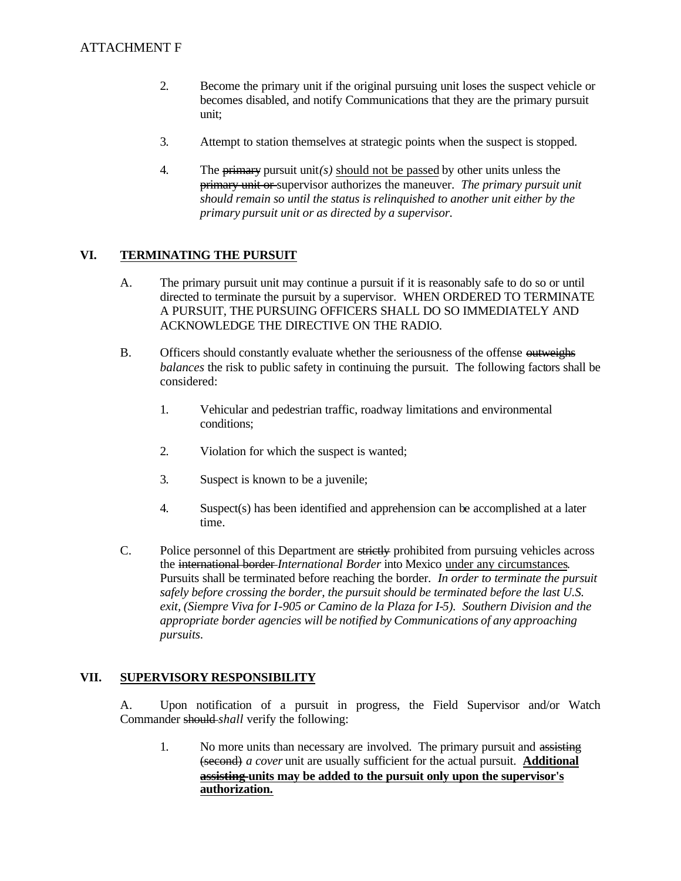2. Become the primary unit if the original pursuing unit loses the suspect vehicle or becomes disabled, and notify Communications that they are the primary pursuit unit;

3. Attempt to station themselves at strategic points when the suspect is stopped.

4. The ~~primary~~ pursuit unit*(s)* <u>should not be passed</u> by other units unless the ~~primary unit or~~ supervisor authorizes the maneuver. *The primary pursuit unit should remain so until the status is relinquished to another unit either by the primary pursuit unit or as directed by a supervisor.*

## VI. <u>TERMINATING THE PURSUIT</u>

A. The primary pursuit unit may continue a pursuit if it is reasonably safe to do so or until directed to terminate the pursuit by a supervisor. WHEN ORDERED TO TERMINATE A PURSUIT, THE PURSUING OFFICERS SHALL DO SO IMMEDIATELY AND ACKNOWLEDGE THE DIRECTIVE ON THE RADIO.

B. Officers should constantly evaluate whether the seriousness of the offense ~~outweighs~~ *balances* the risk to public safety in continuing the pursuit. The following factors shall be considered:

1. Vehicular and pedestrian traffic, roadway limitations and environmental conditions;

2. Violation for which the suspect is wanted;

3. Suspect is known to be a juvenile;

4. Suspect(s) has been identified and apprehension can be accomplished at a later time.

C. Police personnel of this Department are ~~strictly~~ prohibited from pursuing vehicles across the ~~international border~~ *International Border* into Mexico <u>under any circumstances</u>. Pursuits shall be terminated before reaching the border. *In order to terminate the pursuit safely before crossing the border, the pursuit should be terminated before the last U.S. exit, (Siempre Viva for I-905 or Camino de la Plaza for I-5). Southern Division and the appropriate border agencies will be notified by Communications of any approaching pursuits.*

## VII. <u>SUPERVISORY RESPONSIBILITY</u>

A. Upon notification of a pursuit in progress, the Field Supervisor and/or Watch Commander ~~should~~ *shall* verify the following:

1. No more units than necessary are involved. The primary pursuit and ~~assisting (second)~~ *a cover* unit are usually sufficient for the actual pursuit. <u>**Additional ~~assisting~~ units may be added to the pursuit only upon the supervisor's authorization.**</u>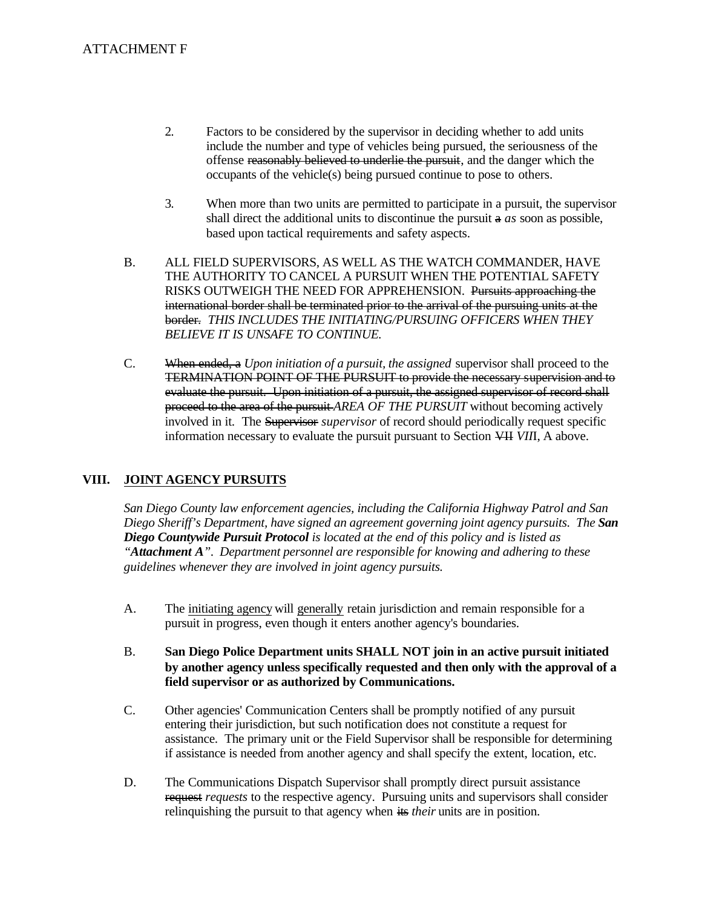ATTACHMENT F

2. Factors to be considered by the supervisor in deciding whether to add units include the number and type of vehicles being pursued, the seriousness of the offense ~~reasonably believed to underlie the pursuit~~, and the danger which the occupants of the vehicle(s) being pursued continue to pose to others.

3. When more than two units are permitted to participate in a pursuit, the supervisor shall direct the additional units to discontinue the pursuit ~~a~~ *as* soon as possible, based upon tactical requirements and safety aspects.

B. ALL FIELD SUPERVISORS, AS WELL AS THE WATCH COMMANDER, HAVE THE AUTHORITY TO CANCEL A PURSUIT WHEN THE POTENTIAL SAFETY RISKS OUTWEIGH THE NEED FOR APPREHENSION. ~~Pursuits approaching the international border shall be terminated prior to the arrival of the pursuing units at the border.~~ *THIS INCLUDES THE INITIATING/PURSUING OFFICERS WHEN THEY BELIEVE IT IS UNSAFE TO CONTINUE.*

C. ~~When ended, a~~ *Upon initiation of a pursuit, the assigned* supervisor shall proceed to the ~~TERMINATION POINT OF THE PURSUIT to provide the necessary supervision and to evaluate the pursuit. Upon initiation of a pursuit, the assigned supervisor of record shall proceed to the area of the pursuit~~ *AREA OF THE PURSUIT* without becoming actively involved in it. The ~~Supervisor~~ *supervisor* of record should periodically request specific information necessary to evaluate the pursuit pursuant to Section ~~VII~~ *VII*I, A above.

## VIII. JOINT AGENCY PURSUITS

*San Diego County law enforcement agencies, including the California Highway Patrol and San Diego Sheriff's Department, have signed an agreement governing joint agency pursuits. The* ***San Diego Countywide Pursuit Protocol*** *is located at the end of this policy and is listed as "****Attachment A****". Department personnel are responsible for knowing and adhering to these guidelines whenever they are involved in joint agency pursuits.*

A. The <u>initiating agency</u> will <u>generally</u> retain jurisdiction and remain responsible for a pursuit in progress, even though it enters another agency's boundaries.

B. **San Diego Police Department units SHALL NOT join in an active pursuit initiated by another agency unless specifically requested and then only with the approval of a field supervisor or as authorized by Communications.**

C. Other agencies' Communication Centers shall be promptly notified of any pursuit entering their jurisdiction, but such notification does not constitute a request for assistance. The primary unit or the Field Supervisor shall be responsible for determining if assistance is needed from another agency and shall specify the extent, location, etc.

D. The Communications Dispatch Supervisor shall promptly direct pursuit assistance ~~request~~ *requests* to the respective agency. Pursuing units and supervisors shall consider relinquishing the pursuit to that agency when ~~its~~ *their* units are in position.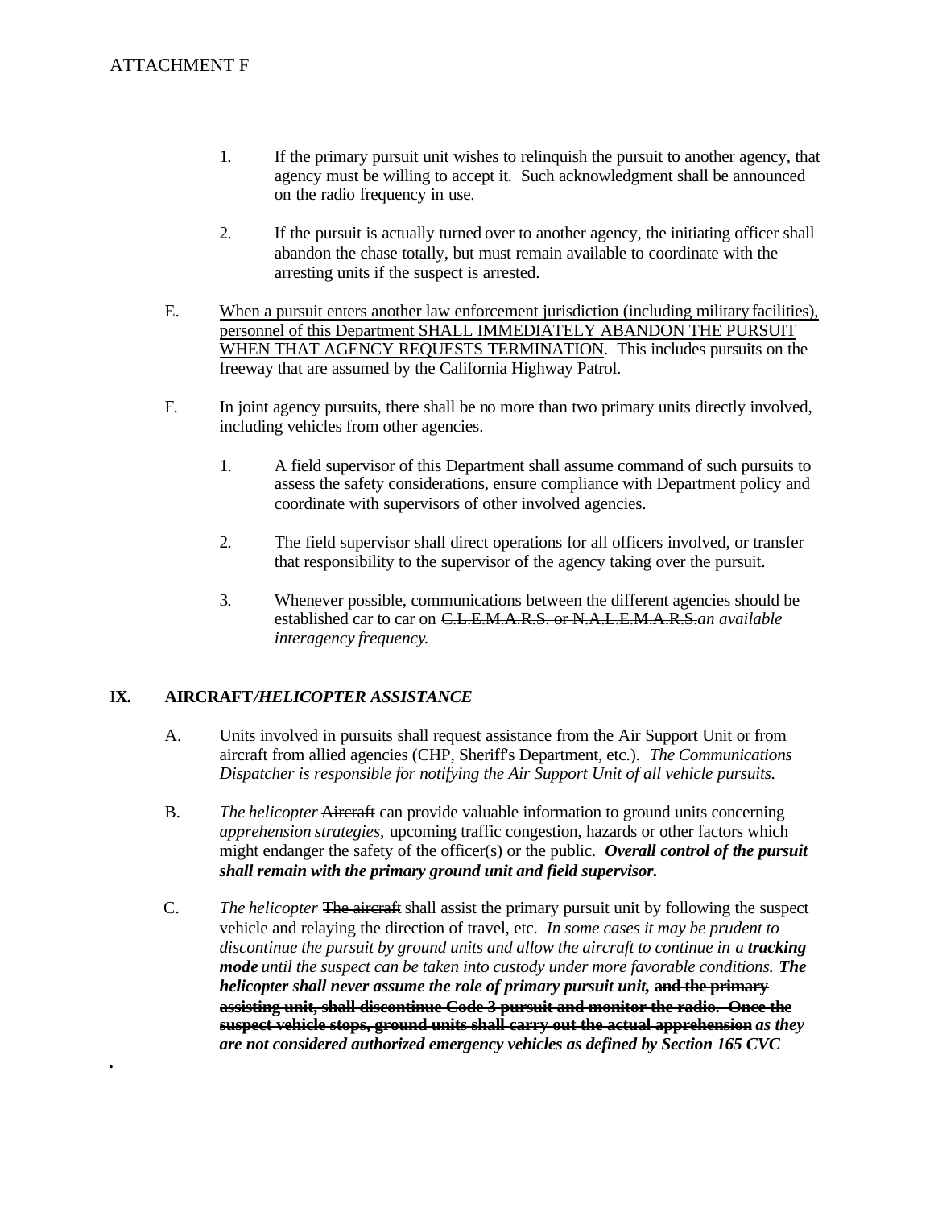ATTACHMENT F

1. If the primary pursuit unit wishes to relinquish the pursuit to another agency, that agency must be willing to accept it. Such acknowledgment shall be announced on the radio frequency in use.

2. If the pursuit is actually turned over to another agency, the initiating officer shall abandon the chase totally, but must remain available to coordinate with the arresting units if the suspect is arrested.

E. <u>When a pursuit enters another law enforcement jurisdiction (including military facilities), personnel of this Department SHALL IMMEDIATELY ABANDON THE PURSUIT WHEN THAT AGENCY REQUESTS TERMINATION</u>. This includes pursuits on the freeway that are assumed by the California Highway Patrol.

F. In joint agency pursuits, there shall be no more than two primary units directly involved, including vehicles from other agencies.

1. A field supervisor of this Department shall assume command of such pursuits to assess the safety considerations, ensure compliance with Department policy and coordinate with supervisors of other involved agencies.

2. The field supervisor shall direct operations for all officers involved, or transfer that responsibility to the supervisor of the agency taking over the pursuit.

3. Whenever possible, communications between the different agencies should be established car to car on ~~C.L.E.M.A.R.S. or N.A.L.E.M.A.R.S.~~*an available interagency frequency.*

## IX. <u>AIRCRAFT/*HELICOPTER ASSISTANCE*</u>

A. Units involved in pursuits shall request assistance from the Air Support Unit or from aircraft from allied agencies (CHP, Sheriff's Department, etc.). *The Communications Dispatcher is responsible for notifying the Air Support Unit of all vehicle pursuits.*

B. *The helicopter* ~~Aircraft~~ can provide valuable information to ground units concerning *apprehension strategies*, upcoming traffic congestion, hazards or other factors which might endanger the safety of the officer(s) or the public. ***Overall control of the pursuit shall remain with the primary ground unit and field supervisor.***

C. *The helicopter* ~~The aircraft~~ shall assist the primary pursuit unit by following the suspect vehicle and relaying the direction of travel, etc. *In some cases it may be prudent to discontinue the pursuit by ground units and allow the aircraft to continue in a* ***tracking mode*** *until the suspect can be taken into custody under more favorable conditions.* ***The helicopter shall never assume the role of primary pursuit unit,*** ~~**and the primary assisting unit, shall discontinue Code 3 pursuit and monitor the radio. Once the suspect vehicle stops, ground units shall carry out the actual apprehension**~~ ***as they are not considered authorized emergency vehicles as defined by Section 165 CVC***

.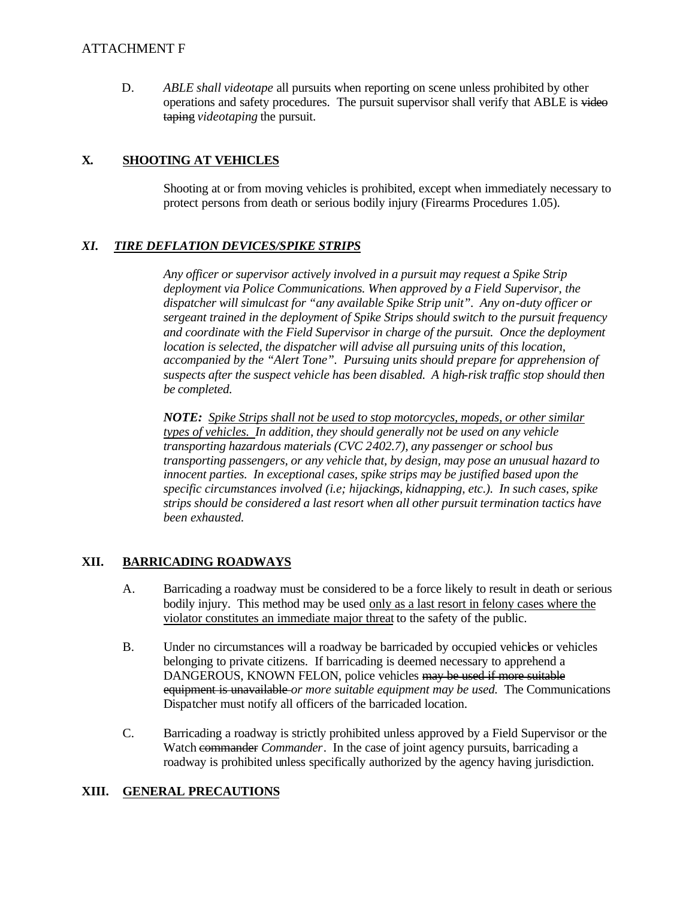D. *ABLE shall videotape* all pursuits when reporting on scene unless prohibited by other operations and safety procedures. The pursuit supervisor shall verify that ABLE is ~~video taping~~ *videotaping* the pursuit.

## X. <u>SHOOTING AT VEHICLES</u>

Shooting at or from moving vehicles is prohibited, except when immediately necessary to protect persons from death or serious bodily injury (Firearms Procedures 1.05).

## *XI. <u>TIRE DEFLATION DEVICES/SPIKE STRIPS</u>*

*Any officer or supervisor actively involved in a pursuit may request a Spike Strip deployment via Police Communications. When approved by a Field Supervisor, the dispatcher will simulcast for "any available Spike Strip unit". Any on-duty officer or sergeant trained in the deployment of Spike Strips should switch to the pursuit frequency and coordinate with the Field Supervisor in charge of the pursuit. Once the deployment location is selected, the dispatcher will advise all pursuing units of this location, accompanied by the "Alert Tone". Pursuing units should prepare for apprehension of suspects after the suspect vehicle has been disabled. A high-risk traffic stop should then be completed.*

***NOTE:*** *<u>Spike Strips shall not be used to stop motorcycles, mopeds, or other similar types of vehicles.</u> In addition, they should generally not be used on any vehicle transporting hazardous materials (CVC 2402.7), any passenger or school bus transporting passengers, or any vehicle that, by design, may pose an unusual hazard to innocent parties. In exceptional cases, spike strips may be justified based upon the specific circumstances involved (i.e; hijackings, kidnapping, etc.). In such cases, spike strips should be considered a last resort when all other pursuit termination tactics have been exhausted.*

## XII. <u>BARRICADING ROADWAYS</u>

A. Barricading a roadway must be considered to be a force likely to result in death or serious bodily injury. This method may be used <u>only as a last resort in felony cases where the violator constitutes an immediate major threat</u> to the safety of the public.

B. Under no circumstances will a roadway be barricaded by occupied vehicles or vehicles belonging to private citizens. If barricading is deemed necessary to apprehend a DANGEROUS, KNOWN FELON, police vehicles ~~may be used if more suitable equipment is unavailable~~ *or more suitable equipment may be used.* The Communications Dispatcher must notify all officers of the barricaded location.

C. Barricading a roadway is strictly prohibited unless approved by a Field Supervisor or the Watch ~~commander~~ *Commander*. In the case of joint agency pursuits, barricading a roadway is prohibited unless specifically authorized by the agency having jurisdiction.

## XIII. <u>GENERAL PRECAUTIONS</u>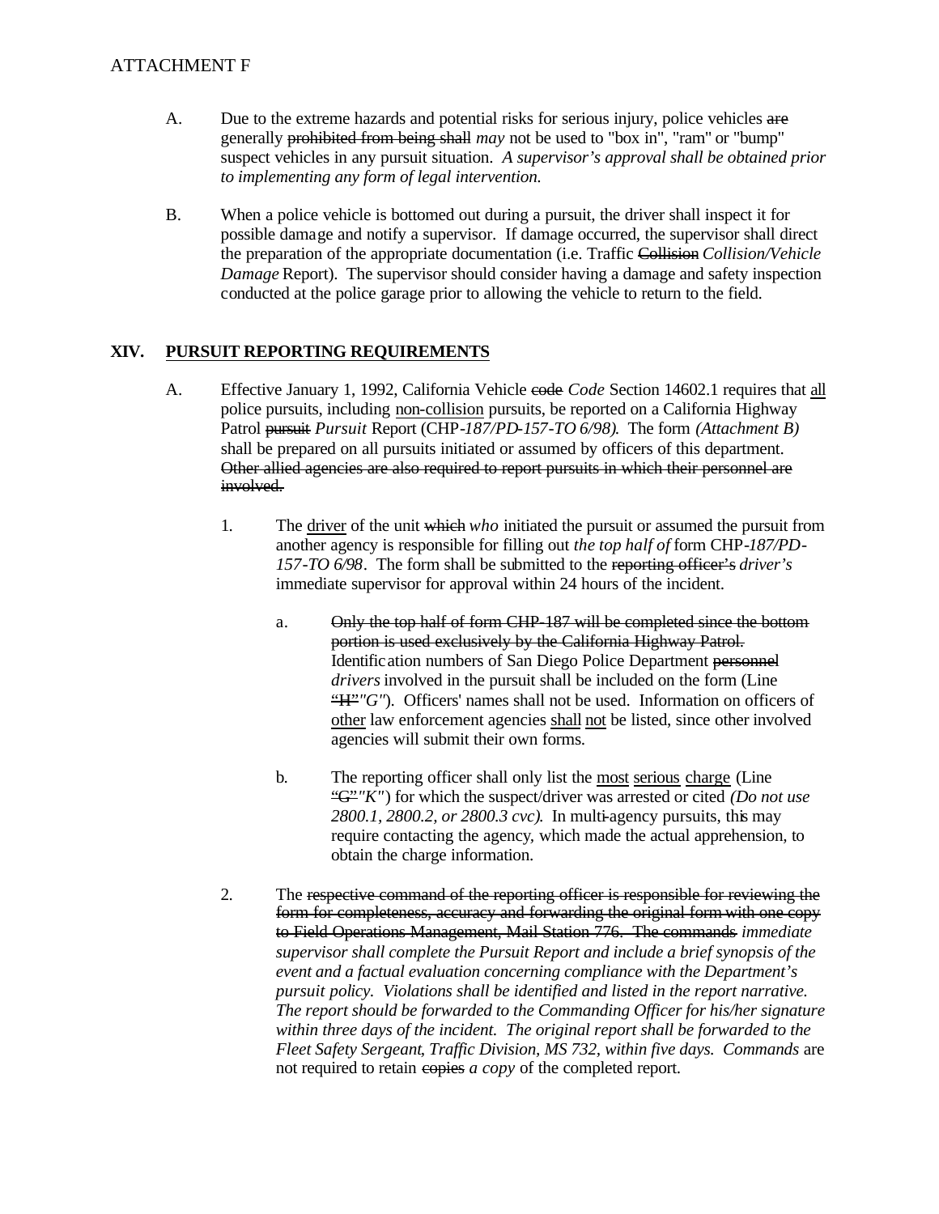A. Due to the extreme hazards and potential risks for serious injury, police vehicles ~~are~~ generally ~~prohibited from being shall~~ *may* not be used to "box in", "ram" or "bump" suspect vehicles in any pursuit situation. *A supervisor's approval shall be obtained prior to implementing any form of legal intervention.*

B. When a police vehicle is bottomed out during a pursuit, the driver shall inspect it for possible damage and notify a supervisor. If damage occurred, the supervisor shall direct the preparation of the appropriate documentation (i.e. Traffic ~~Collision~~ *Collision/Vehicle Damage* Report). The supervisor should consider having a damage and safety inspection conducted at the police garage prior to allowing the vehicle to return to the field.

## XIV. <u>PURSUIT REPORTING REQUIREMENTS</u>

A. Effective January 1, 1992, California Vehicle ~~code~~ *Code* Section 14602.1 requires that <u>all</u> police pursuits, including <u>non-collision</u> pursuits, be reported on a California Highway Patrol ~~pursuit~~ *Pursuit* Report (CHP*-187/PD-157-TO 6/98).* The form *(Attachment B)* shall be prepared on all pursuits initiated or assumed by officers of this department. ~~Other allied agencies are also required to report pursuits in which their personnel are involved.~~

1. The <u>driver</u> of the unit ~~which~~ *who* initiated the pursuit or assumed the pursuit from another agency is responsible for filling out *the top half of* form CHP*-187/PD-157-TO 6/98*. The form shall be submitted to the ~~reporting officer's~~ *driver's* immediate supervisor for approval within 24 hours of the incident.

   a. ~~Only the top half of form CHP-187 will be completed since the bottom portion is used exclusively by the California Highway Patrol.~~ Identification numbers of San Diego Police Department ~~personnel~~ *drivers* involved in the pursuit shall be included on the form (Line ~~"H"~~ *"G"*). Officers' names shall not be used. Information on officers of <u>other</u> law enforcement agencies <u>shall</u> <u>not</u> be listed, since other involved agencies will submit their own forms.

   b. The reporting officer shall only list the <u>most</u> <u>serious</u> <u>charge</u> (Line ~~"G"~~ *"K"*) for which the suspect/driver was arrested or cited *(Do not use 2800.1, 2800.2, or 2800.3 cvc).* In multi-agency pursuits, this may require contacting the agency, which made the actual apprehension, to obtain the charge information.

2. The ~~respective command of the reporting officer is responsible for reviewing the form for completeness, accuracy and forwarding the original form with one copy to Field Operations Management, Mail Station 776. The commands~~ *immediate supervisor shall complete the Pursuit Report and include a brief synopsis of the event and a factual evaluation concerning compliance with the Department's pursuit policy. Violations shall be identified and listed in the report narrative. The report should be forwarded to the Commanding Officer for his/her signature within three days of the incident. The original report shall be forwarded to the Fleet Safety Sergeant, Traffic Division, MS 732, within five days. Commands* are not required to retain ~~copies~~ *a copy* of the completed report.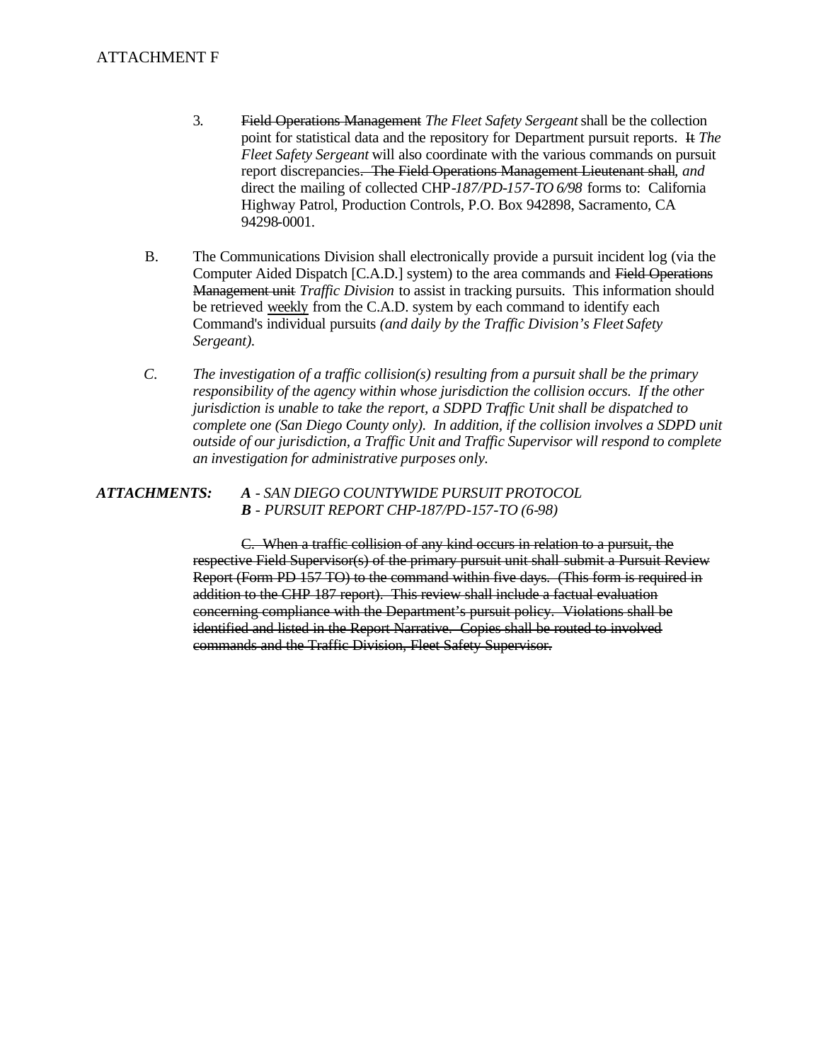ATTACHMENT F

3. ~~Field Operations Management~~ *The Fleet Safety Sergeant* shall be the collection point for statistical data and the repository for Department pursuit reports. ~~It~~ *The Fleet Safety Sergeant* will also coordinate with the various commands on pursuit report discrepancies~~. The Field Operations Management Lieutenant shall~~*, and* direct the mailing of collected CHP*-187/PD-157-TO 6/98* forms to: California Highway Patrol, Production Controls, P.O. Box 942898, Sacramento, CA 94298-0001.

B. The Communications Division shall electronically provide a pursuit incident log (via the Computer Aided Dispatch [C.A.D.] system) to the area commands and ~~Field Operations Management unit~~ *Traffic Division* to assist in tracking pursuits. This information should be retrieved <u>weekly</u> from the C.A.D. system by each command to identify each Command's individual pursuits *(and daily by the Traffic Division's Fleet Safety Sergeant).*

*C. The investigation of a traffic collision(s) resulting from a pursuit shall be the primary responsibility of the agency within whose jurisdiction the collision occurs. If the other jurisdiction is unable to take the report, a SDPD Traffic Unit shall be dispatched to complete one (San Diego County only). In addition, if the collision involves a SDPD unit outside of our jurisdiction, a Traffic Unit and Traffic Supervisor will respond to complete an investigation for administrative purposes only.*

***ATTACHMENTS:*** ***A*** *- SAN DIEGO COUNTYWIDE PURSUIT PROTOCOL*
***B*** *- PURSUIT REPORT CHP-187/PD-157-TO (6-98)*

~~C. When a traffic collision of any kind occurs in relation to a pursuit, the respective Field Supervisor(s) of the primary pursuit unit shall submit a Pursuit Review Report (Form PD 157 TO) to the command within five days. (This form is required in addition to the CHP 187 report). This review shall include a factual evaluation concerning compliance with the Department's pursuit policy. Violations shall be identified and listed in the Report Narrative. Copies shall be routed to involved commands and the Traffic Division, Fleet Safety Supervisor.~~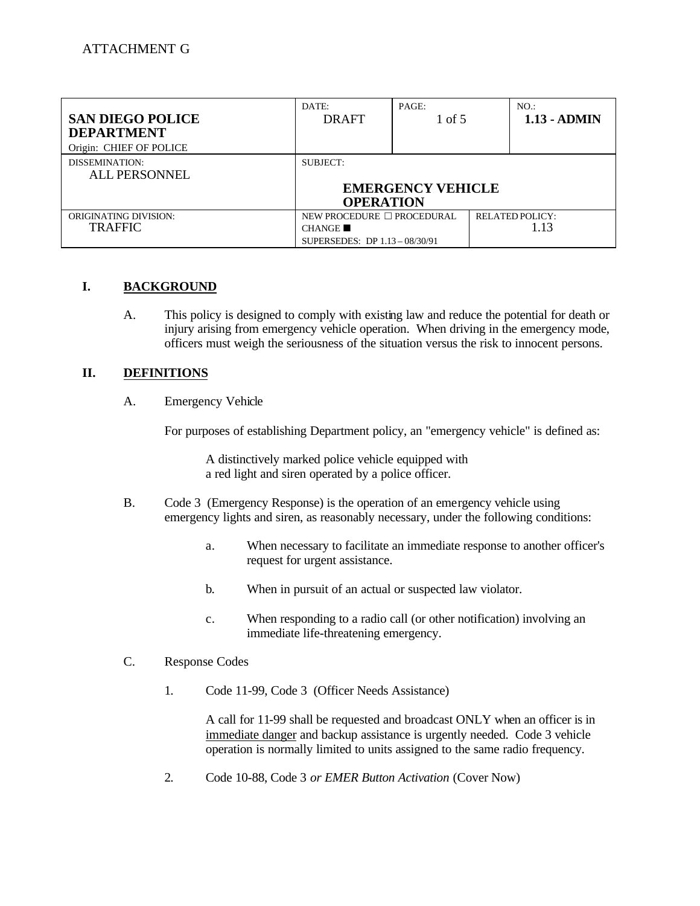ATTACHMENT G

| **SAN DIEGO POLICE DEPARTMENT** Origin: CHIEF OF POLICE | DATE: DRAFT | PAGE: 1 of 5 | NO.: **1.13 - ADMIN** |
| --- | --- | --- | --- |
| DISSEMINATION: ALL PERSONNEL | SUBJECT: **EMERGENCY VEHICLE OPERATION** | | |
| ORIGINATING DIVISION: TRAFFIC | NEW PROCEDURE ☐ PROCEDURAL CHANGE ■ SUPERSEDES: DP 1.13 – 08/30/91 | RELATED POLICY: 1.13 | |

## I. BACKGROUND

A. This policy is designed to comply with existing law and reduce the potential for death or injury arising from emergency vehicle operation. When driving in the emergency mode, officers must weigh the seriousness of the situation versus the risk to innocent persons.

## II. DEFINITIONS

A. Emergency Vehicle

For purposes of establishing Department policy, an "emergency vehicle" is defined as:

> A distinctively marked police vehicle equipped with a red light and siren operated by a police officer.

B. Code 3 (Emergency Response) is the operation of an emergency vehicle using emergency lights and siren, as reasonably necessary, under the following conditions:

a. When necessary to facilitate an immediate response to another officer's request for urgent assistance.

b. When in pursuit of an actual or suspected law violator.

c. When responding to a radio call (or other notification) involving an immediate life-threatening emergency.

C. Response Codes

1. Code 11-99, Code 3 (Officer Needs Assistance)

   A call for 11-99 shall be requested and broadcast ONLY when an officer is in <u>immediate danger</u> and backup assistance is urgently needed. Code 3 vehicle operation is normally limited to units assigned to the same radio frequency.

2. Code 10-88, Code 3 *or EMER Button Activation* (Cover Now)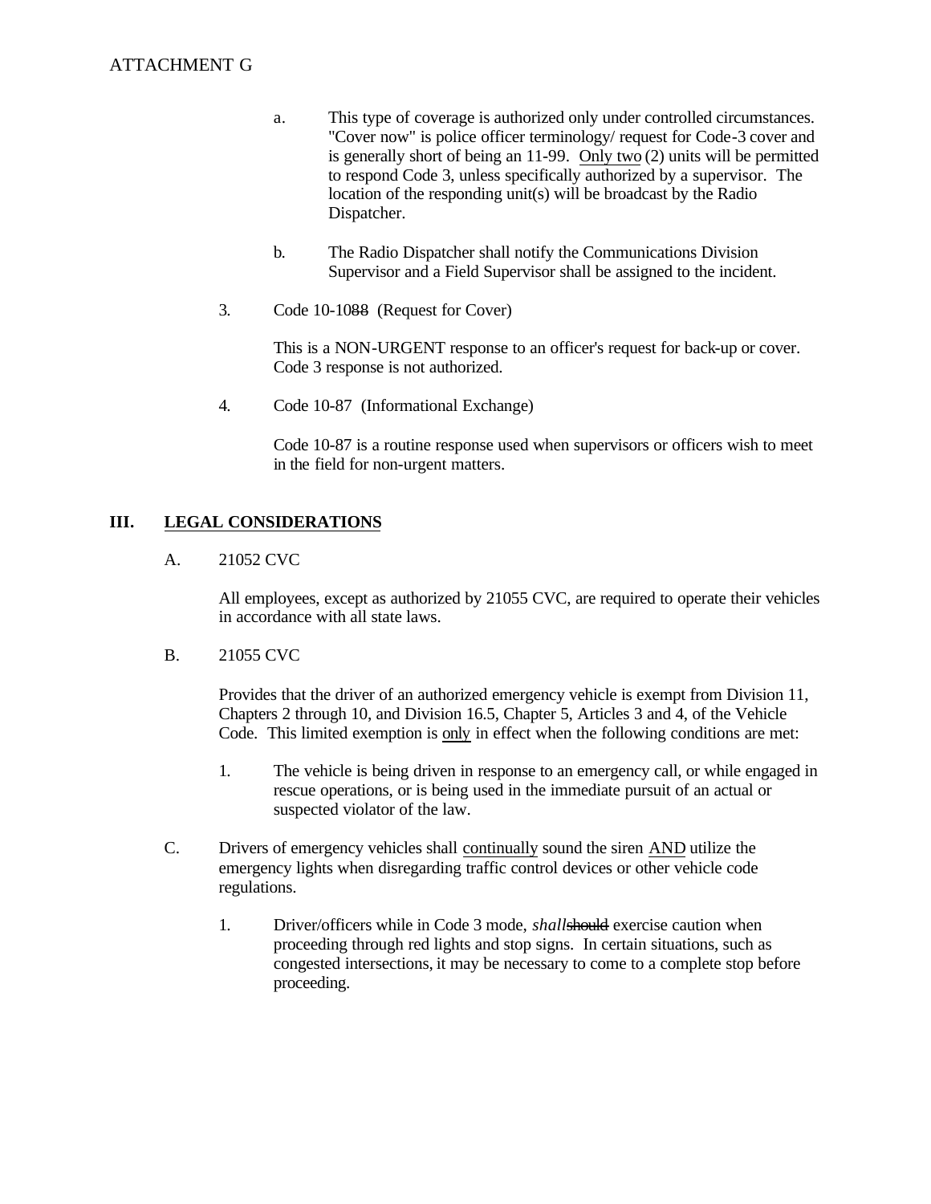ATTACHMENT G

a. This type of coverage is authorized only under controlled circumstances. "Cover now" is police officer terminology/ request for Code-3 cover and is generally short of being an 11-99. <u>Only two</u> (2) units will be permitted to respond Code 3, unless specifically authorized by a supervisor. The location of the responding unit(s) will be broadcast by the Radio Dispatcher.

b. The Radio Dispatcher shall notify the Communications Division Supervisor and a Field Supervisor shall be assigned to the incident.

3. Code 10-10~~88~~ (Request for Cover)

This is a NON-URGENT response to an officer's request for back-up or cover. Code 3 response is not authorized.

4. Code 10-87 (Informational Exchange)

Code 10-87 is a routine response used when supervisors or officers wish to meet in the field for non-urgent matters.

## III. <u>LEGAL CONSIDERATIONS</u>

A. 21052 CVC

All employees, except as authorized by 21055 CVC, are required to operate their vehicles in accordance with all state laws.

B. 21055 CVC

Provides that the driver of an authorized emergency vehicle is exempt from Division 11, Chapters 2 through 10, and Division 16.5, Chapter 5, Articles 3 and 4, of the Vehicle Code. This limited exemption is <u>only</u> in effect when the following conditions are met:

1. The vehicle is being driven in response to an emergency call, or while engaged in rescue operations, or is being used in the immediate pursuit of an actual or suspected violator of the law.

C. Drivers of emergency vehicles shall <u>continually</u> sound the siren <u>AND</u> utilize the emergency lights when disregarding traffic control devices or other vehicle code regulations.

1. Driver/officers while in Code 3 mode, *shall*~~should~~ exercise caution when proceeding through red lights and stop signs. In certain situations, such as congested intersections, it may be necessary to come to a complete stop before proceeding.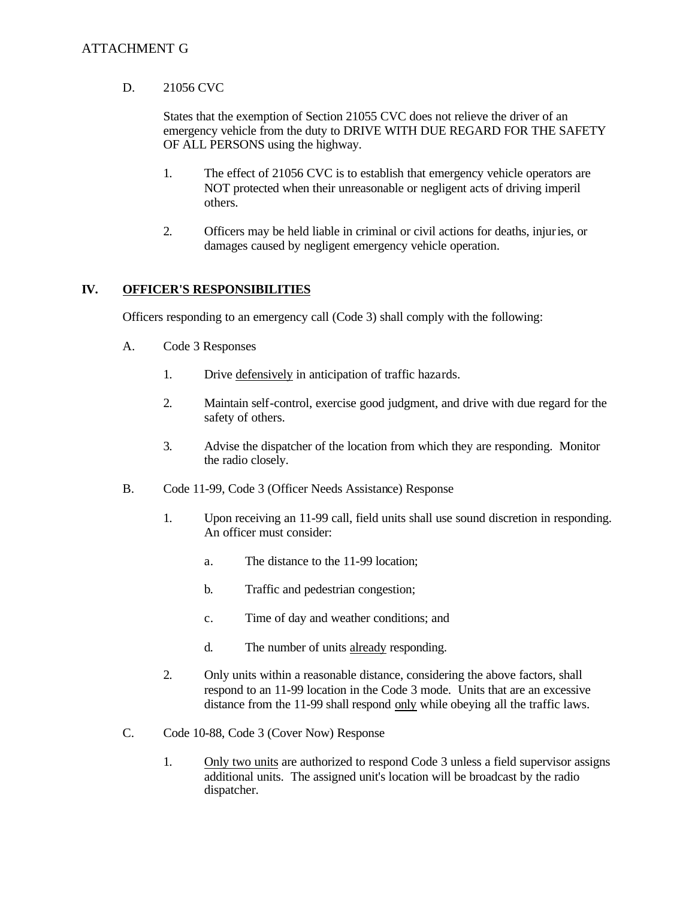ATTACHMENT G

D. 21056 CVC

States that the exemption of Section 21055 CVC does not relieve the driver of an emergency vehicle from the duty to DRIVE WITH DUE REGARD FOR THE SAFETY OF ALL PERSONS using the highway.

1. The effect of 21056 CVC is to establish that emergency vehicle operators are NOT protected when their unreasonable or negligent acts of driving imperil others.

2. Officers may be held liable in criminal or civil actions for deaths, injuries, or damages caused by negligent emergency vehicle operation.

## IV. OFFICER'S RESPONSIBILITIES

Officers responding to an emergency call (Code 3) shall comply with the following:

A. Code 3 Responses

1. Drive <u>defensively</u> in anticipation of traffic hazards.

2. Maintain self-control, exercise good judgment, and drive with due regard for the safety of others.

3. Advise the dispatcher of the location from which they are responding. Monitor the radio closely.

B. Code 11-99, Code 3 (Officer Needs Assistance) Response

1. Upon receiving an 11-99 call, field units shall use sound discretion in responding. An officer must consider:

   a. The distance to the 11-99 location;

   b. Traffic and pedestrian congestion;

   c. Time of day and weather conditions; and

   d. The number of units <u>already</u> responding.

2. Only units within a reasonable distance, considering the above factors, shall respond to an 11-99 location in the Code 3 mode. Units that are an excessive distance from the 11-99 shall respond <u>only</u> while obeying all the traffic laws.

C. Code 10-88, Code 3 (Cover Now) Response

1. <u>Only two units</u> are authorized to respond Code 3 unless a field supervisor assigns additional units. The assigned unit's location will be broadcast by the radio dispatcher.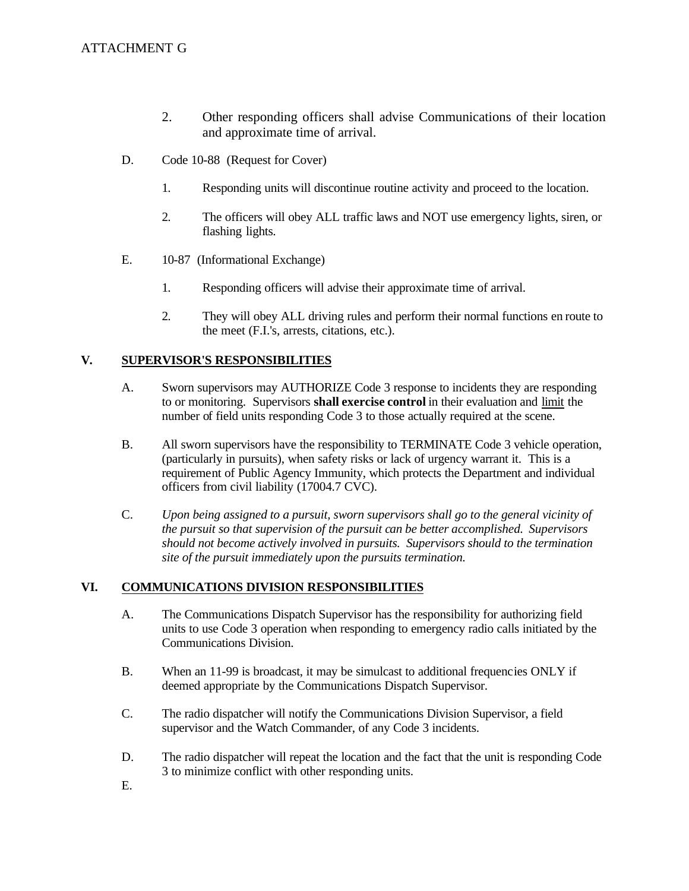ATTACHMENT G

2. Other responding officers shall advise Communications of their location and approximate time of arrival.

D. Code 10-88 (Request for Cover)

1. Responding units will discontinue routine activity and proceed to the location.

2. The officers will obey ALL traffic laws and NOT use emergency lights, siren, or flashing lights.

E. 10-87 (Informational Exchange)

1. Responding officers will advise their approximate time of arrival.

2. They will obey ALL driving rules and perform their normal functions en route to the meet (F.I.'s, arrests, citations, etc.).

## V. SUPERVISOR'S RESPONSIBILITIES

A. Sworn supervisors may AUTHORIZE Code 3 response to incidents they are responding to or monitoring. Supervisors **shall exercise control** in their evaluation and limit the number of field units responding Code 3 to those actually required at the scene.

B. All sworn supervisors have the responsibility to TERMINATE Code 3 vehicle operation, (particularly in pursuits), when safety risks or lack of urgency warrant it. This is a requirement of Public Agency Immunity, which protects the Department and individual officers from civil liability (17004.7 CVC).

C. *Upon being assigned to a pursuit, sworn supervisors shall go to the general vicinity of the pursuit so that supervision of the pursuit can be better accomplished. Supervisors should not become actively involved in pursuits. Supervisors should to the termination site of the pursuit immediately upon the pursuits termination.*

## VI. COMMUNICATIONS DIVISION RESPONSIBILITIES

A. The Communications Dispatch Supervisor has the responsibility for authorizing field units to use Code 3 operation when responding to emergency radio calls initiated by the Communications Division.

B. When an 11-99 is broadcast, it may be simulcast to additional frequencies ONLY if deemed appropriate by the Communications Dispatch Supervisor.

C. The radio dispatcher will notify the Communications Division Supervisor, a field supervisor and the Watch Commander, of any Code 3 incidents.

D. The radio dispatcher will repeat the location and the fact that the unit is responding Code 3 to minimize conflict with other responding units.

E.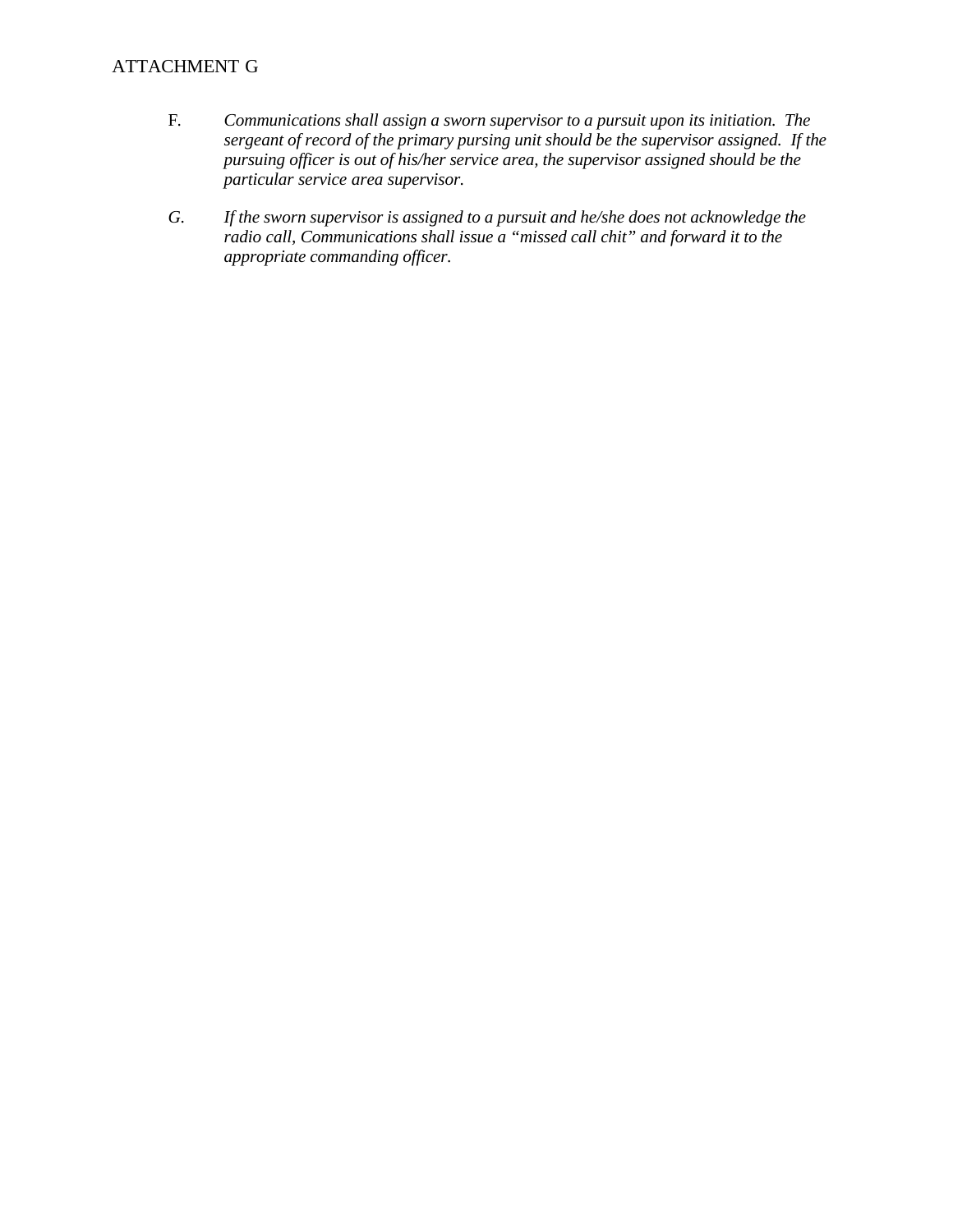ATTACHMENT G

F. *Communications shall assign a sworn supervisor to a pursuit upon its initiation. The sergeant of record of the primary pursing unit should be the supervisor assigned. If the pursuing officer is out of his/her service area, the supervisor assigned should be the particular service area supervisor.*

*G.* *If the sworn supervisor is assigned to a pursuit and he/she does not acknowledge the radio call, Communications shall issue a "missed call chit" and forward it to the appropriate commanding officer.*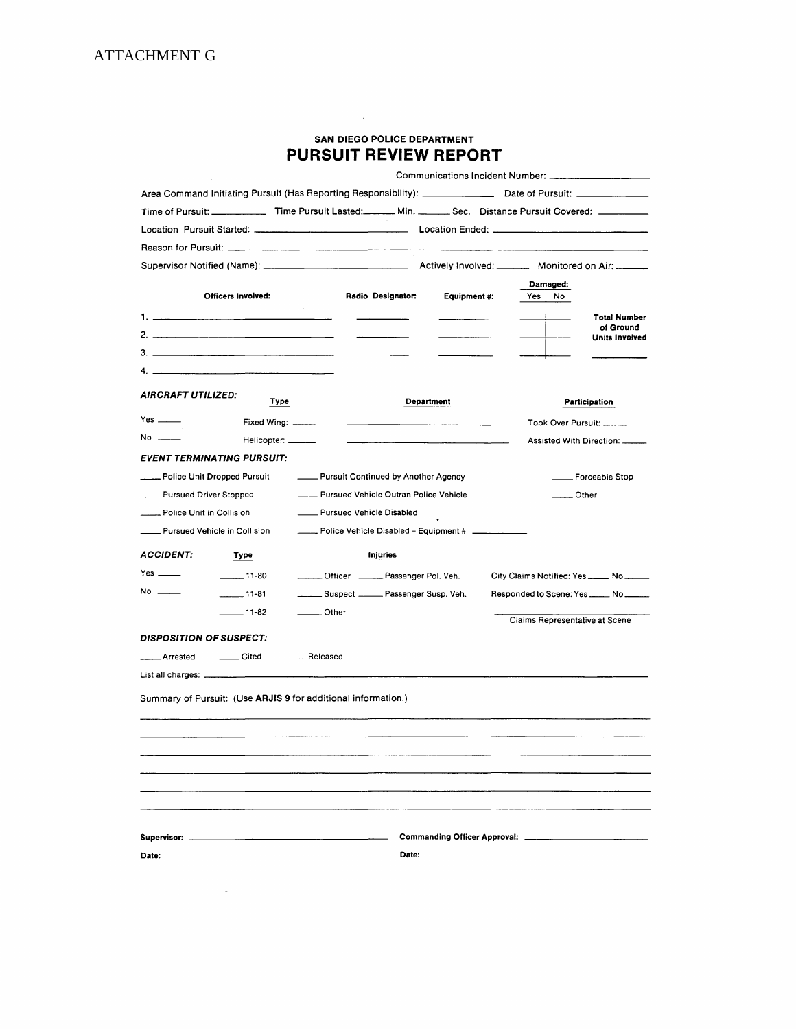ATTACHMENT G

## SAN DIEGO POLICE DEPARTMENT

# PURSUIT REVIEW REPORT

Communications Incident Number: ____________________

Area Command Initiating Pursuit (Has Reporting Responsibility): ______________ Date of Pursuit: ______________

Time of Pursuit: __________ Time Pursuit Lasted: ______ Min. ______ Sec. Distance Pursuit Covered: __________

Location Pursuit Started: ______________________________ Location Ended: ______________________________

Reason for Pursuit: ______________________________________________________________________________

Supervisor Notified (Name): ______________________________ Actively Involved: ______ Monitored on Air: ______

| Officers Involved: | Radio Designator: | Equipment #: | Damaged: Yes | Damaged: No | |
|---|---|---|---|---|---|
| 1. ________________________ | ________ | ________ | ____ | ____ | **Total Number of Ground Units Involved** |
| 2. ________________________ | ________ | ________ | ____ | ____ | |
| 3. ________________________ | ________ | ________ | ____ | ____ | ________ |
| 4. ________________________ | | | | | |

***AIRCRAFT UTILIZED:***

| | Type | Department | Participation |
|---|---|---|---|
| Yes _____ | Fixed Wing: _____ | ______________________ | Took Over Pursuit: _____ |
| No _____ | Helicopter: _____ | ______________________ | Assisted With Direction: _____ |

***EVENT TERMINATING PURSUIT:***

____ Police Unit Dropped Pursuit ____ Pursuit Continued by Another Agency ____ Forceable Stop

____ Pursued Driver Stopped ____ Pursued Vehicle Outran Police Vehicle ____ Other

____ Police Unit in Collision ____ Pursued Vehicle Disabled

____ Pursued Vehicle in Collision ____ Police Vehicle Disabled - Equipment # __________

***ACCIDENT:***

| | Type | Injuries | |
|---|---|---|---|
| Yes _____ | _____ 11-80 | _____ Officer _____ Passenger Pol. Veh. | City Claims Notified: Yes _____ No _____ |
| No _____ | _____ 11-81 | _____ Suspect _____ Passenger Susp. Veh. | Responded to Scene: Yes _____ No _____ |
| | _____ 11-82 | _____ Other | ______________________ Claims Representative at Scene |

***DISPOSITION OF SUSPECT:***

____ Arrested ____ Cited ____ Released

List all charges: ______________________________________________________________________________

Summary of Pursuit: (Use **ARJIS 9** for additional information.)

______________________________________________________________________________

______________________________________________________________________________

______________________________________________________________________________

______________________________________________________________________________

______________________________________________________________________________

______________________________________________________________________________

**Supervisor:** ______________________________ **Commanding Officer Approval:** ______________________

**Date:** **Date:**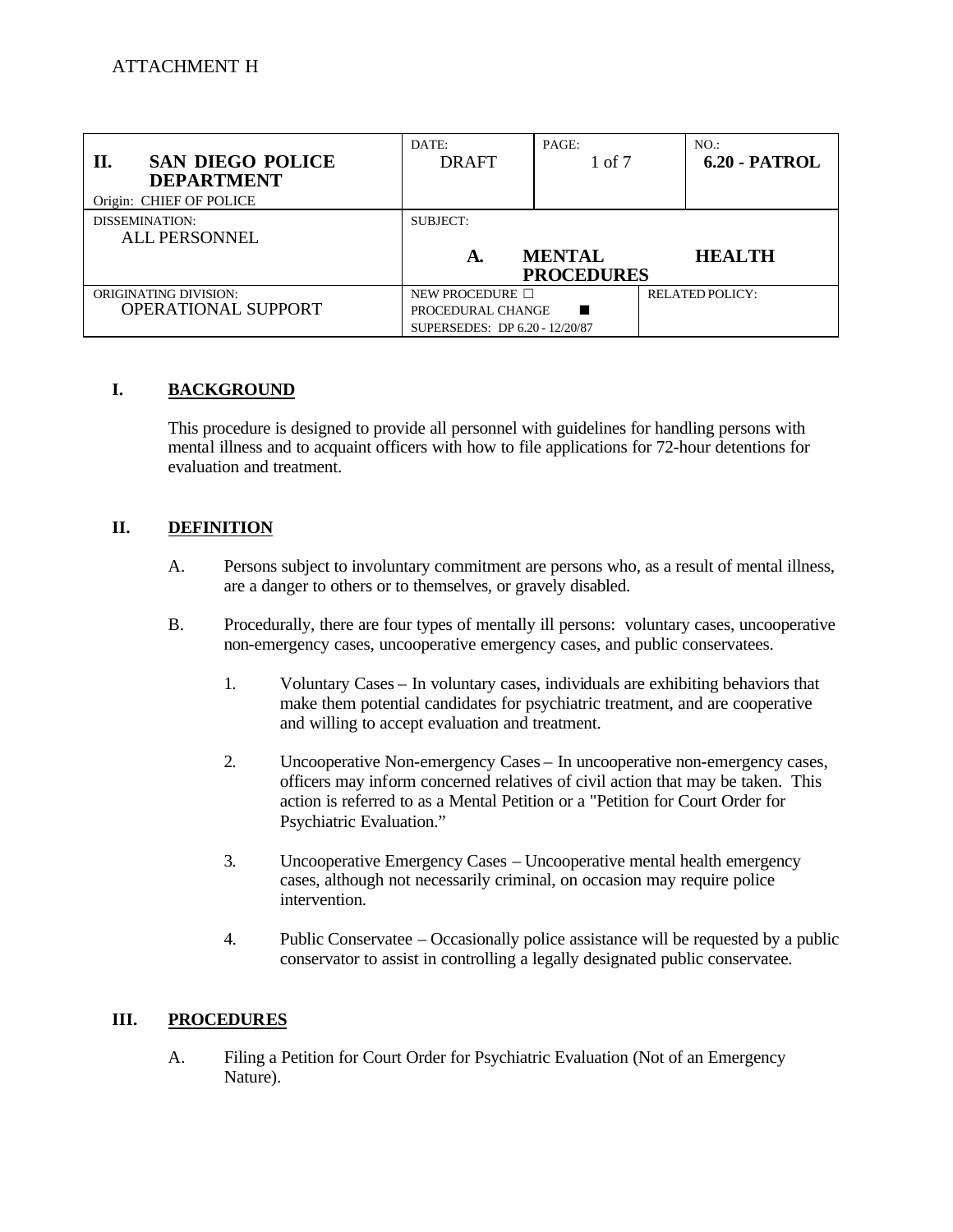ATTACHMENT H

| II. SAN DIEGO POLICE DEPARTMENT<br>Origin: CHIEF OF POLICE | DATE:<br>DRAFT | PAGE: | NO.:<br>6.20 - PATROL |
|---|---|---|---|
| DISSEMINATION:<br>ALL PERSONNEL | SUBJECT:<br>A. MENTAL HEALTH PROCEDURES | | |
| ORIGINATING DIVISION:<br>OPERATIONAL SUPPORT | NEW PROCEDURE ☐<br>PROCEDURAL CHANGE ■<br>SUPERSEDES: DP 6.20 - 12/20/87 | | RELATED POLICY: |

## I. BACKGROUND

This procedure is designed to provide all personnel with guidelines for handling persons with mental illness and to acquaint officers with how to file applications for 72-hour detentions for evaluation and treatment.

## II. DEFINITION

A. Persons subject to involuntary commitment are persons who, as a result of mental illness, are a danger to others or to themselves, or gravely disabled.

B. Procedurally, there are four types of mentally ill persons: voluntary cases, uncooperative non-emergency cases, uncooperative emergency cases, and public conservatees.

1. Voluntary Cases – In voluntary cases, individuals are exhibiting behaviors that make them potential candidates for psychiatric treatment, and are cooperative and willing to accept evaluation and treatment.

2. Uncooperative Non-emergency Cases – In uncooperative non-emergency cases, officers may inform concerned relatives of civil action that may be taken. This action is referred to as a Mental Petition or a "Petition for Court Order for Psychiatric Evaluation."

3. Uncooperative Emergency Cases – Uncooperative mental health emergency cases, although not necessarily criminal, on occasion may require police intervention.

4. Public Conservatee – Occasionally police assistance will be requested by a public conservator to assist in controlling a legally designated public conservatee.

## III. PROCEDURES

A. Filing a Petition for Court Order for Psychiatric Evaluation (Not of an Emergency Nature).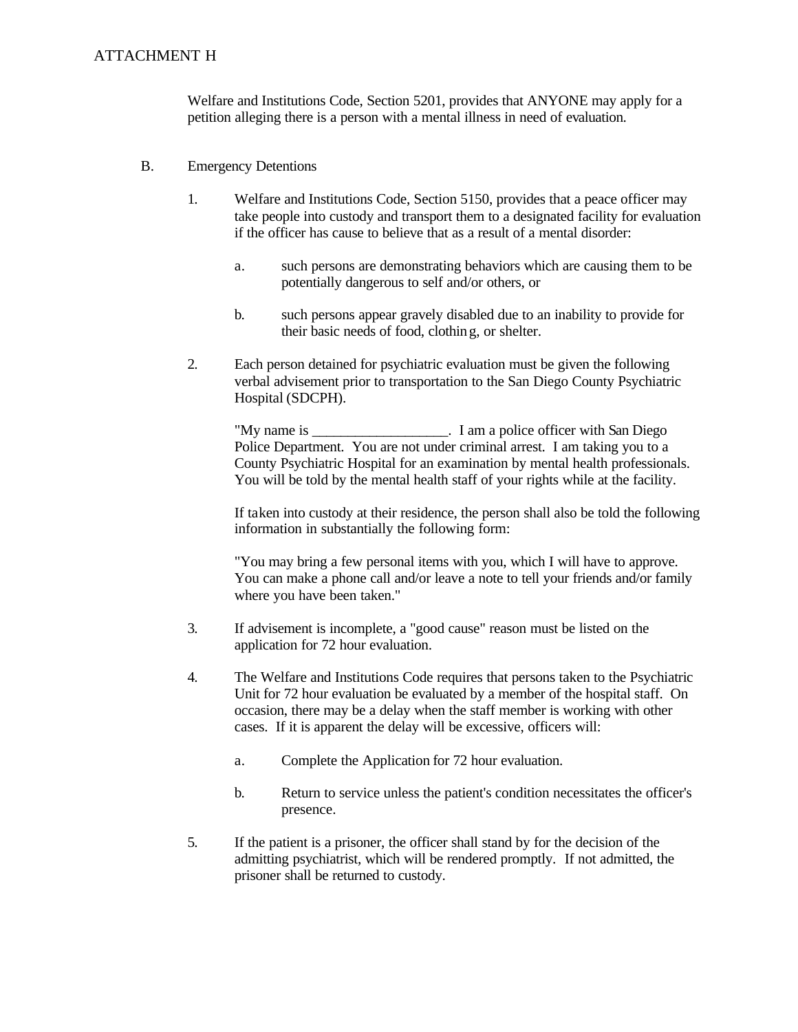ATTACHMENT H

Welfare and Institutions Code, Section 5201, provides that ANYONE may apply for a petition alleging there is a person with a mental illness in need of evaluation.

B. Emergency Detentions

1. Welfare and Institutions Code, Section 5150, provides that a peace officer may take people into custody and transport them to a designated facility for evaluation if the officer has cause to believe that as a result of a mental disorder:

   a. such persons are demonstrating behaviors which are causing them to be potentially dangerous to self and/or others, or

   b. such persons appear gravely disabled due to an inability to provide for their basic needs of food, clothing, or shelter.

2. Each person detained for psychiatric evaluation must be given the following verbal advisement prior to transportation to the San Diego County Psychiatric Hospital (SDCPH).

   "My name is ___________________. I am a police officer with San Diego Police Department. You are not under criminal arrest. I am taking you to a County Psychiatric Hospital for an examination by mental health professionals. You will be told by the mental health staff of your rights while at the facility.

   If taken into custody at their residence, the person shall also be told the following information in substantially the following form:

   "You may bring a few personal items with you, which I will have to approve. You can make a phone call and/or leave a note to tell your friends and/or family where you have been taken."

3. If advisement is incomplete, a "good cause" reason must be listed on the application for 72 hour evaluation.

4. The Welfare and Institutions Code requires that persons taken to the Psychiatric Unit for 72 hour evaluation be evaluated by a member of the hospital staff. On occasion, there may be a delay when the staff member is working with other cases. If it is apparent the delay will be excessive, officers will:

   a. Complete the Application for 72 hour evaluation.

   b. Return to service unless the patient's condition necessitates the officer's presence.

5. If the patient is a prisoner, the officer shall stand by for the decision of the admitting psychiatrist, which will be rendered promptly. If not admitted, the prisoner shall be returned to custody.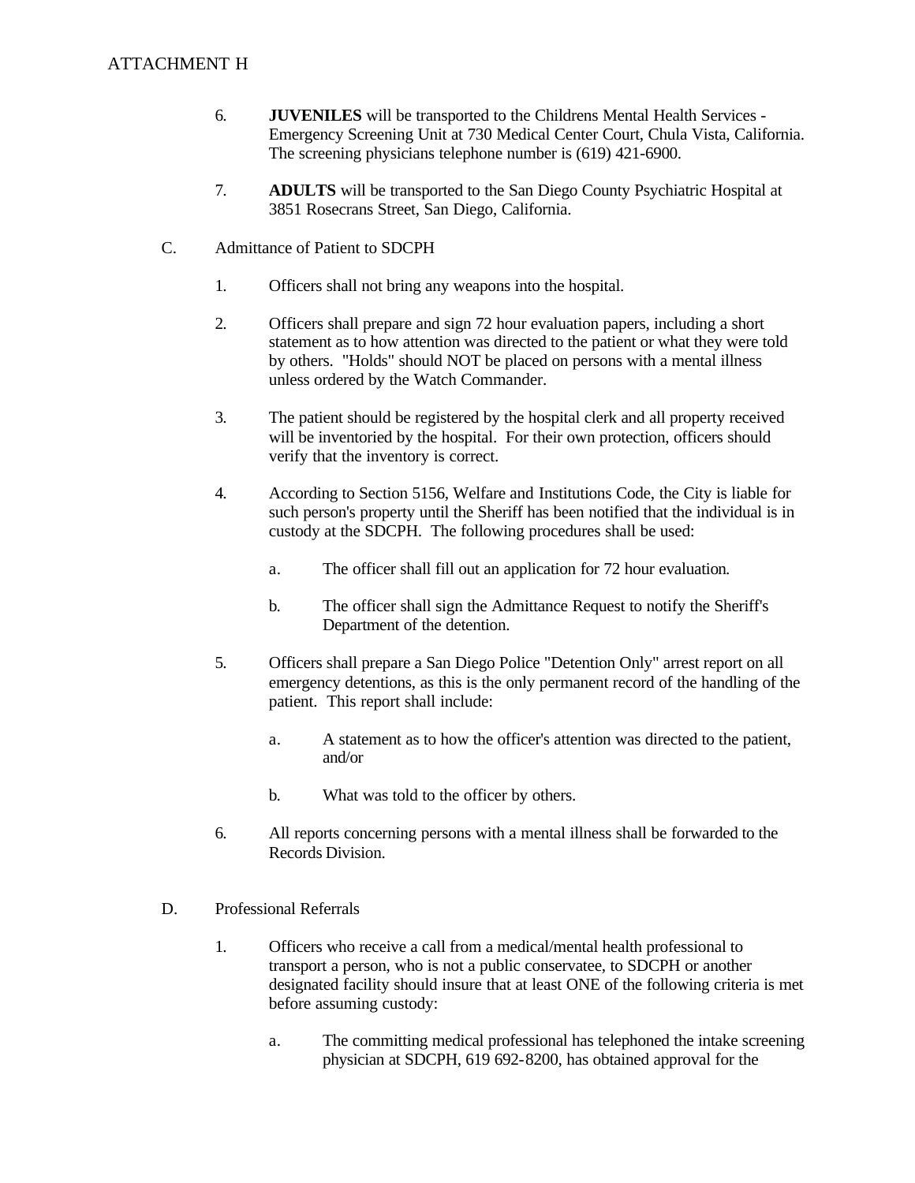ATTACHMENT H

6. **JUVENILES** will be transported to the Childrens Mental Health Services - Emergency Screening Unit at 730 Medical Center Court, Chula Vista, California. The screening physicians telephone number is (619) 421-6900.

7. **ADULTS** will be transported to the San Diego County Psychiatric Hospital at 3851 Rosecrans Street, San Diego, California.

C. Admittance of Patient to SDCPH

1. Officers shall not bring any weapons into the hospital.

2. Officers shall prepare and sign 72 hour evaluation papers, including a short statement as to how attention was directed to the patient or what they were told by others. "Holds" should NOT be placed on persons with a mental illness unless ordered by the Watch Commander.

3. The patient should be registered by the hospital clerk and all property received will be inventoried by the hospital. For their own protection, officers should verify that the inventory is correct.

4. According to Section 5156, Welfare and Institutions Code, the City is liable for such person's property until the Sheriff has been notified that the individual is in custody at the SDCPH. The following procedures shall be used:

   a. The officer shall fill out an application for 72 hour evaluation.

   b. The officer shall sign the Admittance Request to notify the Sheriff's Department of the detention.

5. Officers shall prepare a San Diego Police "Detention Only" arrest report on all emergency detentions, as this is the only permanent record of the handling of the patient. This report shall include:

   a. A statement as to how the officer's attention was directed to the patient, and/or

   b. What was told to the officer by others.

6. All reports concerning persons with a mental illness shall be forwarded to the Records Division.

D. Professional Referrals

1. Officers who receive a call from a medical/mental health professional to transport a person, who is not a public conservatee, to SDCPH or another designated facility should insure that at least ONE of the following criteria is met before assuming custody:

   a. The committing medical professional has telephoned the intake screening physician at SDCPH, 619 692-8200, has obtained approval for the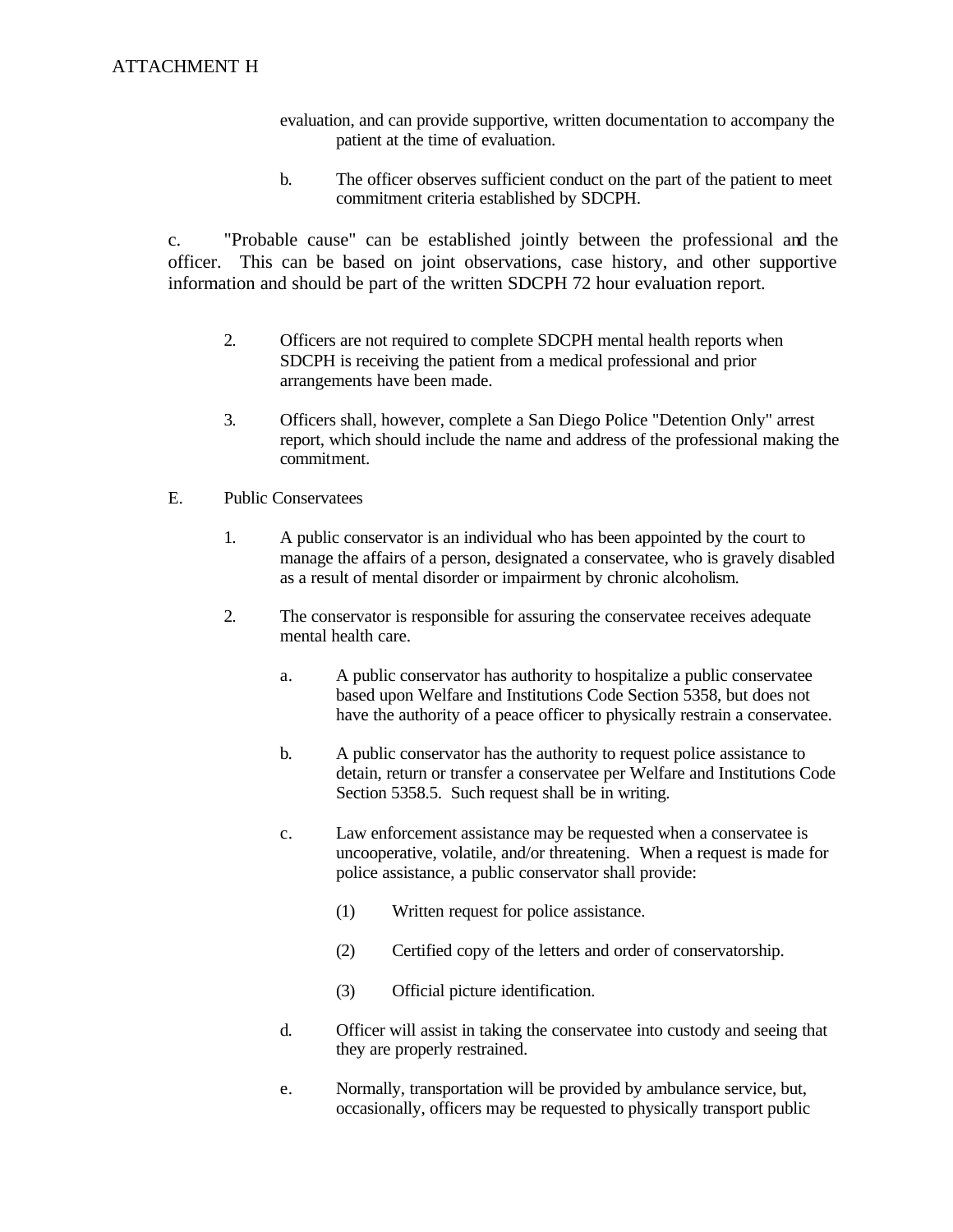evaluation, and can provide supportive, written documentation to accompany the patient at the time of evaluation.

b. The officer observes sufficient conduct on the part of the patient to meet commitment criteria established by SDCPH.

c. "Probable cause" can be established jointly between the professional and the officer. This can be based on joint observations, case history, and other supportive information and should be part of the written SDCPH 72 hour evaluation report.

2. Officers are not required to complete SDCPH mental health reports when SDCPH is receiving the patient from a medical professional and prior arrangements have been made.

3. Officers shall, however, complete a San Diego Police "Detention Only" arrest report, which should include the name and address of the professional making the commitment.

E. Public Conservatees

1. A public conservator is an individual who has been appointed by the court to manage the affairs of a person, designated a conservatee, who is gravely disabled as a result of mental disorder or impairment by chronic alcoholism.

2. The conservator is responsible for assuring the conservatee receives adequate mental health care.

   a. A public conservator has authority to hospitalize a public conservatee based upon Welfare and Institutions Code Section 5358, but does not have the authority of a peace officer to physically restrain a conservatee.

   b. A public conservator has the authority to request police assistance to detain, return or transfer a conservatee per Welfare and Institutions Code Section 5358.5. Such request shall be in writing.

   c. Law enforcement assistance may be requested when a conservatee is uncooperative, volatile, and/or threatening. When a request is made for police assistance, a public conservator shall provide:

      (1) Written request for police assistance.

      (2) Certified copy of the letters and order of conservatorship.

      (3) Official picture identification.

   d. Officer will assist in taking the conservatee into custody and seeing that they are properly restrained.

   e. Normally, transportation will be provided by ambulance service, but, occasionally, officers may be requested to physically transport public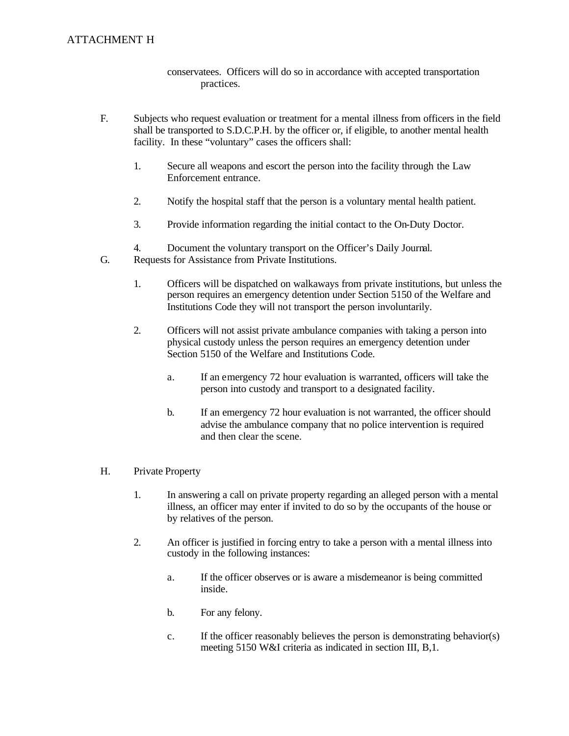conservatees. Officers will do so in accordance with accepted transportation practices.

F. Subjects who request evaluation or treatment for a mental illness from officers in the field shall be transported to S.D.C.P.H. by the officer or, if eligible, to another mental health facility. In these "voluntary" cases the officers shall:

1. Secure all weapons and escort the person into the facility through the Law Enforcement entrance.

2. Notify the hospital staff that the person is a voluntary mental health patient.

3. Provide information regarding the initial contact to the On-Duty Doctor.

4. Document the voluntary transport on the Officer's Daily Journal.

G. Requests for Assistance from Private Institutions.

1. Officers will be dispatched on walkaways from private institutions, but unless the person requires an emergency detention under Section 5150 of the Welfare and Institutions Code they will not transport the person involuntarily.

2. Officers will not assist private ambulance companies with taking a person into physical custody unless the person requires an emergency detention under Section 5150 of the Welfare and Institutions Code.

   a. If an emergency 72 hour evaluation is warranted, officers will take the person into custody and transport to a designated facility.

   b. If an emergency 72 hour evaluation is not warranted, the officer should advise the ambulance company that no police intervention is required and then clear the scene.

H. Private Property

1. In answering a call on private property regarding an alleged person with a mental illness, an officer may enter if invited to do so by the occupants of the house or by relatives of the person.

2. An officer is justified in forcing entry to take a person with a mental illness into custody in the following instances:

   a. If the officer observes or is aware a misdemeanor is being committed inside.

   b. For any felony.

   c. If the officer reasonably believes the person is demonstrating behavior(s) meeting 5150 W&I criteria as indicated in section III, B,1.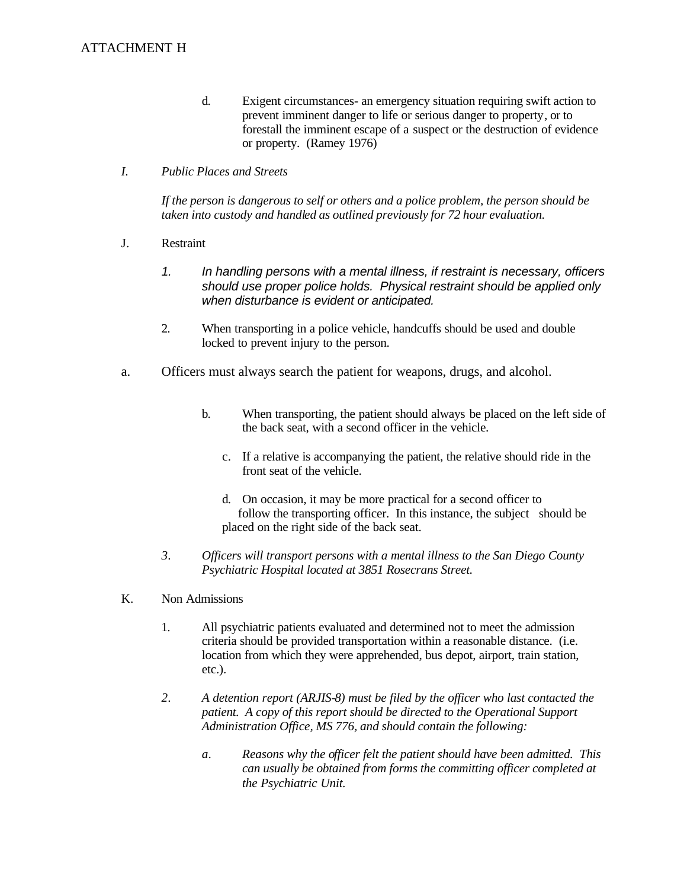ATTACHMENT H

d. Exigent circumstances- an emergency situation requiring swift action to prevent imminent danger to life or serious danger to property, or to forestall the imminent escape of a suspect or the destruction of evidence or property. (Ramey 1976)

*I. Public Places and Streets*

*If the person is dangerous to self or others and a police problem, the person should be taken into custody and handled as outlined previously for 72 hour evaluation.*

J. Restraint

1. *In handling persons with a mental illness, if restraint is necessary, officers should use proper police holds. Physical restraint should be applied only when disturbance is evident or anticipated.*

2. When transporting in a police vehicle, handcuffs should be used and double locked to prevent injury to the person.

a. Officers must always search the patient for weapons, drugs, and alcohol.

b. When transporting, the patient should always be placed on the left side of the back seat, with a second officer in the vehicle.

c. If a relative is accompanying the patient, the relative should ride in the front seat of the vehicle.

d. On occasion, it may be more practical for a second officer to follow the transporting officer. In this instance, the subject should be placed on the right side of the back seat.

*3. Officers will transport persons with a mental illness to the San Diego County Psychiatric Hospital located at 3851 Rosecrans Street.*

K. Non Admissions

1. All psychiatric patients evaluated and determined not to meet the admission criteria should be provided transportation within a reasonable distance. (i.e. location from which they were apprehended, bus depot, airport, train station, etc.).

*2. A detention report (ARJIS-8) must be filed by the officer who last contacted the patient. A copy of this report should be directed to the Operational Support Administration Office, MS 776, and should contain the following:*

*a. Reasons why the officer felt the patient should have been admitted. This can usually be obtained from forms the committing officer completed at the Psychiatric Unit.*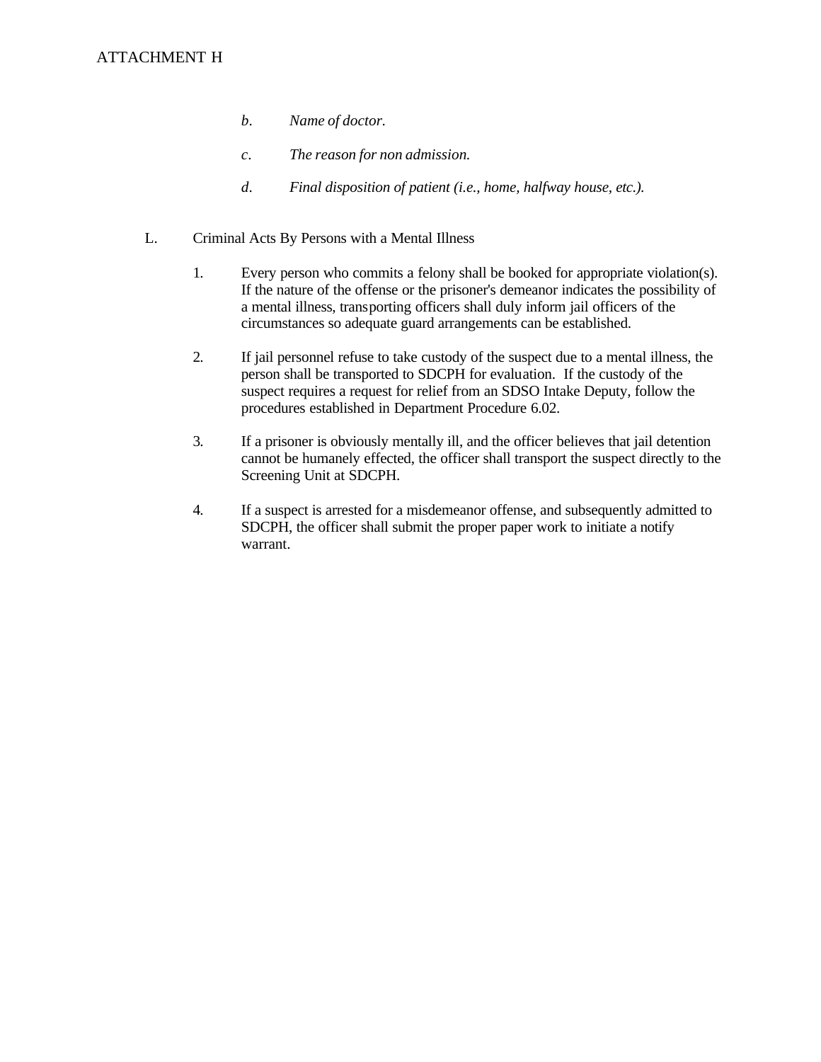ATTACHMENT H

b. *Name of doctor.*

c. *The reason for non admission.*

d. *Final disposition of patient (i.e., home, halfway house, etc.).*

L. Criminal Acts By Persons with a Mental Illness

1. Every person who commits a felony shall be booked for appropriate violation(s). If the nature of the offense or the prisoner's demeanor indicates the possibility of a mental illness, transporting officers shall duly inform jail officers of the circumstances so adequate guard arrangements can be established.

2. If jail personnel refuse to take custody of the suspect due to a mental illness, the person shall be transported to SDCPH for evaluation. If the custody of the suspect requires a request for relief from an SDSO Intake Deputy, follow the procedures established in Department Procedure 6.02.

3. If a prisoner is obviously mentally ill, and the officer believes that jail detention cannot be humanely effected, the officer shall transport the suspect directly to the Screening Unit at SDCPH.

4. If a suspect is arrested for a misdemeanor offense, and subsequently admitted to SDCPH, the officer shall submit the proper paper work to initiate a notify warrant.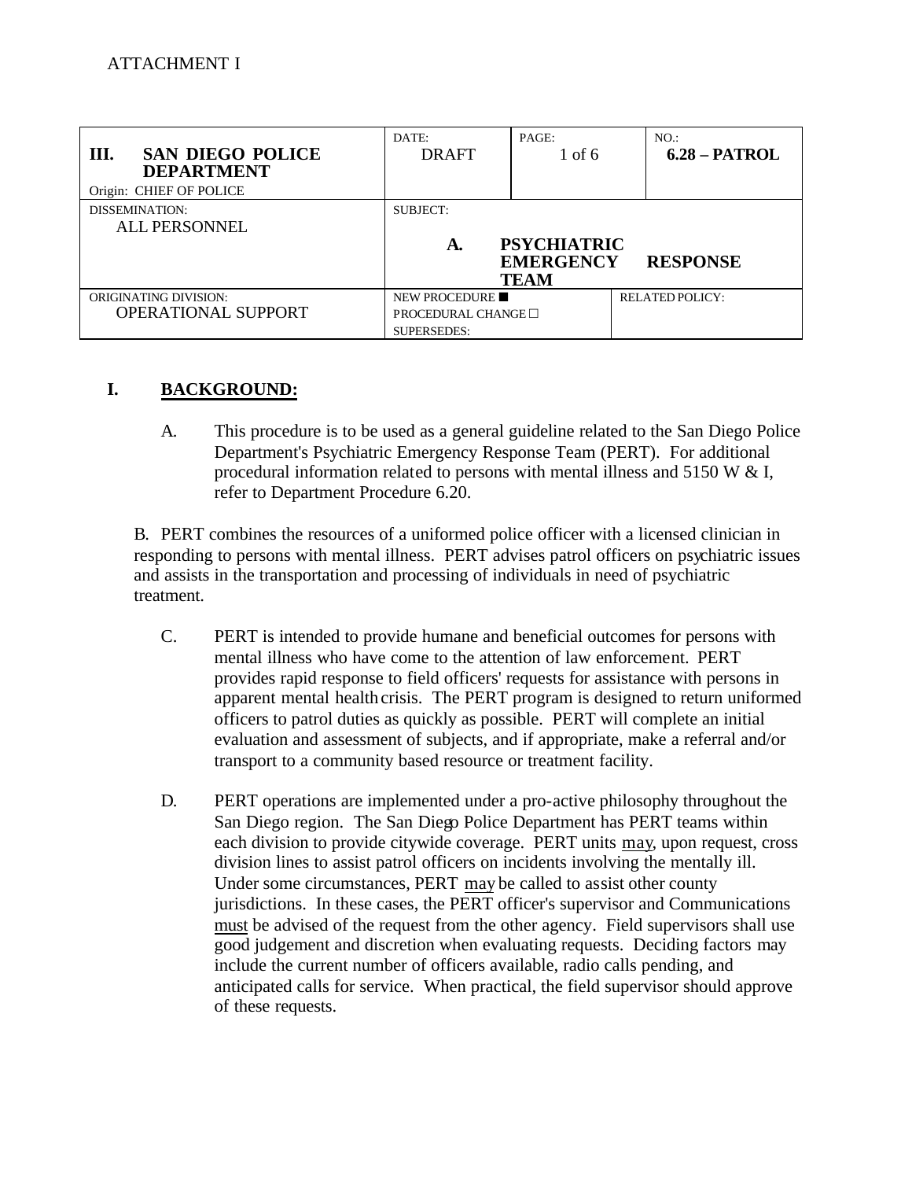ATTACHMENT I

| III. SAN DIEGO POLICE DEPARTMENT<br>Origin: CHIEF OF POLICE | DATE:<br>DRAFT | PAGE:<br>1 of 6 | NO.:<br>**6.28 – PATROL** |
|---|---|---|---|
| DISSEMINATION:<br>ALL PERSONNEL | SUBJECT:<br>**A. PSYCHIATRIC EMERGENCY RESPONSE TEAM** | | |
| ORIGINATING DIVISION:<br>OPERATIONAL SUPPORT | NEW PROCEDURE ■<br>PROCEDURAL CHANGE ☐<br>SUPERSEDES: | | RELATED POLICY: |

## I. BACKGROUND:

A. This procedure is to be used as a general guideline related to the San Diego Police Department's Psychiatric Emergency Response Team (PERT). For additional procedural information related to persons with mental illness and 5150 W & I, refer to Department Procedure 6.20.

B. PERT combines the resources of a uniformed police officer with a licensed clinician in responding to persons with mental illness. PERT advises patrol officers on psychiatric issues and assists in the transportation and processing of individuals in need of psychiatric treatment.

C. PERT is intended to provide humane and beneficial outcomes for persons with mental illness who have come to the attention of law enforcement. PERT provides rapid response to field officers' requests for assistance with persons in apparent mental health crisis. The PERT program is designed to return uniformed officers to patrol duties as quickly as possible. PERT will complete an initial evaluation and assessment of subjects, and if appropriate, make a referral and/or transport to a community based resource or treatment facility.

D. PERT operations are implemented under a pro-active philosophy throughout the San Diego region. The San Diego Police Department has PERT teams within each division to provide citywide coverage. PERT units may, upon request, cross division lines to assist patrol officers on incidents involving the mentally ill. Under some circumstances, PERT may be called to assist other county jurisdictions. In these cases, the PERT officer's supervisor and Communications must be advised of the request from the other agency. Field supervisors shall use good judgement and discretion when evaluating requests. Deciding factors may include the current number of officers available, radio calls pending, and anticipated calls for service. When practical, the field supervisor should approve of these requests.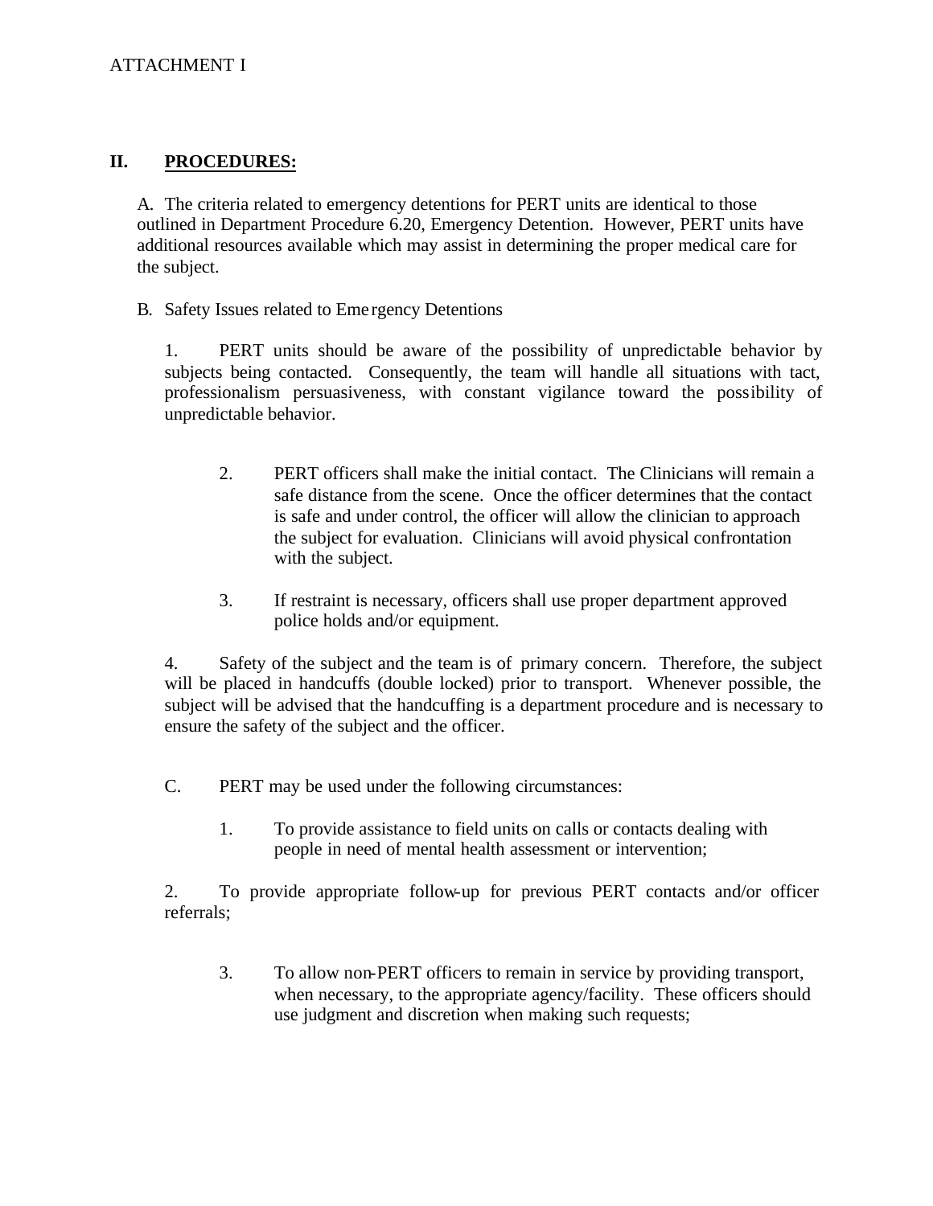ATTACHMENT I

## II. PROCEDURES:

A. The criteria related to emergency detentions for PERT units are identical to those outlined in Department Procedure 6.20, Emergency Detention. However, PERT units have additional resources available which may assist in determining the proper medical care for the subject.

B. Safety Issues related to Emergency Detentions

1. PERT units should be aware of the possibility of unpredictable behavior by subjects being contacted. Consequently, the team will handle all situations with tact, professionalism persuasiveness, with constant vigilance toward the possibility of unpredictable behavior.

2. PERT officers shall make the initial contact. The Clinicians will remain a safe distance from the scene. Once the officer determines that the contact is safe and under control, the officer will allow the clinician to approach the subject for evaluation. Clinicians will avoid physical confrontation with the subject.

3. If restraint is necessary, officers shall use proper department approved police holds and/or equipment.

4. Safety of the subject and the team is of primary concern. Therefore, the subject will be placed in handcuffs (double locked) prior to transport. Whenever possible, the subject will be advised that the handcuffing is a department procedure and is necessary to ensure the safety of the subject and the officer.

C. PERT may be used under the following circumstances:

1. To provide assistance to field units on calls or contacts dealing with people in need of mental health assessment or intervention;

2. To provide appropriate follow-up for previous PERT contacts and/or officer referrals;

3. To allow non-PERT officers to remain in service by providing transport, when necessary, to the appropriate agency/facility. These officers should use judgment and discretion when making such requests;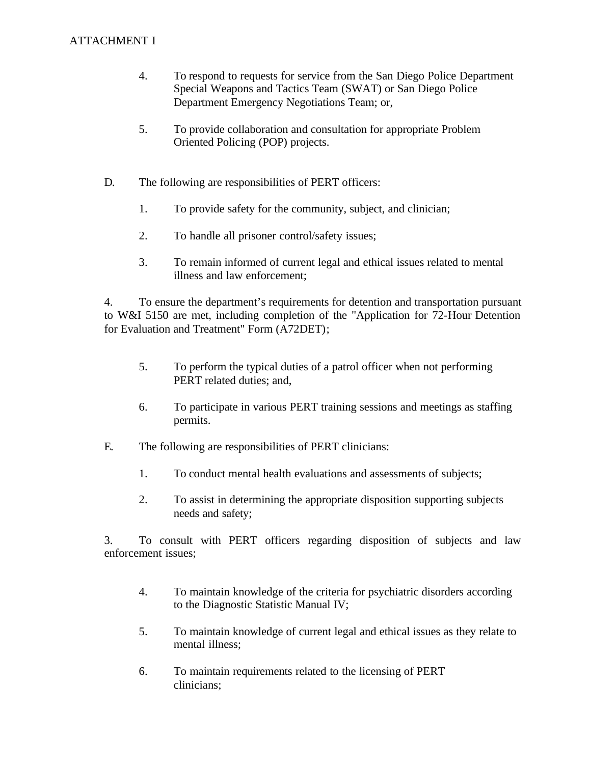ATTACHMENT I

4. To respond to requests for service from the San Diego Police Department Special Weapons and Tactics Team (SWAT) or San Diego Police Department Emergency Negotiations Team; or,

5. To provide collaboration and consultation for appropriate Problem Oriented Policing (POP) projects.

D. The following are responsibilities of PERT officers:

1. To provide safety for the community, subject, and clinician;

2. To handle all prisoner control/safety issues;

3. To remain informed of current legal and ethical issues related to mental illness and law enforcement;

4. To ensure the department's requirements for detention and transportation pursuant to W&I 5150 are met, including completion of the "Application for 72-Hour Detention for Evaluation and Treatment" Form (A72DET);

5. To perform the typical duties of a patrol officer when not performing PERT related duties; and,

6. To participate in various PERT training sessions and meetings as staffing permits.

E. The following are responsibilities of PERT clinicians:

1. To conduct mental health evaluations and assessments of subjects;

2. To assist in determining the appropriate disposition supporting subjects needs and safety;

3. To consult with PERT officers regarding disposition of subjects and law enforcement issues;

4. To maintain knowledge of the criteria for psychiatric disorders according to the Diagnostic Statistic Manual IV;

5. To maintain knowledge of current legal and ethical issues as they relate to mental illness;

6. To maintain requirements related to the licensing of PERT clinicians;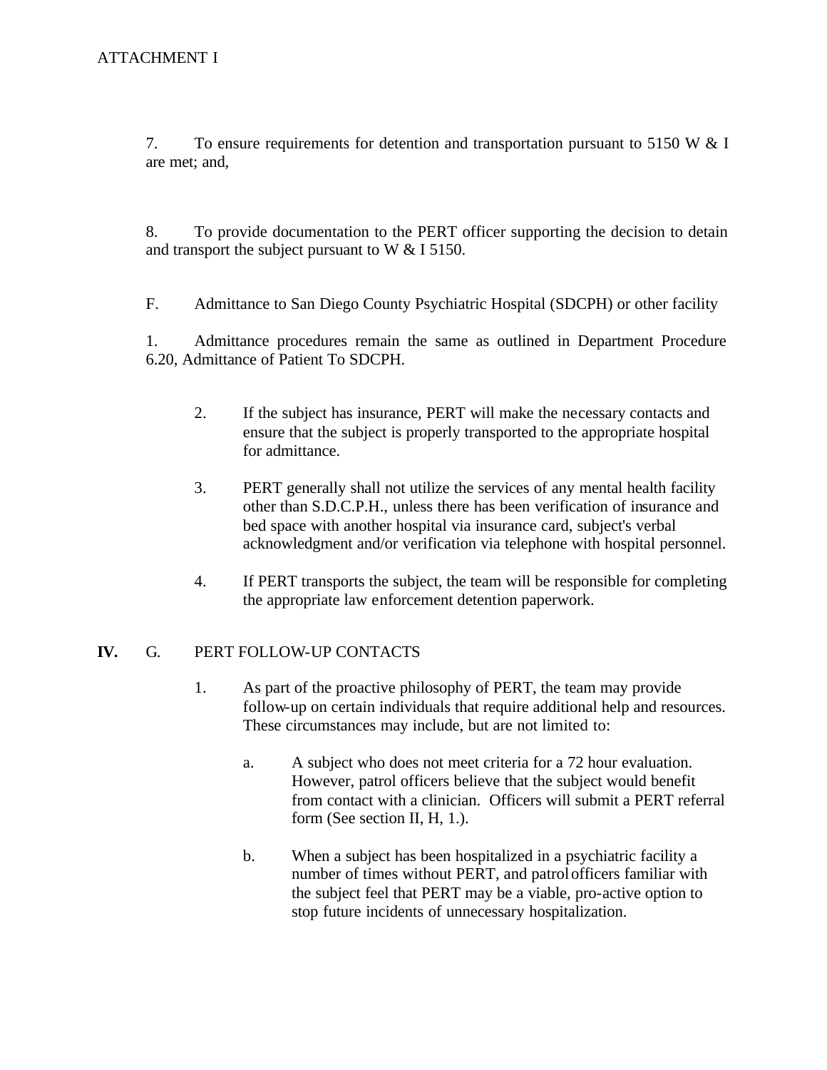ATTACHMENT I

7. To ensure requirements for detention and transportation pursuant to 5150 W & I are met; and,

8. To provide documentation to the PERT officer supporting the decision to detain and transport the subject pursuant to W & I 5150.

F. Admittance to San Diego County Psychiatric Hospital (SDCPH) or other facility

1. Admittance procedures remain the same as outlined in Department Procedure 6.20, Admittance of Patient To SDCPH.

2. If the subject has insurance, PERT will make the necessary contacts and ensure that the subject is properly transported to the appropriate hospital for admittance.

3. PERT generally shall not utilize the services of any mental health facility other than S.D.C.P.H., unless there has been verification of insurance and bed space with another hospital via insurance card, subject's verbal acknowledgment and/or verification via telephone with hospital personnel.

4. If PERT transports the subject, the team will be responsible for completing the appropriate law enforcement detention paperwork.

**IV.** G. PERT FOLLOW-UP CONTACTS

1. As part of the proactive philosophy of PERT, the team may provide follow-up on certain individuals that require additional help and resources. These circumstances may include, but are not limited to:

   a. A subject who does not meet criteria for a 72 hour evaluation. However, patrol officers believe that the subject would benefit from contact with a clinician. Officers will submit a PERT referral form (See section II, H, 1.).

   b. When a subject has been hospitalized in a psychiatric facility a number of times without PERT, and patrol officers familiar with the subject feel that PERT may be a viable, pro-active option to stop future incidents of unnecessary hospitalization.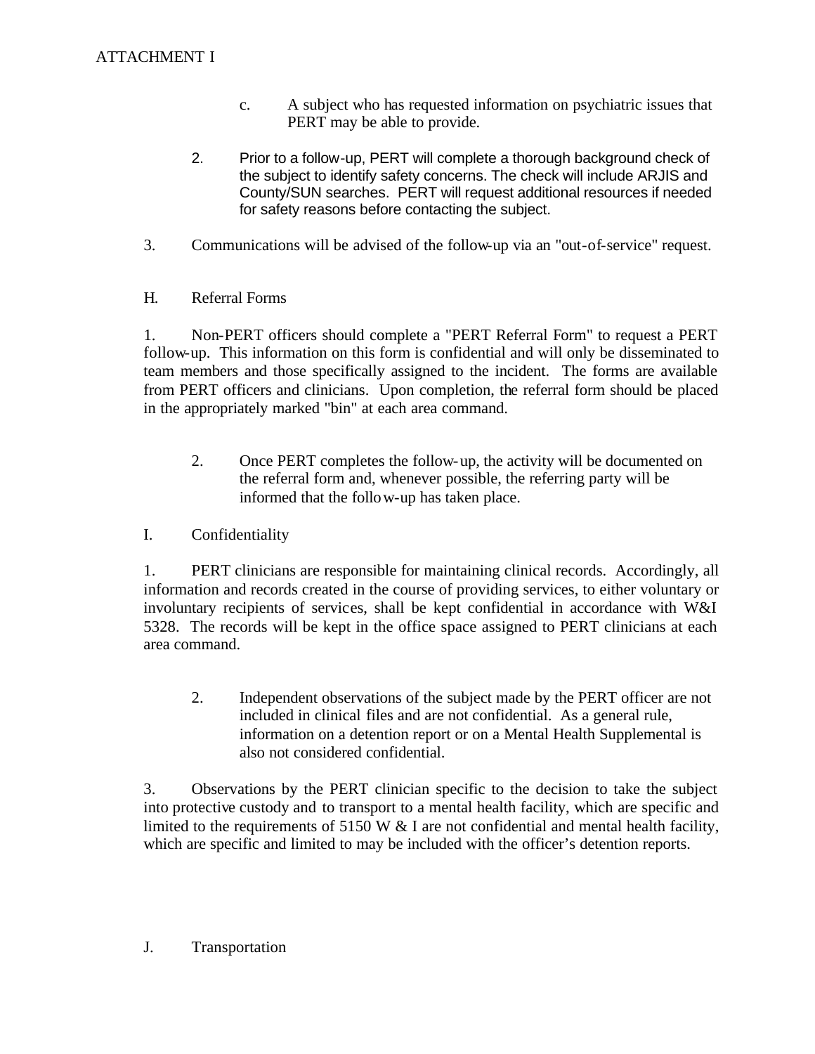ATTACHMENT I

c. A subject who has requested information on psychiatric issues that PERT may be able to provide.

2. Prior to a follow-up, PERT will complete a thorough background check of the subject to identify safety concerns. The check will include ARJIS and County/SUN searches. PERT will request additional resources if needed for safety reasons before contacting the subject.

3. Communications will be advised of the follow-up via an "out-of-service" request.

H. Referral Forms

1. Non-PERT officers should complete a "PERT Referral Form" to request a PERT follow-up. This information on this form is confidential and will only be disseminated to team members and those specifically assigned to the incident. The forms are available from PERT officers and clinicians. Upon completion, the referral form should be placed in the appropriately marked "bin" at each area command.

2. Once PERT completes the follow-up, the activity will be documented on the referral form and, whenever possible, the referring party will be informed that the follow-up has taken place.

I. Confidentiality

1. PERT clinicians are responsible for maintaining clinical records. Accordingly, all information and records created in the course of providing services, to either voluntary or involuntary recipients of services, shall be kept confidential in accordance with W&I 5328. The records will be kept in the office space assigned to PERT clinicians at each area command.

2. Independent observations of the subject made by the PERT officer are not included in clinical files and are not confidential. As a general rule, information on a detention report or on a Mental Health Supplemental is also not considered confidential.

3. Observations by the PERT clinician specific to the decision to take the subject into protective custody and to transport to a mental health facility, which are specific and limited to the requirements of 5150 W & I are not confidential and mental health facility, which are specific and limited to may be included with the officer's detention reports.

J. Transportation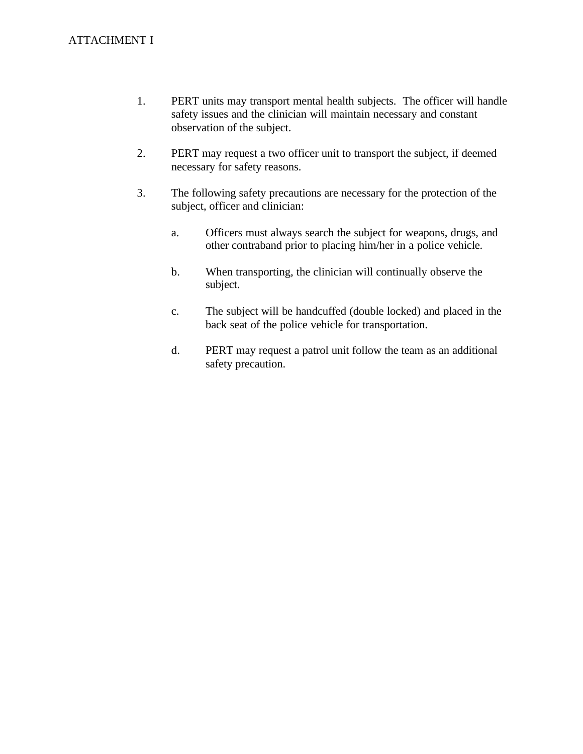ATTACHMENT I

1. PERT units may transport mental health subjects. The officer will handle safety issues and the clinician will maintain necessary and constant observation of the subject.

2. PERT may request a two officer unit to transport the subject, if deemed necessary for safety reasons.

3. The following safety precautions are necessary for the protection of the subject, officer and clinician:

   a. Officers must always search the subject for weapons, drugs, and other contraband prior to placing him/her in a police vehicle.

   b. When transporting, the clinician will continually observe the subject.

   c. The subject will be handcuffed (double locked) and placed in the back seat of the police vehicle for transportation.

   d. PERT may request a patrol unit follow the team as an additional safety precaution.